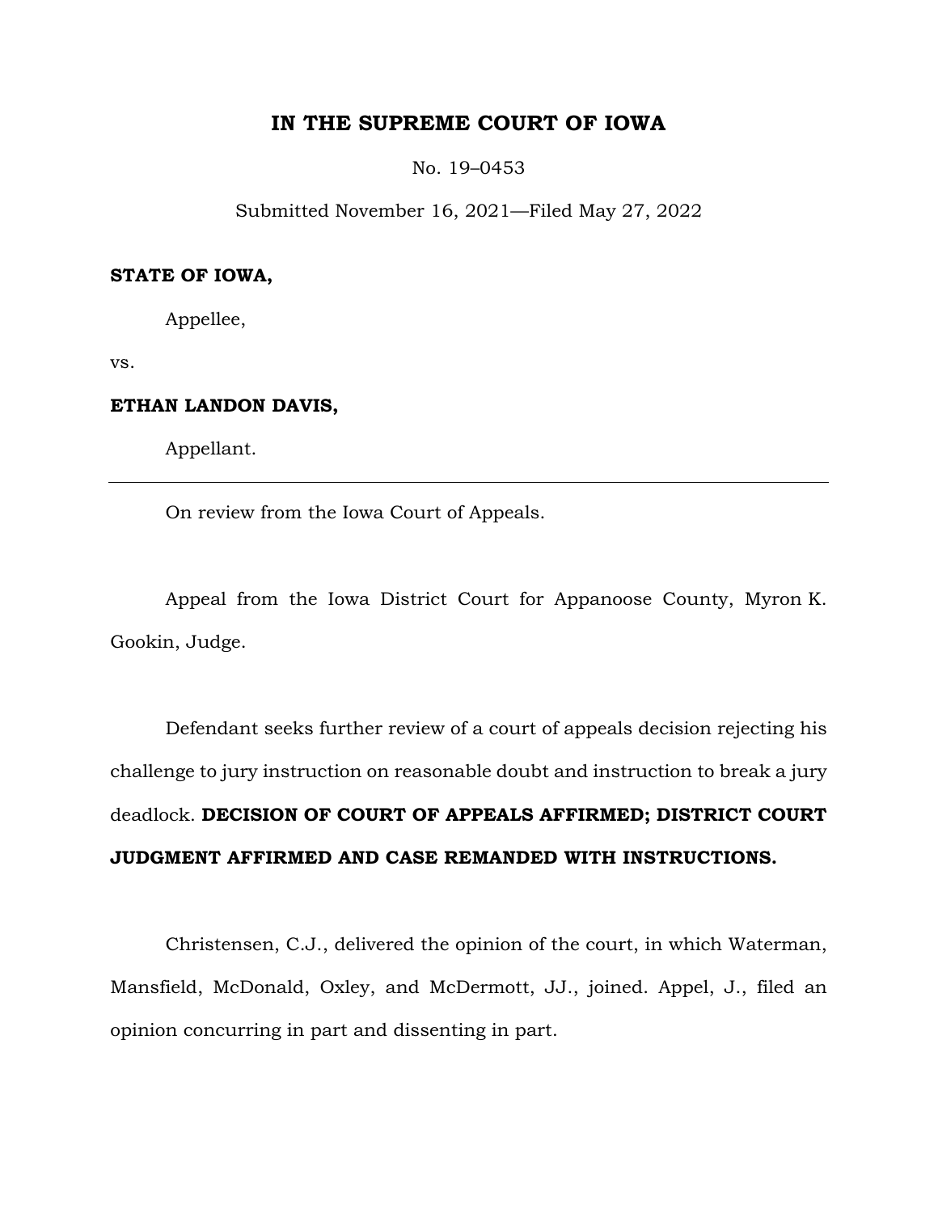# IN THE SUPREME COURT OF IOWA

No. 19–0453

Submitted November 16, 2021—Filed May 27, 2022

**STATE OF IOWA,**

Appellee,

vs.

**ETHAN LANDON DAVIS,**

Appellant.

---

On review from the Iowa Court of Appeals.

Appeal from the Iowa District Court for Appanoose County, Myron K. Gookin, Judge.

Defendant seeks further review of a court of appeals decision rejecting his challenge to jury instruction on reasonable doubt and instruction to break a jury deadlock. **DECISION OF COURT OF APPEALS AFFIRMED; DISTRICT COURT JUDGMENT AFFIRMED AND CASE REMANDED WITH INSTRUCTIONS.**

Christensen, C.J., delivered the opinion of the court, in which Waterman, Mansfield, McDonald, Oxley, and McDermott, JJ., joined. Appel, J., filed an opinion concurring in part and dissenting in part.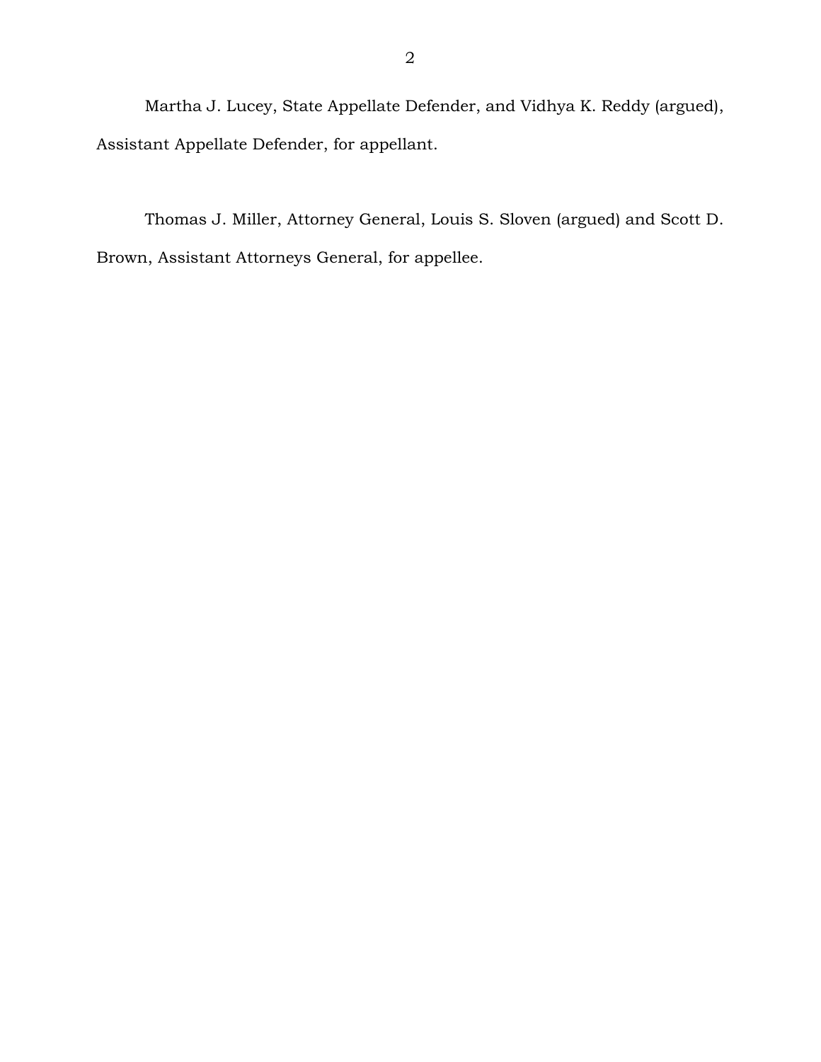Martha J. Lucey, State Appellate Defender, and Vidhya K. Reddy (argued), Assistant Appellate Defender, for appellant.

Thomas J. Miller, Attorney General, Louis S. Sloven (argued) and Scott D. Brown, Assistant Attorneys General, for appellee.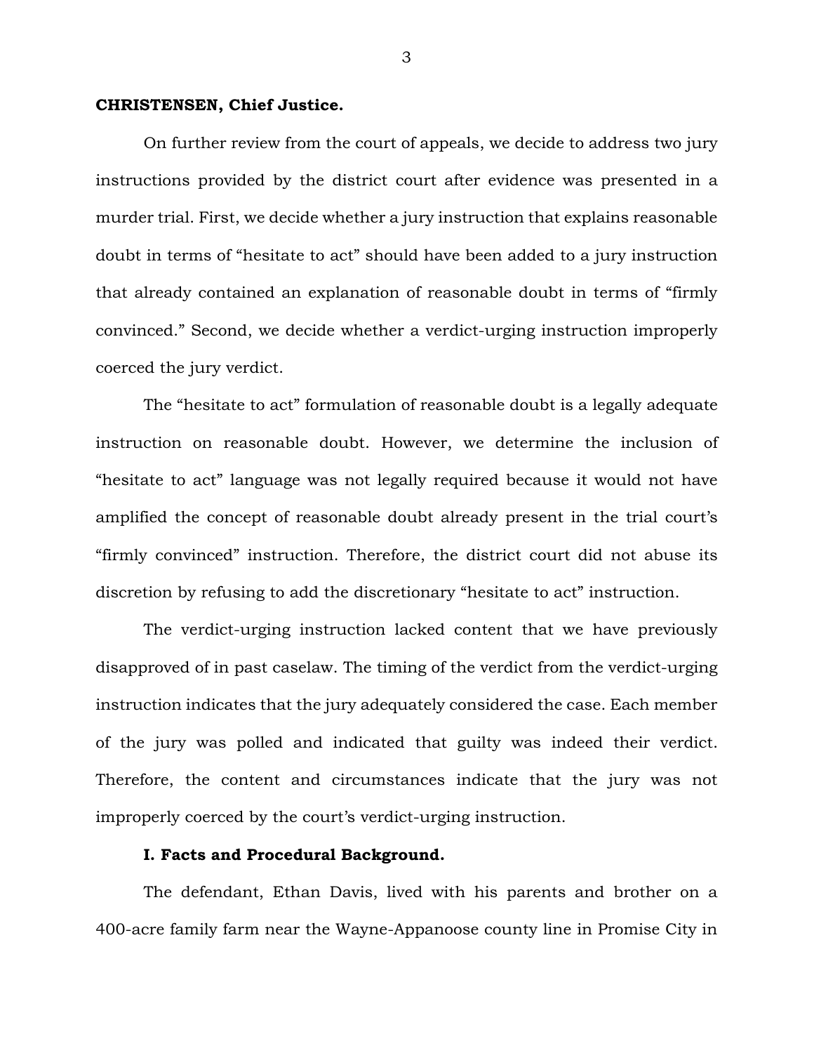**CHRISTENSEN, Chief Justice.**

On further review from the court of appeals, we decide to address two jury instructions provided by the district court after evidence was presented in a murder trial. First, we decide whether a jury instruction that explains reasonable doubt in terms of "hesitate to act" should have been added to a jury instruction that already contained an explanation of reasonable doubt in terms of "firmly convinced." Second, we decide whether a verdict-urging instruction improperly coerced the jury verdict.

The "hesitate to act" formulation of reasonable doubt is a legally adequate instruction on reasonable doubt. However, we determine the inclusion of "hesitate to act" language was not legally required because it would not have amplified the concept of reasonable doubt already present in the trial court's "firmly convinced" instruction. Therefore, the district court did not abuse its discretion by refusing to add the discretionary "hesitate to act" instruction.

The verdict-urging instruction lacked content that we have previously disapproved of in past caselaw. The timing of the verdict from the verdict-urging instruction indicates that the jury adequately considered the case. Each member of the jury was polled and indicated that guilty was indeed their verdict. Therefore, the content and circumstances indicate that the jury was not improperly coerced by the court's verdict-urging instruction.

### I. Facts and Procedural Background.

The defendant, Ethan Davis, lived with his parents and brother on a 400-acre family farm near the Wayne-Appanoose county line in Promise City in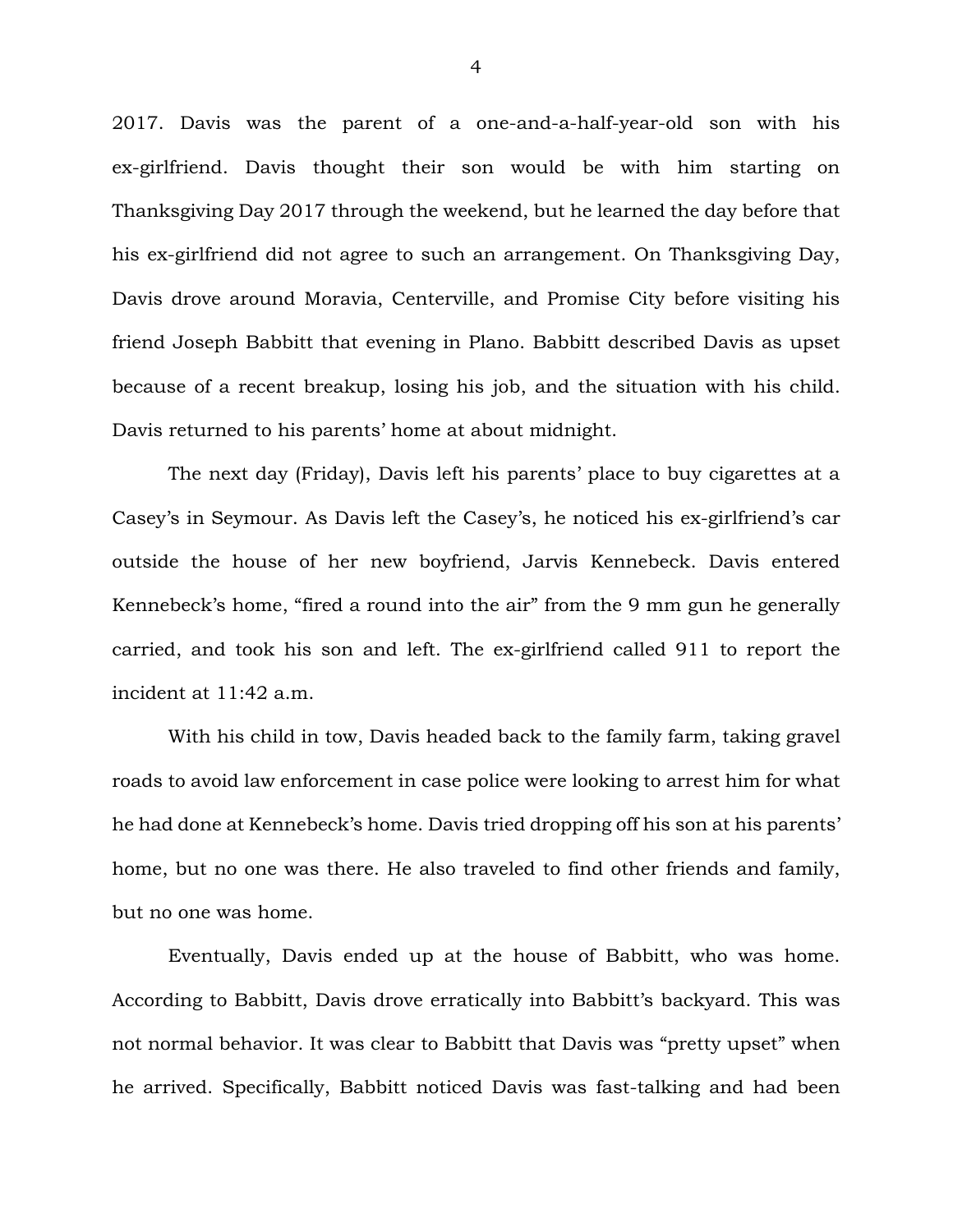2017. Davis was the parent of a one-and-a-half-year-old son with his ex-girlfriend. Davis thought their son would be with him starting on Thanksgiving Day 2017 through the weekend, but he learned the day before that his ex-girlfriend did not agree to such an arrangement. On Thanksgiving Day, Davis drove around Moravia, Centerville, and Promise City before visiting his friend Joseph Babbitt that evening in Plano. Babbitt described Davis as upset because of a recent breakup, losing his job, and the situation with his child. Davis returned to his parents' home at about midnight.

The next day (Friday), Davis left his parents' place to buy cigarettes at a Casey's in Seymour. As Davis left the Casey's, he noticed his ex-girlfriend's car outside the house of her new boyfriend, Jarvis Kennebeck. Davis entered Kennebeck's home, "fired a round into the air" from the 9 mm gun he generally carried, and took his son and left. The ex-girlfriend called 911 to report the incident at 11:42 a.m.

With his child in tow, Davis headed back to the family farm, taking gravel roads to avoid law enforcement in case police were looking to arrest him for what he had done at Kennebeck's home. Davis tried dropping off his son at his parents' home, but no one was there. He also traveled to find other friends and family, but no one was home.

Eventually, Davis ended up at the house of Babbitt, who was home. According to Babbitt, Davis drove erratically into Babbitt's backyard. This was not normal behavior. It was clear to Babbitt that Davis was "pretty upset" when he arrived. Specifically, Babbitt noticed Davis was fast-talking and had been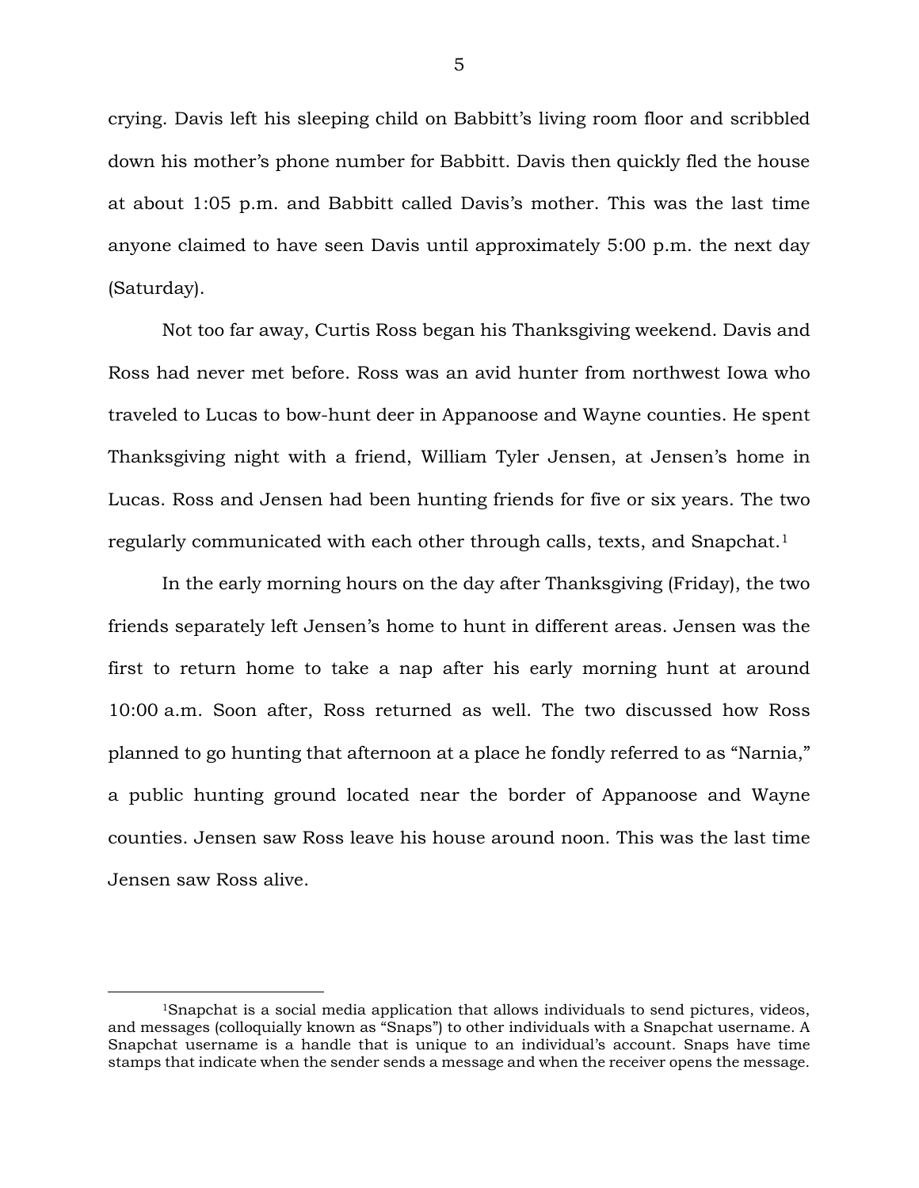crying. Davis left his sleeping child on Babbitt's living room floor and scribbled down his mother's phone number for Babbitt. Davis then quickly fled the house at about 1:05 p.m. and Babbitt called Davis's mother. This was the last time anyone claimed to have seen Davis until approximately 5:00 p.m. the next day (Saturday).

Not too far away, Curtis Ross began his Thanksgiving weekend. Davis and Ross had never met before. Ross was an avid hunter from northwest Iowa who traveled to Lucas to bow-hunt deer in Appanoose and Wayne counties. He spent Thanksgiving night with a friend, William Tyler Jensen, at Jensen's home in Lucas. Ross and Jensen had been hunting friends for five or six years. The two regularly communicated with each other through calls, texts, and Snapchat.[1]

In the early morning hours on the day after Thanksgiving (Friday), the two friends separately left Jensen's home to hunt in different areas. Jensen was the first to return home to take a nap after his early morning hunt at around 10:00 a.m. Soon after, Ross returned as well. The two discussed how Ross planned to go hunting that afternoon at a place he fondly referred to as "Narnia," a public hunting ground located near the border of Appanoose and Wayne counties. Jensen saw Ross leave his house around noon. This was the last time Jensen saw Ross alive.

---

[1]Snapchat is a social media application that allows individuals to send pictures, videos, and messages (colloquially known as "Snaps") to other individuals with a Snapchat username. A Snapchat username is a handle that is unique to an individual's account. Snaps have time stamps that indicate when the sender sends a message and when the receiver opens the message.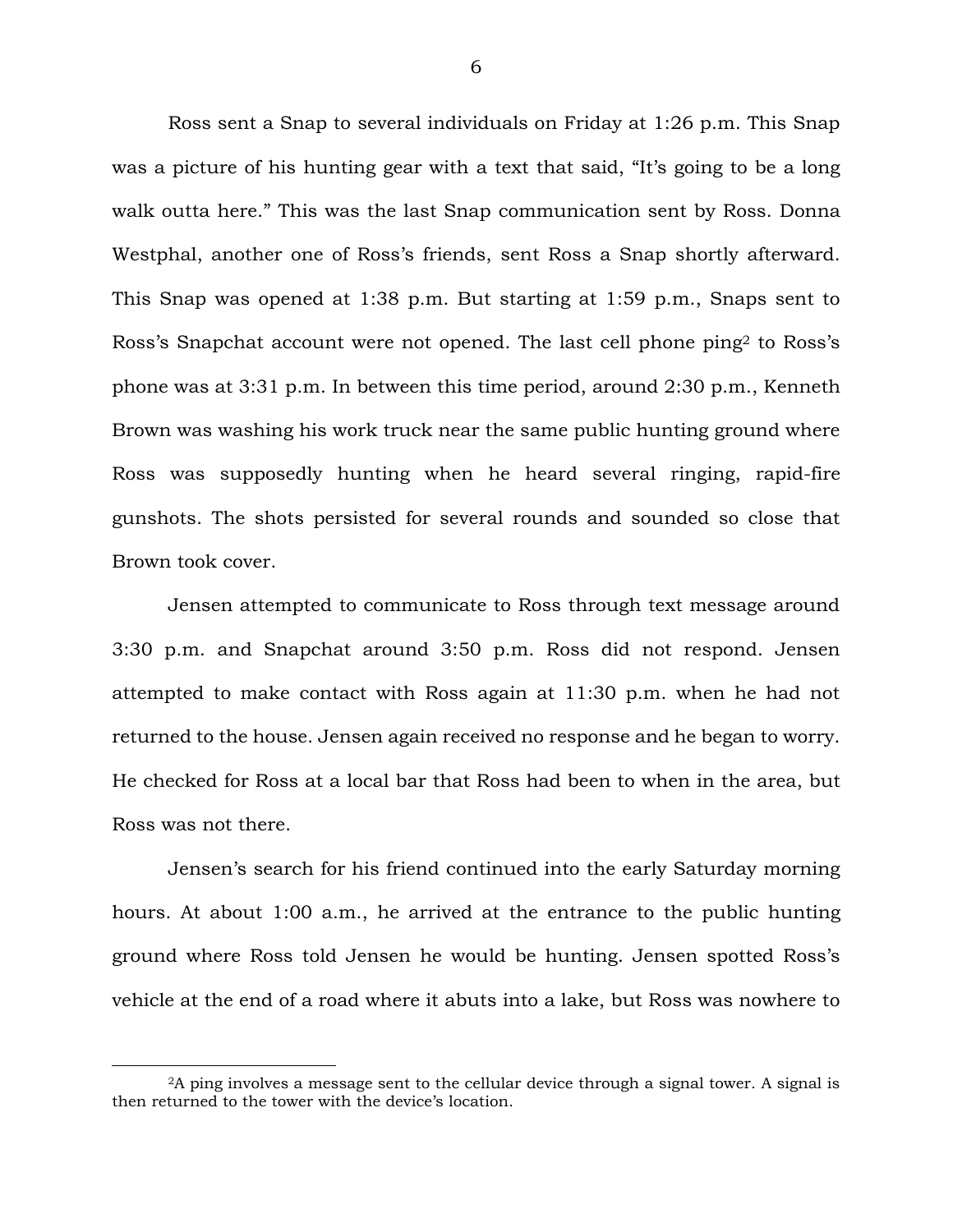Ross sent a Snap to several individuals on Friday at 1:26 p.m. This Snap was a picture of his hunting gear with a text that said, "It's going to be a long walk outta here." This was the last Snap communication sent by Ross. Donna Westphal, another one of Ross's friends, sent Ross a Snap shortly afterward. This Snap was opened at 1:38 p.m. But starting at 1:59 p.m., Snaps sent to Ross's Snapchat account were not opened. The last cell phone ping[2] to Ross's phone was at 3:31 p.m. In between this time period, around 2:30 p.m., Kenneth Brown was washing his work truck near the same public hunting ground where Ross was supposedly hunting when he heard several ringing, rapid-fire gunshots. The shots persisted for several rounds and sounded so close that Brown took cover.

Jensen attempted to communicate to Ross through text message around 3:30 p.m. and Snapchat around 3:50 p.m. Ross did not respond. Jensen attempted to make contact with Ross again at 11:30 p.m. when he had not returned to the house. Jensen again received no response and he began to worry. He checked for Ross at a local bar that Ross had been to when in the area, but Ross was not there.

Jensen's search for his friend continued into the early Saturday morning hours. At about 1:00 a.m., he arrived at the entrance to the public hunting ground where Ross told Jensen he would be hunting. Jensen spotted Ross's vehicle at the end of a road where it abuts into a lake, but Ross was nowhere to

---

[2] A ping involves a message sent to the cellular device through a signal tower. A signal is then returned to the tower with the device's location.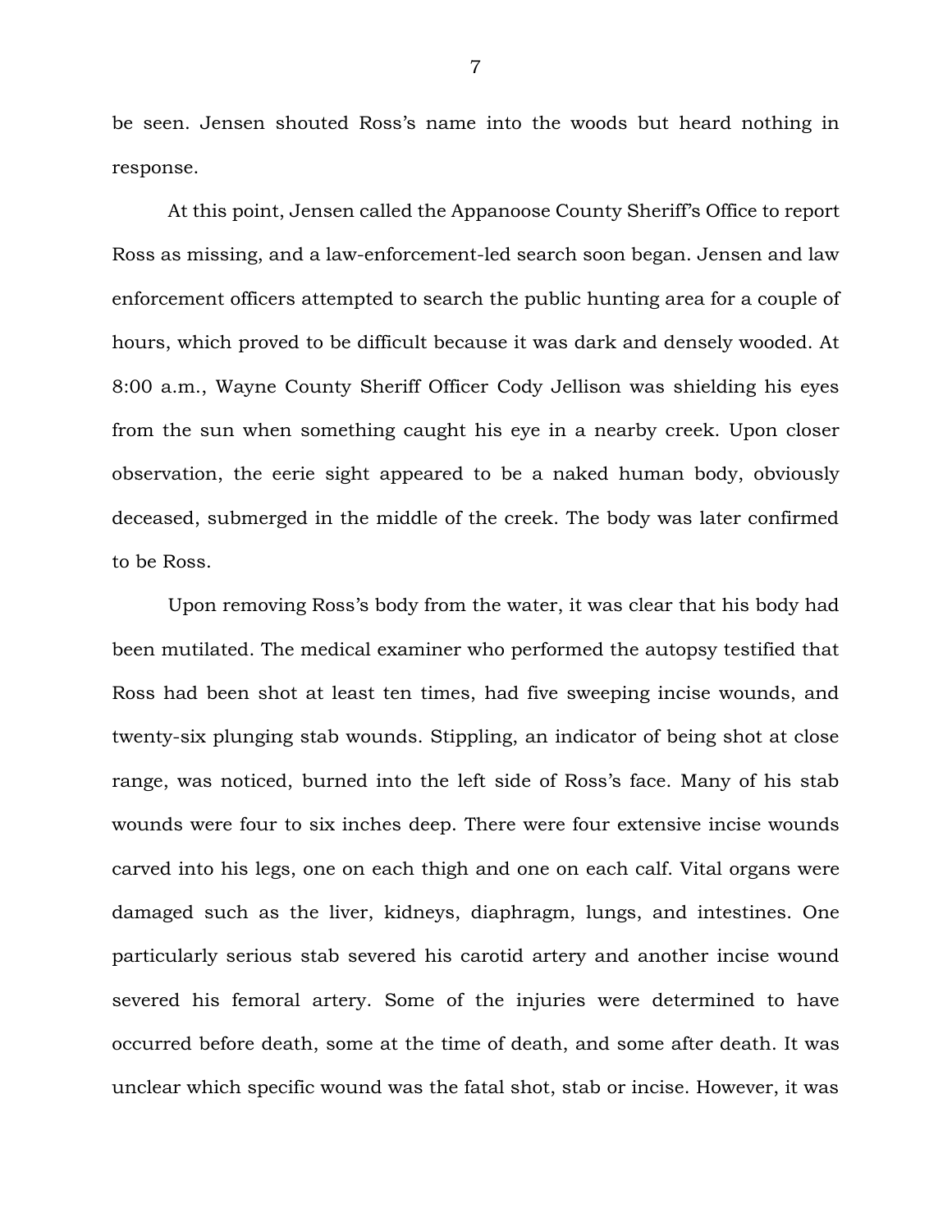be seen. Jensen shouted Ross's name into the woods but heard nothing in response.

At this point, Jensen called the Appanoose County Sheriff's Office to report Ross as missing, and a law-enforcement-led search soon began. Jensen and law enforcement officers attempted to search the public hunting area for a couple of hours, which proved to be difficult because it was dark and densely wooded. At 8:00 a.m., Wayne County Sheriff Officer Cody Jellison was shielding his eyes from the sun when something caught his eye in a nearby creek. Upon closer observation, the eerie sight appeared to be a naked human body, obviously deceased, submerged in the middle of the creek. The body was later confirmed to be Ross.

Upon removing Ross's body from the water, it was clear that his body had been mutilated. The medical examiner who performed the autopsy testified that Ross had been shot at least ten times, had five sweeping incise wounds, and twenty-six plunging stab wounds. Stippling, an indicator of being shot at close range, was noticed, burned into the left side of Ross's face. Many of his stab wounds were four to six inches deep. There were four extensive incise wounds carved into his legs, one on each thigh and one on each calf. Vital organs were damaged such as the liver, kidneys, diaphragm, lungs, and intestines. One particularly serious stab severed his carotid artery and another incise wound severed his femoral artery. Some of the injuries were determined to have occurred before death, some at the time of death, and some after death. It was unclear which specific wound was the fatal shot, stab or incise. However, it was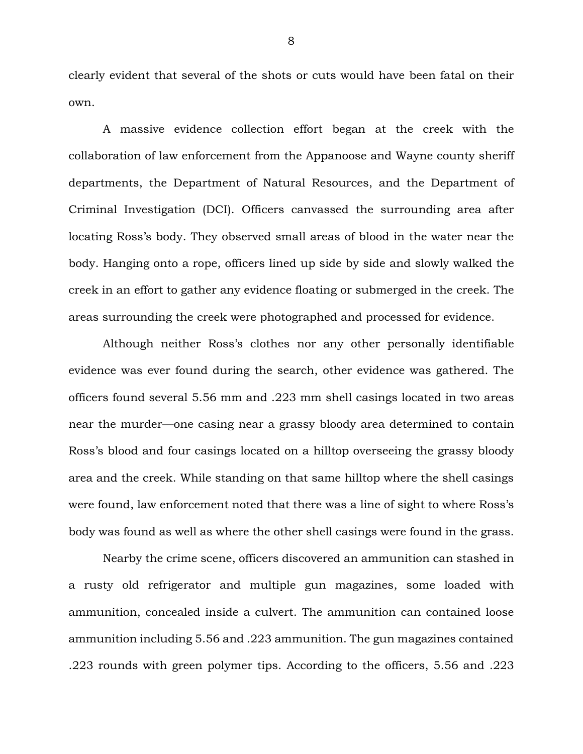clearly evident that several of the shots or cuts would have been fatal on their own.

A massive evidence collection effort began at the creek with the collaboration of law enforcement from the Appanoose and Wayne county sheriff departments, the Department of Natural Resources, and the Department of Criminal Investigation (DCI). Officers canvassed the surrounding area after locating Ross's body. They observed small areas of blood in the water near the body. Hanging onto a rope, officers lined up side by side and slowly walked the creek in an effort to gather any evidence floating or submerged in the creek. The areas surrounding the creek were photographed and processed for evidence.

Although neither Ross's clothes nor any other personally identifiable evidence was ever found during the search, other evidence was gathered. The officers found several 5.56 mm and .223 mm shell casings located in two areas near the murder—one casing near a grassy bloody area determined to contain Ross's blood and four casings located on a hilltop overseeing the grassy bloody area and the creek. While standing on that same hilltop where the shell casings were found, law enforcement noted that there was a line of sight to where Ross's body was found as well as where the other shell casings were found in the grass.

Nearby the crime scene, officers discovered an ammunition can stashed in a rusty old refrigerator and multiple gun magazines, some loaded with ammunition, concealed inside a culvert. The ammunition can contained loose ammunition including 5.56 and .223 ammunition. The gun magazines contained .223 rounds with green polymer tips. According to the officers, 5.56 and .223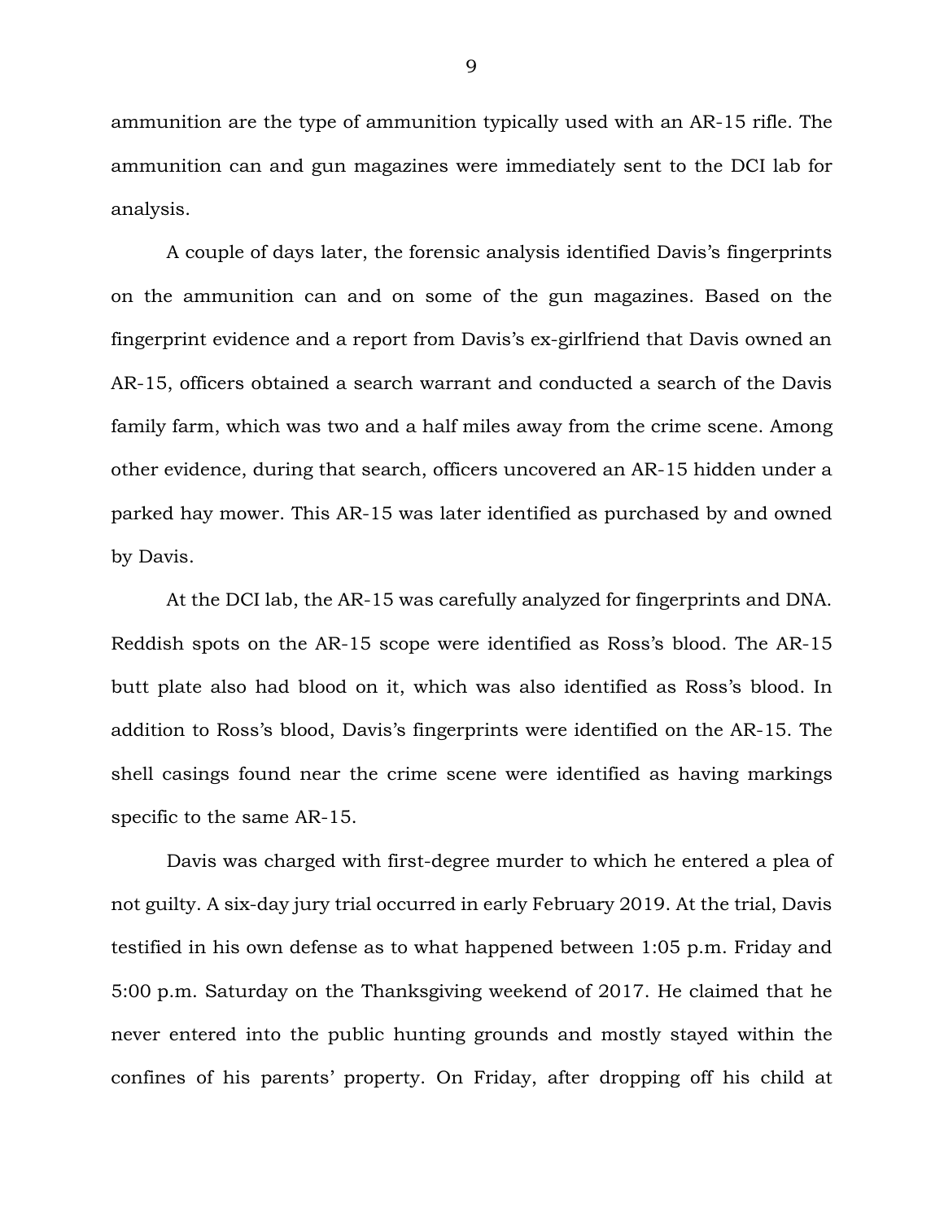ammunition are the type of ammunition typically used with an AR-15 rifle. The ammunition can and gun magazines were immediately sent to the DCI lab for analysis.

A couple of days later, the forensic analysis identified Davis's fingerprints on the ammunition can and on some of the gun magazines. Based on the fingerprint evidence and a report from Davis's ex-girlfriend that Davis owned an AR-15, officers obtained a search warrant and conducted a search of the Davis family farm, which was two and a half miles away from the crime scene. Among other evidence, during that search, officers uncovered an AR-15 hidden under a parked hay mower. This AR-15 was later identified as purchased by and owned by Davis.

At the DCI lab, the AR-15 was carefully analyzed for fingerprints and DNA. Reddish spots on the AR-15 scope were identified as Ross's blood. The AR-15 butt plate also had blood on it, which was also identified as Ross's blood. In addition to Ross's blood, Davis's fingerprints were identified on the AR-15. The shell casings found near the crime scene were identified as having markings specific to the same AR-15.

Davis was charged with first-degree murder to which he entered a plea of not guilty. A six-day jury trial occurred in early February 2019. At the trial, Davis testified in his own defense as to what happened between 1:05 p.m. Friday and 5:00 p.m. Saturday on the Thanksgiving weekend of 2017. He claimed that he never entered into the public hunting grounds and mostly stayed within the confines of his parents' property. On Friday, after dropping off his child at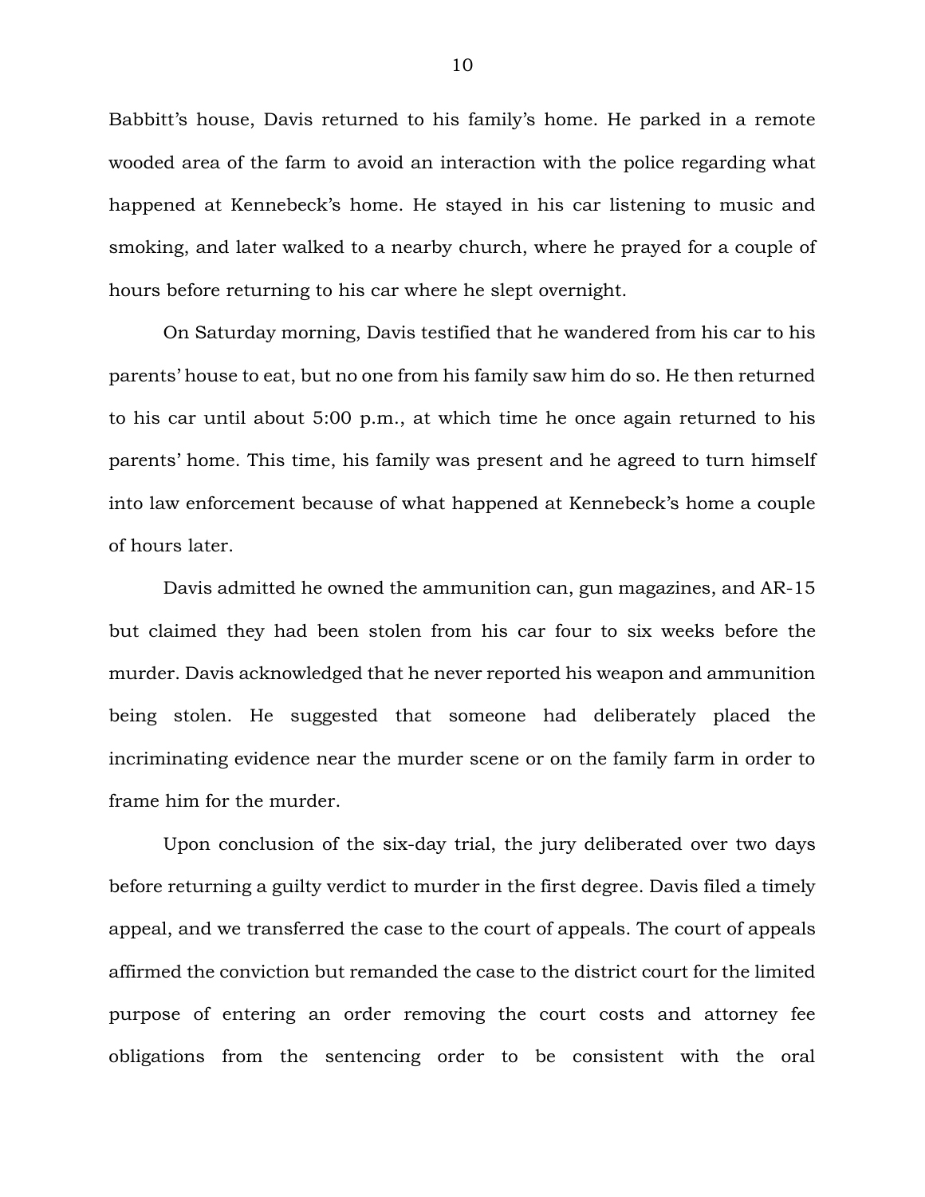Babbitt's house, Davis returned to his family's home. He parked in a remote wooded area of the farm to avoid an interaction with the police regarding what happened at Kennebeck's home. He stayed in his car listening to music and smoking, and later walked to a nearby church, where he prayed for a couple of hours before returning to his car where he slept overnight.

On Saturday morning, Davis testified that he wandered from his car to his parents' house to eat, but no one from his family saw him do so. He then returned to his car until about 5:00 p.m., at which time he once again returned to his parents' home. This time, his family was present and he agreed to turn himself into law enforcement because of what happened at Kennebeck's home a couple of hours later.

Davis admitted he owned the ammunition can, gun magazines, and AR-15 but claimed they had been stolen from his car four to six weeks before the murder. Davis acknowledged that he never reported his weapon and ammunition being stolen. He suggested that someone had deliberately placed the incriminating evidence near the murder scene or on the family farm in order to frame him for the murder.

Upon conclusion of the six-day trial, the jury deliberated over two days before returning a guilty verdict to murder in the first degree. Davis filed a timely appeal, and we transferred the case to the court of appeals. The court of appeals affirmed the conviction but remanded the case to the district court for the limited purpose of entering an order removing the court costs and attorney fee obligations from the sentencing order to be consistent with the oral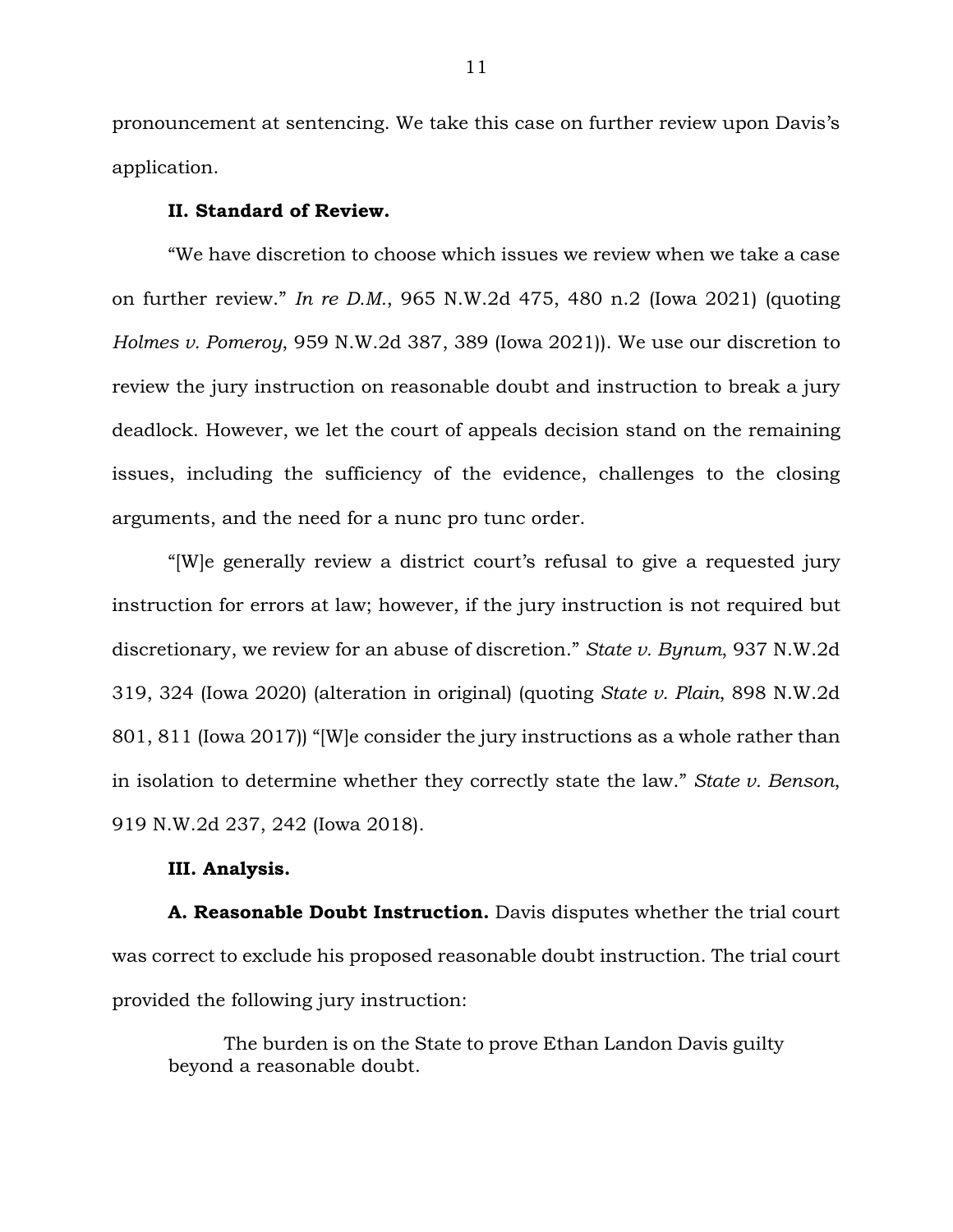pronouncement at sentencing. We take this case on further review upon Davis's application.

**II. Standard of Review.**

"We have discretion to choose which issues we review when we take a case on further review." *In re D.M.*, 965 N.W.2d 475, 480 n.2 (Iowa 2021) (quoting *Holmes v. Pomeroy*, 959 N.W.2d 387, 389 (Iowa 2021)). We use our discretion to review the jury instruction on reasonable doubt and instruction to break a jury deadlock. However, we let the court of appeals decision stand on the remaining issues, including the sufficiency of the evidence, challenges to the closing arguments, and the need for a nunc pro tunc order.

"[W]e generally review a district court's refusal to give a requested jury instruction for errors at law; however, if the jury instruction is not required but discretionary, we review for an abuse of discretion." *State v. Bynum*, 937 N.W.2d 319, 324 (Iowa 2020) (alteration in original) (quoting *State v. Plain*, 898 N.W.2d 801, 811 (Iowa 2017)) "[W]e consider the jury instructions as a whole rather than in isolation to determine whether they correctly state the law." *State v. Benson*, 919 N.W.2d 237, 242 (Iowa 2018).

**III. Analysis.**

**A. Reasonable Doubt Instruction.** Davis disputes whether the trial court was correct to exclude his proposed reasonable doubt instruction. The trial court provided the following jury instruction:

> The burden is on the State to prove Ethan Landon Davis guilty beyond a reasonable doubt.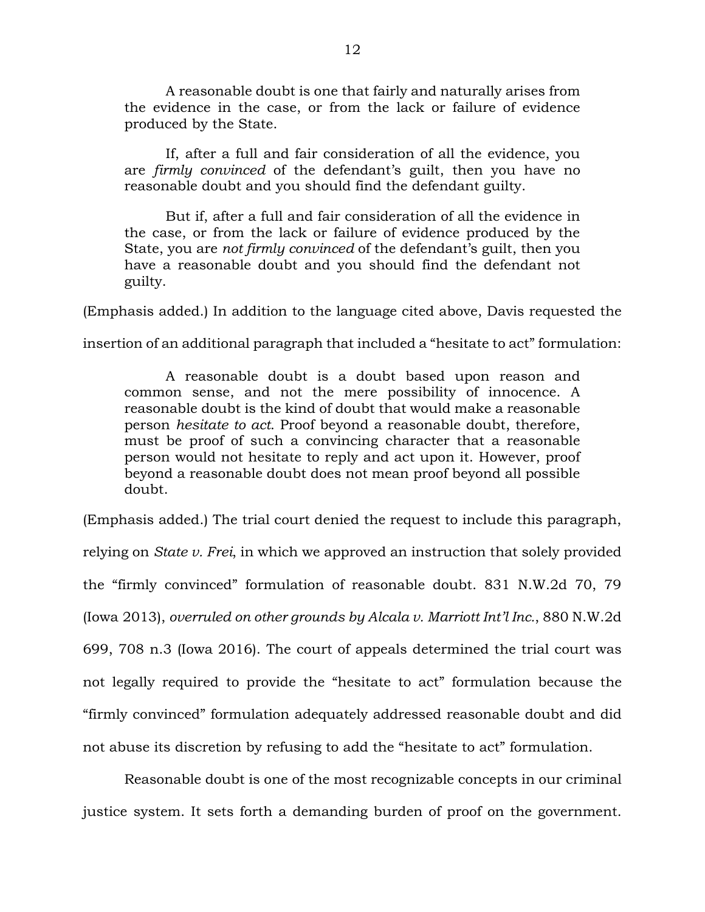> A reasonable doubt is one that fairly and naturally arises from the evidence in the case, or from the lack or failure of evidence produced by the State.
>
> If, after a full and fair consideration of all the evidence, you are *firmly convinced* of the defendant's guilt, then you have no reasonable doubt and you should find the defendant guilty.
>
> But if, after a full and fair consideration of all the evidence in the case, or from the lack or failure of evidence produced by the State, you are *not firmly convinced* of the defendant's guilt, then you have a reasonable doubt and you should find the defendant not guilty.

(Emphasis added.) In addition to the language cited above, Davis requested the insertion of an additional paragraph that included a "hesitate to act" formulation:

> A reasonable doubt is a doubt based upon reason and common sense, and not the mere possibility of innocence. A reasonable doubt is the kind of doubt that would make a reasonable person *hesitate to act*. Proof beyond a reasonable doubt, therefore, must be proof of such a convincing character that a reasonable person would not hesitate to reply and act upon it. However, proof beyond a reasonable doubt does not mean proof beyond all possible doubt.

(Emphasis added.) The trial court denied the request to include this paragraph, relying on *State v. Frei*, in which we approved an instruction that solely provided the "firmly convinced" formulation of reasonable doubt. 831 N.W.2d 70, 79 (Iowa 2013), *overruled on other grounds by Alcala v. Marriott Int'l Inc.*, 880 N.W.2d 699, 708 n.3 (Iowa 2016). The court of appeals determined the trial court was not legally required to provide the "hesitate to act" formulation because the "firmly convinced" formulation adequately addressed reasonable doubt and did not abuse its discretion by refusing to add the "hesitate to act" formulation.

Reasonable doubt is one of the most recognizable concepts in our criminal justice system. It sets forth a demanding burden of proof on the government.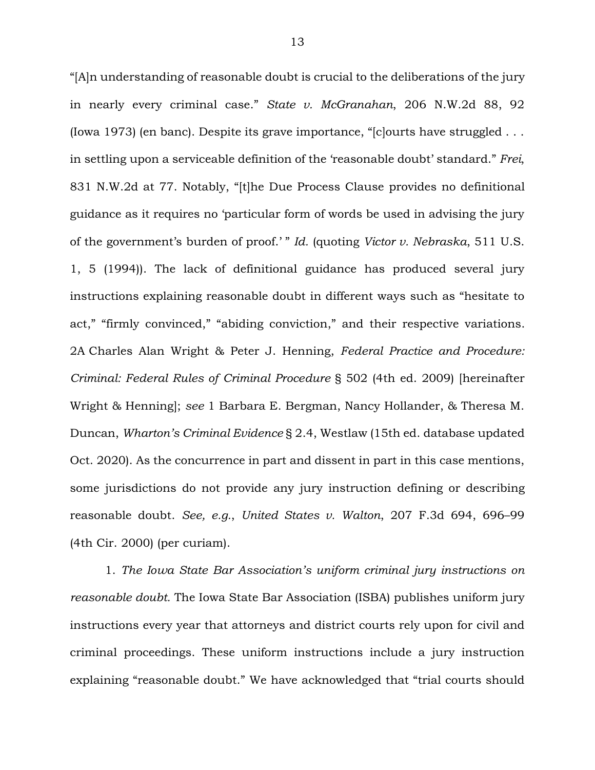"[A]n understanding of reasonable doubt is crucial to the deliberations of the jury in nearly every criminal case." *State v. McGranahan*, 206 N.W.2d 88, 92 (Iowa 1973) (en banc). Despite its grave importance, "[c]ourts have struggled . . . in settling upon a serviceable definition of the 'reasonable doubt' standard." *Frei*, 831 N.W.2d at 77. Notably, "[t]he Due Process Clause provides no definitional guidance as it requires no 'particular form of words be used in advising the jury of the government's burden of proof.' " *Id.* (quoting *Victor v. Nebraska*, 511 U.S. 1, 5 (1994)). The lack of definitional guidance has produced several jury instructions explaining reasonable doubt in different ways such as "hesitate to act," "firmly convinced," "abiding conviction," and their respective variations. 2A Charles Alan Wright & Peter J. Henning, *Federal Practice and Procedure: Criminal: Federal Rules of Criminal Procedure* § 502 (4th ed. 2009) [hereinafter Wright & Henning]; *see* 1 Barbara E. Bergman, Nancy Hollander, & Theresa M. Duncan, *Wharton's Criminal Evidence* § 2.4, Westlaw (15th ed. database updated Oct. 2020). As the concurrence in part and dissent in part in this case mentions, some jurisdictions do not provide any jury instruction defining or describing reasonable doubt. *See, e.g.*, *United States v. Walton*, 207 F.3d 694, 696–99 (4th Cir. 2000) (per curiam).

1. *The Iowa State Bar Association's uniform criminal jury instructions on reasonable doubt.* The Iowa State Bar Association (ISBA) publishes uniform jury instructions every year that attorneys and district courts rely upon for civil and criminal proceedings. These uniform instructions include a jury instruction explaining "reasonable doubt." We have acknowledged that "trial courts should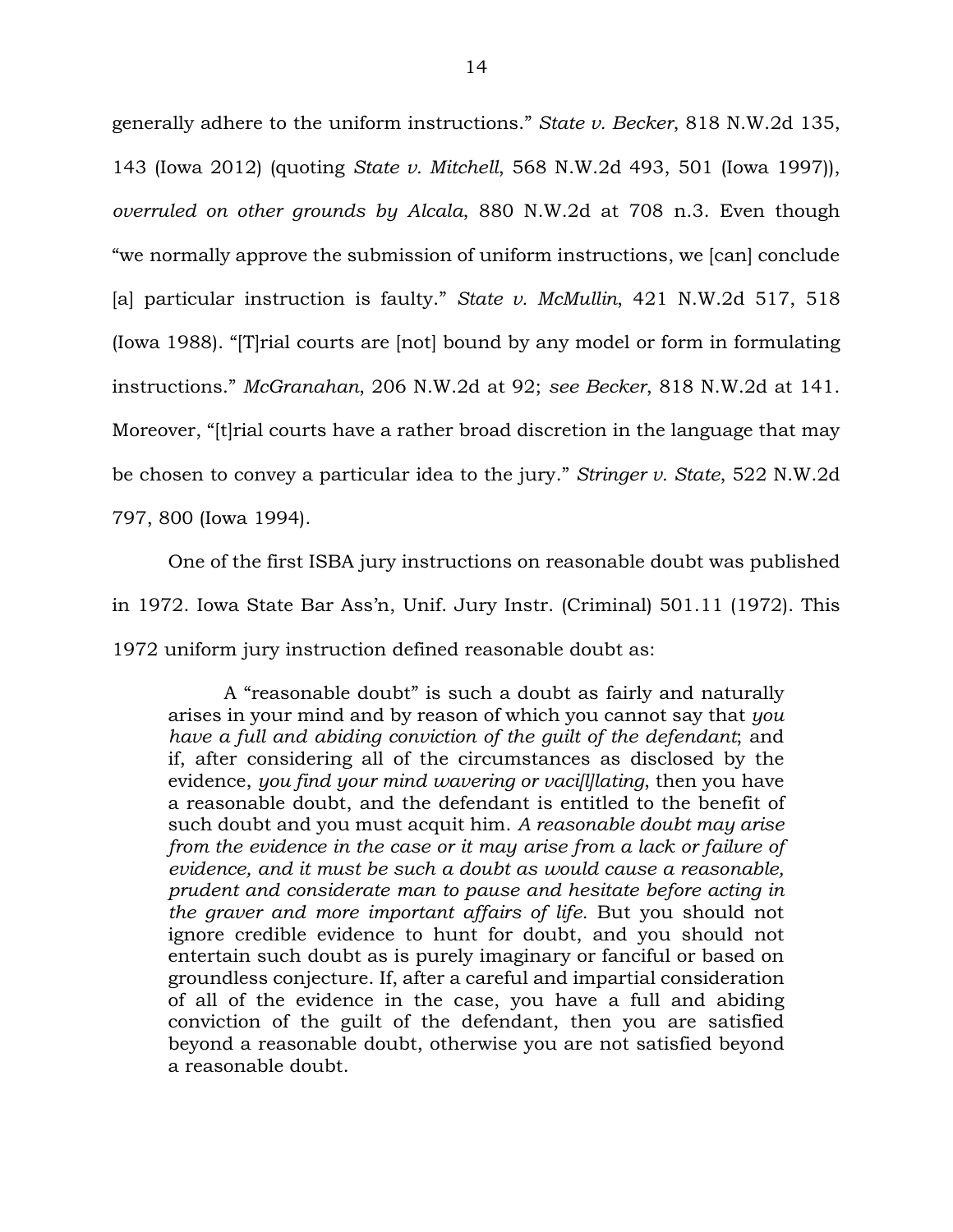generally adhere to the uniform instructions." *State v. Becker*, 818 N.W.2d 135, 143 (Iowa 2012) (quoting *State v. Mitchell*, 568 N.W.2d 493, 501 (Iowa 1997)), *overruled on other grounds by Alcala*, 880 N.W.2d at 708 n.3. Even though "we normally approve the submission of uniform instructions, we [can] conclude [a] particular instruction is faulty." *State v. McMullin*, 421 N.W.2d 517, 518 (Iowa 1988). "[T]rial courts are [not] bound by any model or form in formulating instructions." *McGranahan*, 206 N.W.2d at 92; *see Becker*, 818 N.W.2d at 141. Moreover, "[t]rial courts have a rather broad discretion in the language that may be chosen to convey a particular idea to the jury." *Stringer v. State*, 522 N.W.2d 797, 800 (Iowa 1994).

One of the first ISBA jury instructions on reasonable doubt was published in 1972. Iowa State Bar Ass'n, Unif. Jury Instr. (Criminal) 501.11 (1972). This 1972 uniform jury instruction defined reasonable doubt as:

> A "reasonable doubt" is such a doubt as fairly and naturally arises in your mind and by reason of which you cannot say that *you have a full and abiding conviction of the guilt of the defendant*; and if, after considering all of the circumstances as disclosed by the evidence, *you find your mind wavering or vaci[l]lating*, then you have a reasonable doubt, and the defendant is entitled to the benefit of such doubt and you must acquit him. *A reasonable doubt may arise from the evidence in the case or it may arise from a lack or failure of evidence, and it must be such a doubt as would cause a reasonable, prudent and considerate man to pause and hesitate before acting in the graver and more important affairs of life.* But you should not ignore credible evidence to hunt for doubt, and you should not entertain such doubt as is purely imaginary or fanciful or based on groundless conjecture. If, after a careful and impartial consideration of all of the evidence in the case, you have a full and abiding conviction of the guilt of the defendant, then you are satisfied beyond a reasonable doubt, otherwise you are not satisfied beyond a reasonable doubt.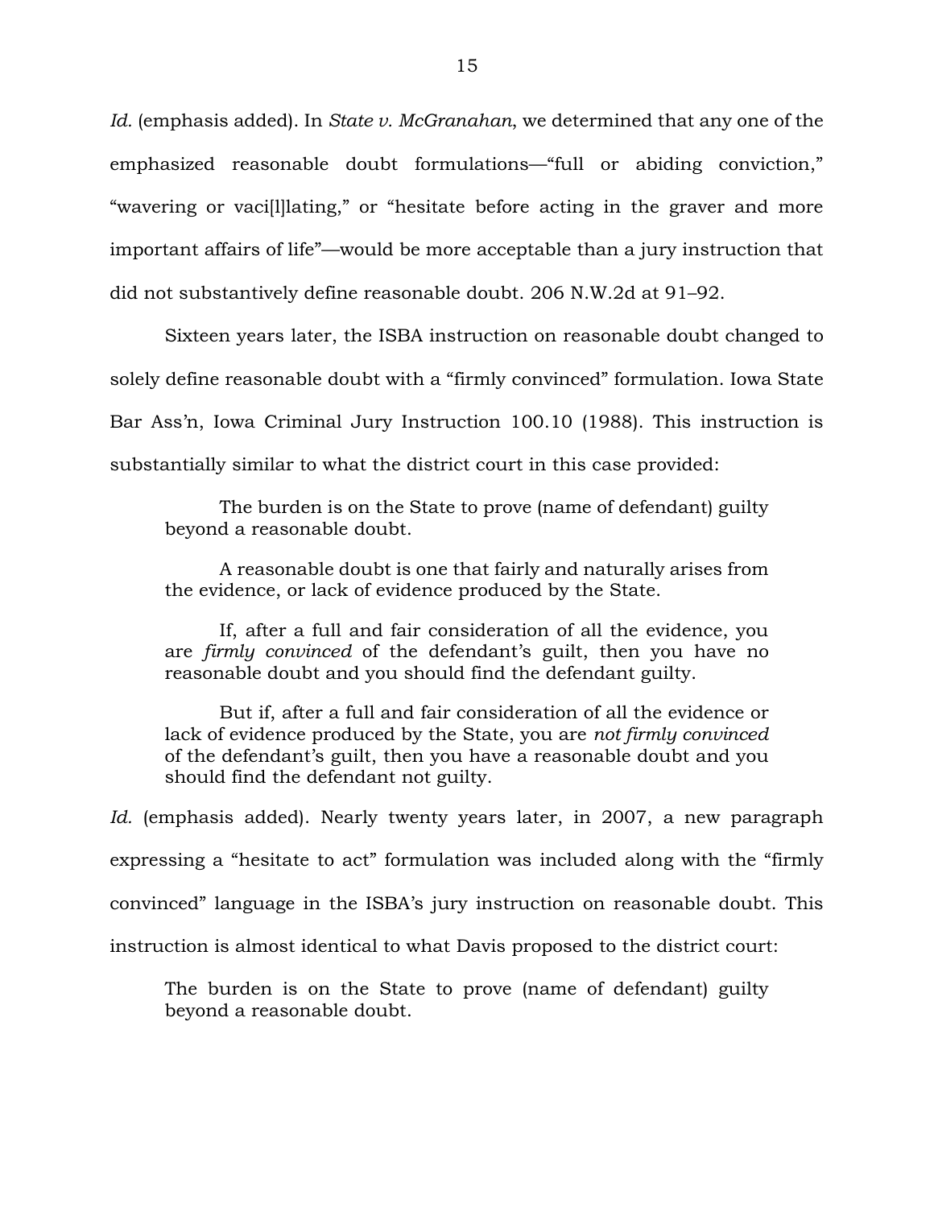*Id.* (emphasis added). In *State v. McGranahan*, we determined that any one of the emphasized reasonable doubt formulations—"full or abiding conviction," "wavering or vaci[l]lating," or "hesitate before acting in the graver and more important affairs of life"—would be more acceptable than a jury instruction that did not substantively define reasonable doubt. 206 N.W.2d at 91–92.

Sixteen years later, the ISBA instruction on reasonable doubt changed to solely define reasonable doubt with a "firmly convinced" formulation. Iowa State Bar Ass'n, Iowa Criminal Jury Instruction 100.10 (1988). This instruction is substantially similar to what the district court in this case provided:

> The burden is on the State to prove (name of defendant) guilty beyond a reasonable doubt.
>
> A reasonable doubt is one that fairly and naturally arises from the evidence, or lack of evidence produced by the State.
>
> If, after a full and fair consideration of all the evidence, you are *firmly convinced* of the defendant's guilt, then you have no reasonable doubt and you should find the defendant guilty.
>
> But if, after a full and fair consideration of all the evidence or lack of evidence produced by the State, you are *not firmly convinced* of the defendant's guilt, then you have a reasonable doubt and you should find the defendant not guilty.

*Id.* (emphasis added). Nearly twenty years later, in 2007, a new paragraph expressing a "hesitate to act" formulation was included along with the "firmly convinced" language in the ISBA's jury instruction on reasonable doubt. This instruction is almost identical to what Davis proposed to the district court:

> The burden is on the State to prove (name of defendant) guilty beyond a reasonable doubt.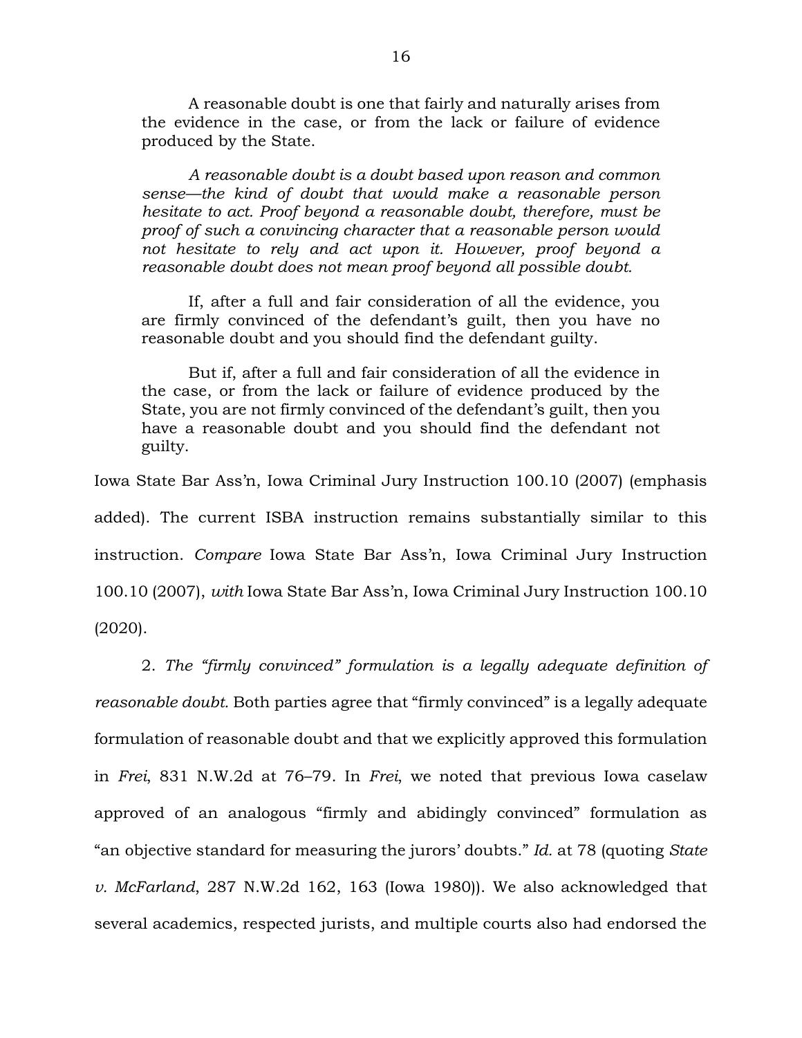> A reasonable doubt is one that fairly and naturally arises from the evidence in the case, or from the lack or failure of evidence produced by the State.
>
> *A reasonable doubt is a doubt based upon reason and common sense—the kind of doubt that would make a reasonable person hesitate to act. Proof beyond a reasonable doubt, therefore, must be proof of such a convincing character that a reasonable person would not hesitate to rely and act upon it. However, proof beyond a reasonable doubt does not mean proof beyond all possible doubt.*
>
> If, after a full and fair consideration of all the evidence, you are firmly convinced of the defendant's guilt, then you have no reasonable doubt and you should find the defendant guilty.
>
> But if, after a full and fair consideration of all the evidence in the case, or from the lack or failure of evidence produced by the State, you are not firmly convinced of the defendant's guilt, then you have a reasonable doubt and you should find the defendant not guilty.

Iowa State Bar Ass'n, Iowa Criminal Jury Instruction 100.10 (2007) (emphasis added). The current ISBA instruction remains substantially similar to this instruction. *Compare* Iowa State Bar Ass'n, Iowa Criminal Jury Instruction 100.10 (2007), *with* Iowa State Bar Ass'n, Iowa Criminal Jury Instruction 100.10 (2020).

2. *The "firmly convinced" formulation is a legally adequate definition of reasonable doubt.* Both parties agree that "firmly convinced" is a legally adequate formulation of reasonable doubt and that we explicitly approved this formulation in *Frei*, 831 N.W.2d at 76–79. In *Frei*, we noted that previous Iowa caselaw approved of an analogous "firmly and abidingly convinced" formulation as "an objective standard for measuring the jurors' doubts." *Id.* at 78 (quoting *State v. McFarland*, 287 N.W.2d 162, 163 (Iowa 1980)). We also acknowledged that several academics, respected jurists, and multiple courts also had endorsed the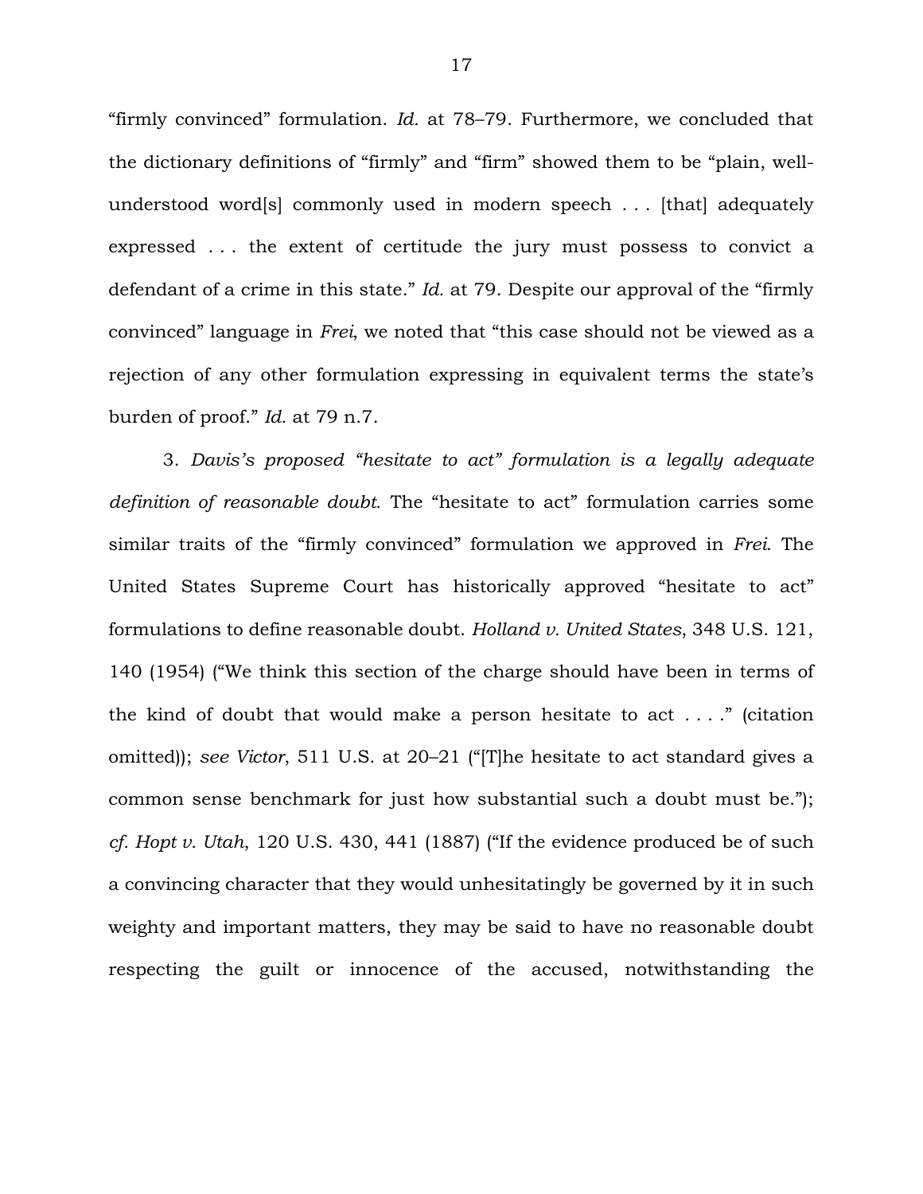"firmly convinced" formulation. *Id.* at 78–79. Furthermore, we concluded that the dictionary definitions of "firmly" and "firm" showed them to be "plain, well-understood word[s] commonly used in modern speech . . . [that] adequately expressed . . . the extent of certitude the jury must possess to convict a defendant of a crime in this state." *Id.* at 79. Despite our approval of the "firmly convinced" language in *Frei*, we noted that "this case should not be viewed as a rejection of any other formulation expressing in equivalent terms the state's burden of proof." *Id.* at 79 n.7.

3. *Davis's proposed "hesitate to act" formulation is a legally adequate definition of reasonable doubt.* The "hesitate to act" formulation carries some similar traits of the "firmly convinced" formulation we approved in *Frei*. The United States Supreme Court has historically approved "hesitate to act" formulations to define reasonable doubt. *Holland v. United States*, 348 U.S. 121, 140 (1954) ("We think this section of the charge should have been in terms of the kind of doubt that would make a person hesitate to act . . . ." (citation omitted)); *see Victor*, 511 U.S. at 20–21 ("[T]he hesitate to act standard gives a common sense benchmark for just how substantial such a doubt must be."); *cf. Hopt v. Utah*, 120 U.S. 430, 441 (1887) ("If the evidence produced be of such a convincing character that they would unhesitatingly be governed by it in such weighty and important matters, they may be said to have no reasonable doubt respecting the guilt or innocence of the accused, notwithstanding the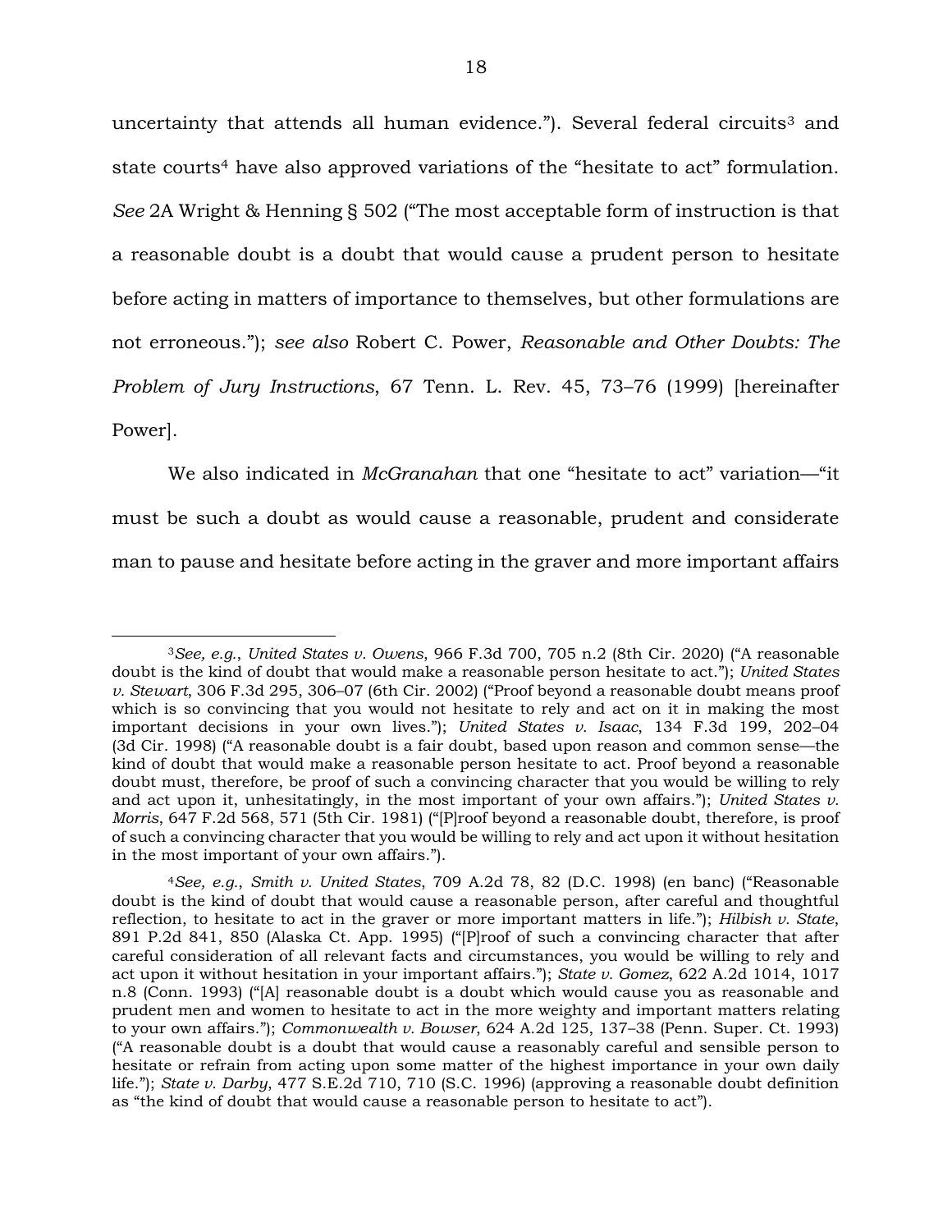uncertainty that attends all human evidence."). Several federal circuits[3] and state courts[4] have also approved variations of the "hesitate to act" formulation. *See* 2A Wright & Henning § 502 ("The most acceptable form of instruction is that a reasonable doubt is a doubt that would cause a prudent person to hesitate before acting in matters of importance to themselves, but other formulations are not erroneous."); *see also* Robert C. Power, *Reasonable and Other Doubts: The Problem of Jury Instructions*, 67 Tenn. L. Rev. 45, 73–76 (1999) [hereinafter Power].

We also indicated in *McGranahan* that one "hesitate to act" variation—"it must be such a doubt as would cause a reasonable, prudent and considerate man to pause and hesitate before acting in the graver and more important affairs

---

[3]*See, e.g.*, *United States v. Owens*, 966 F.3d 700, 705 n.2 (8th Cir. 2020) ("A reasonable doubt is the kind of doubt that would make a reasonable person hesitate to act."); *United States v. Stewart*, 306 F.3d 295, 306–07 (6th Cir. 2002) ("Proof beyond a reasonable doubt means proof which is so convincing that you would not hesitate to rely and act on it in making the most important decisions in your own lives."); *United States v. Isaac*, 134 F.3d 199, 202–04 (3d Cir. 1998) ("A reasonable doubt is a fair doubt, based upon reason and common sense—the kind of doubt that would make a reasonable person hesitate to act. Proof beyond a reasonable doubt must, therefore, be proof of such a convincing character that you would be willing to rely and act upon it, unhesitatingly, in the most important of your own affairs."); *United States v. Morris*, 647 F.2d 568, 571 (5th Cir. 1981) ("[P]roof beyond a reasonable doubt, therefore, is proof of such a convincing character that you would be willing to rely and act upon it without hesitation in the most important of your own affairs.").

[4]*See, e.g.*, *Smith v. United States*, 709 A.2d 78, 82 (D.C. 1998) (en banc) ("Reasonable doubt is the kind of doubt that would cause a reasonable person, after careful and thoughtful reflection, to hesitate to act in the graver or more important matters in life."); *Hilbish v. State*, 891 P.2d 841, 850 (Alaska Ct. App. 1995) ("[P]roof of such a convincing character that after careful consideration of all relevant facts and circumstances, you would be willing to rely and act upon it without hesitation in your important affairs."); *State v. Gomez*, 622 A.2d 1014, 1017 n.8 (Conn. 1993) ("[A] reasonable doubt is a doubt which would cause you as reasonable and prudent men and women to hesitate to act in the more weighty and important matters relating to your own affairs."); *Commonwealth v. Bowser*, 624 A.2d 125, 137–38 (Penn. Super. Ct. 1993) ("A reasonable doubt is a doubt that would cause a reasonably careful and sensible person to hesitate or refrain from acting upon some matter of the highest importance in your own daily life."); *State v. Darby*, 477 S.E.2d 710, 710 (S.C. 1996) (approving a reasonable doubt definition as "the kind of doubt that would cause a reasonable person to hesitate to act").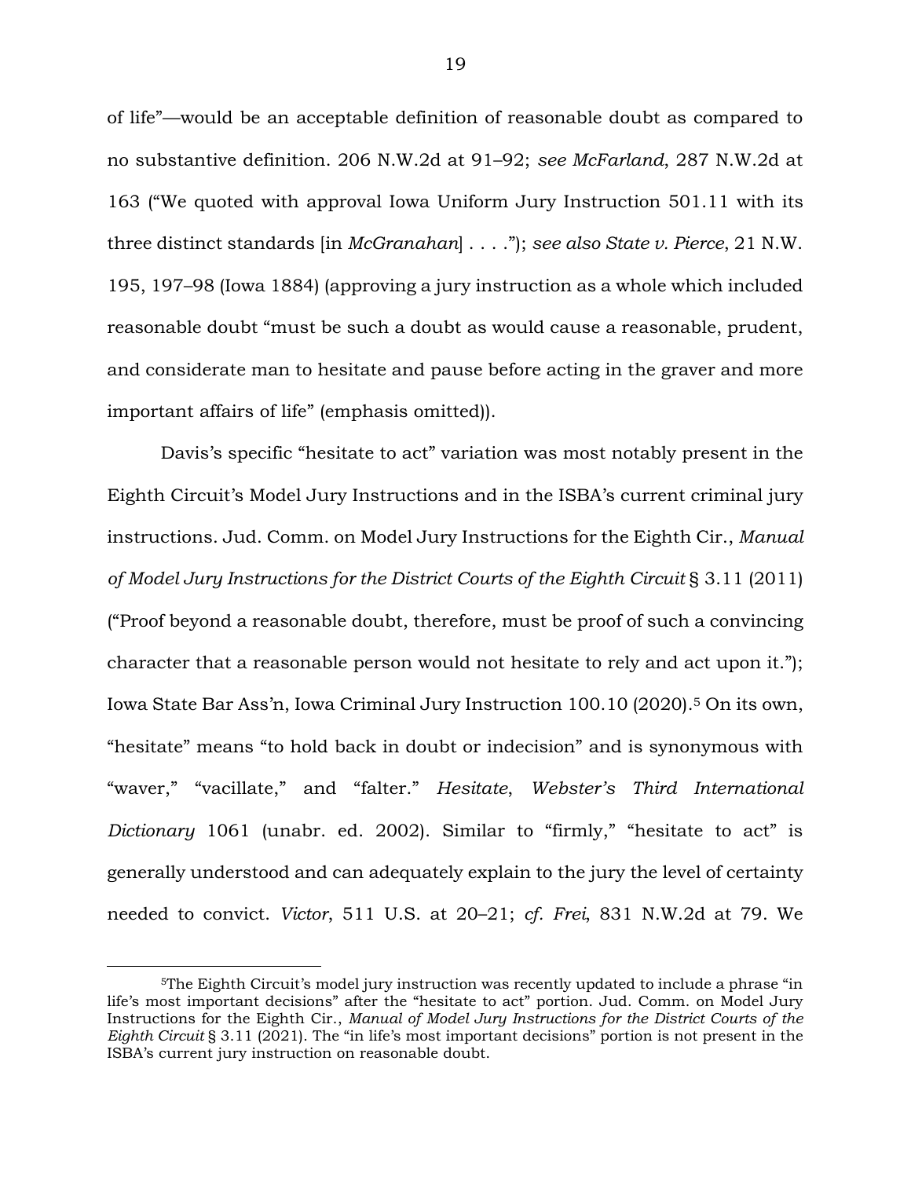of life"—would be an acceptable definition of reasonable doubt as compared to no substantive definition. 206 N.W.2d at 91–92; *see McFarland*, 287 N.W.2d at 163 ("We quoted with approval Iowa Uniform Jury Instruction 501.11 with its three distinct standards [in *McGranahan*] . . . ."); *see also State v. Pierce*, 21 N.W. 195, 197–98 (Iowa 1884) (approving a jury instruction as a whole which included reasonable doubt "must be such a doubt as would cause a reasonable, prudent, and considerate man to hesitate and pause before acting in the graver and more important affairs of life" (emphasis omitted)).

Davis's specific "hesitate to act" variation was most notably present in the Eighth Circuit's Model Jury Instructions and in the ISBA's current criminal jury instructions. Jud. Comm. on Model Jury Instructions for the Eighth Cir., *Manual of Model Jury Instructions for the District Courts of the Eighth Circuit* § 3.11 (2011) ("Proof beyond a reasonable doubt, therefore, must be proof of such a convincing character that a reasonable person would not hesitate to rely and act upon it."); Iowa State Bar Ass'n, Iowa Criminal Jury Instruction 100.10 (2020).[5] On its own, "hesitate" means "to hold back in doubt or indecision" and is synonymous with "waver," "vacillate," and "falter." *Hesitate*, *Webster's Third International Dictionary* 1061 (unabr. ed. 2002). Similar to "firmly," "hesitate to act" is generally understood and can adequately explain to the jury the level of certainty needed to convict. *Victor*, 511 U.S. at 20–21; *cf. Frei*, 831 N.W.2d at 79. We

---

[5]The Eighth Circuit's model jury instruction was recently updated to include a phrase "in life's most important decisions" after the "hesitate to act" portion. Jud. Comm. on Model Jury Instructions for the Eighth Cir., *Manual of Model Jury Instructions for the District Courts of the Eighth Circuit* § 3.11 (2021). The "in life's most important decisions" portion is not present in the ISBA's current jury instruction on reasonable doubt.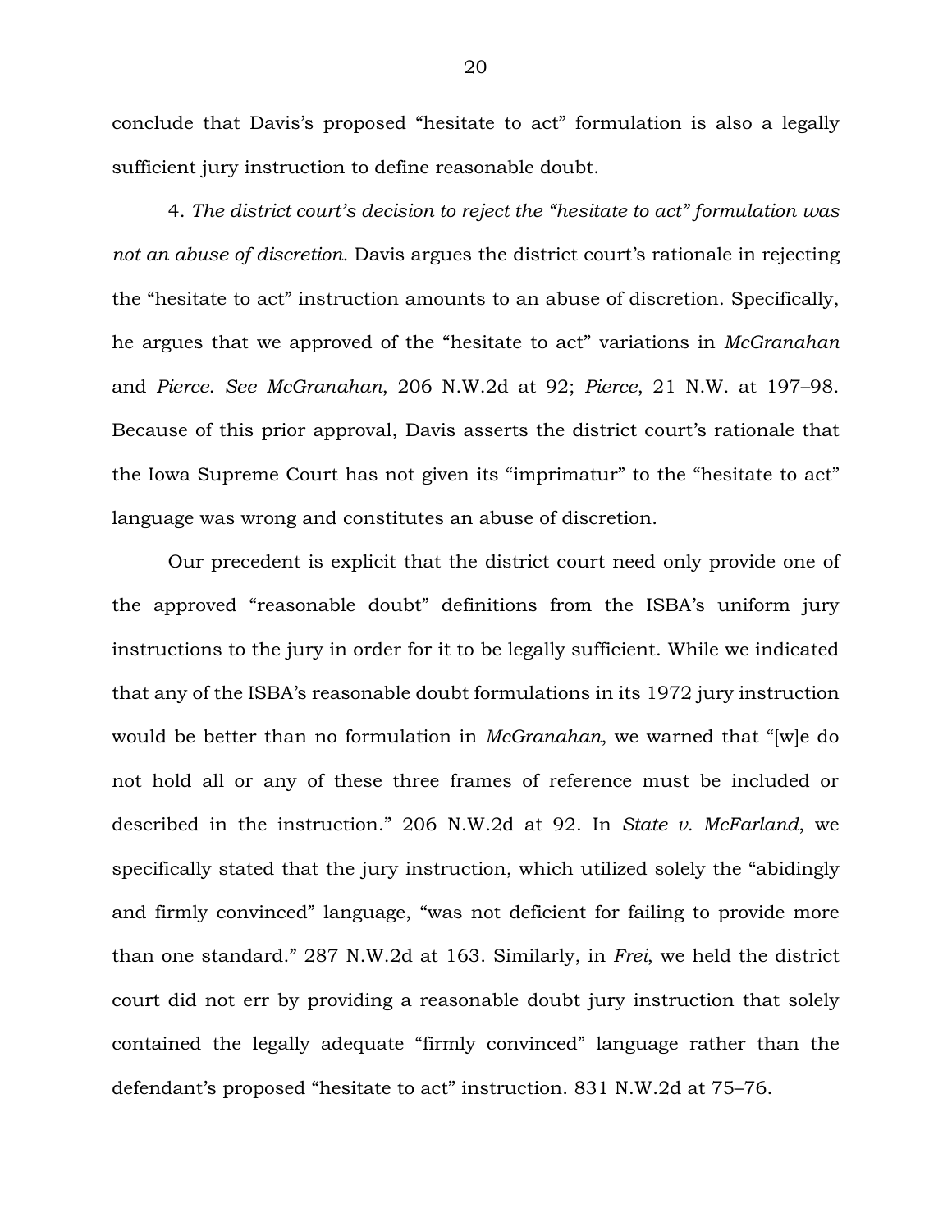conclude that Davis's proposed "hesitate to act" formulation is also a legally sufficient jury instruction to define reasonable doubt.

4. *The district court's decision to reject the "hesitate to act" formulation was not an abuse of discretion.* Davis argues the district court's rationale in rejecting the "hesitate to act" instruction amounts to an abuse of discretion. Specifically, he argues that we approved of the "hesitate to act" variations in *McGranahan* and *Pierce*. *See McGranahan*, 206 N.W.2d at 92; *Pierce*, 21 N.W. at 197–98. Because of this prior approval, Davis asserts the district court's rationale that the Iowa Supreme Court has not given its "imprimatur" to the "hesitate to act" language was wrong and constitutes an abuse of discretion.

Our precedent is explicit that the district court need only provide one of the approved "reasonable doubt" definitions from the ISBA's uniform jury instructions to the jury in order for it to be legally sufficient. While we indicated that any of the ISBA's reasonable doubt formulations in its 1972 jury instruction would be better than no formulation in *McGranahan*, we warned that "[w]e do not hold all or any of these three frames of reference must be included or described in the instruction." 206 N.W.2d at 92. In *State v. McFarland*, we specifically stated that the jury instruction, which utilized solely the "abidingly and firmly convinced" language, "was not deficient for failing to provide more than one standard." 287 N.W.2d at 163. Similarly, in *Frei*, we held the district court did not err by providing a reasonable doubt jury instruction that solely contained the legally adequate "firmly convinced" language rather than the defendant's proposed "hesitate to act" instruction. 831 N.W.2d at 75–76.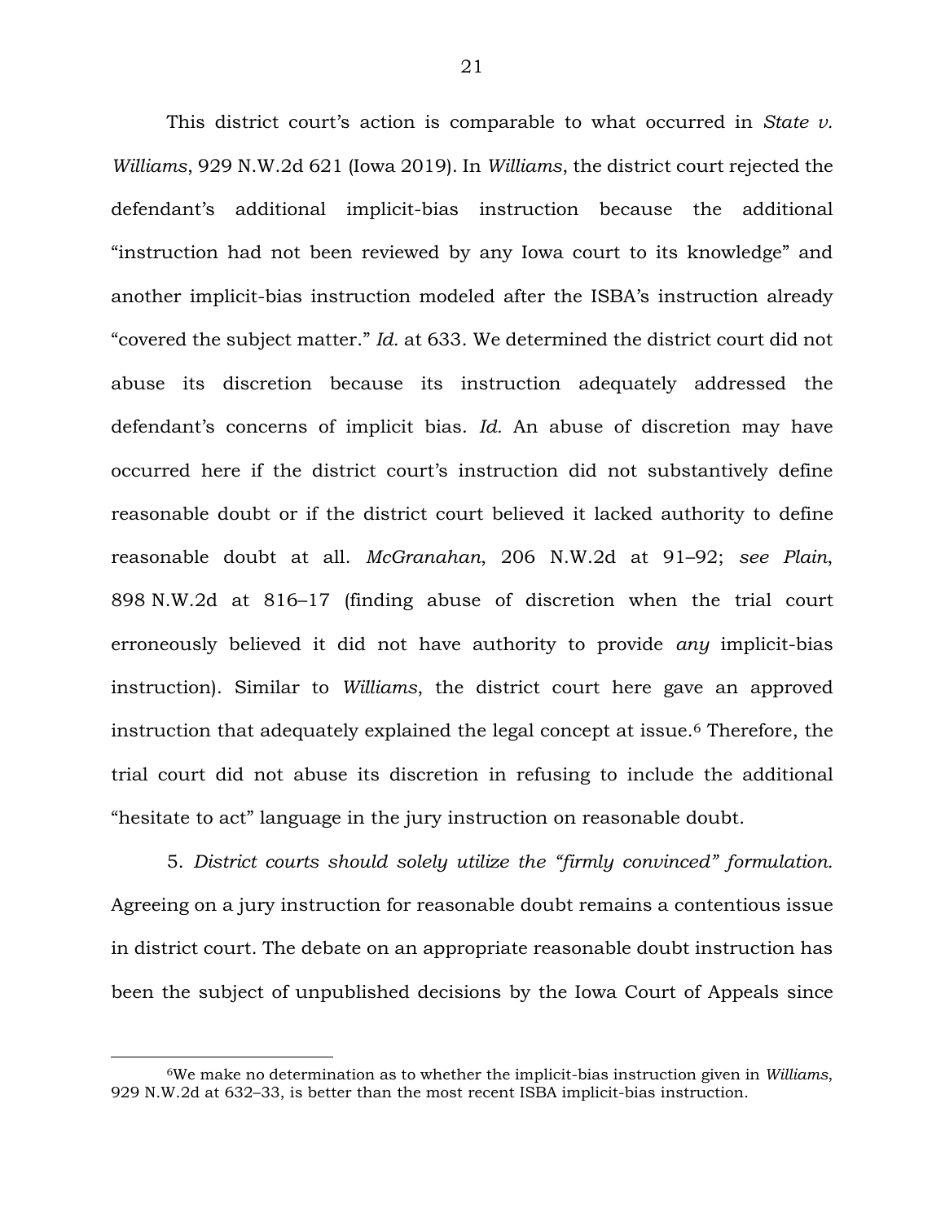This district court's action is comparable to what occurred in *State v. Williams*, 929 N.W.2d 621 (Iowa 2019). In *Williams*, the district court rejected the defendant's additional implicit-bias instruction because the additional "instruction had not been reviewed by any Iowa court to its knowledge" and another implicit-bias instruction modeled after the ISBA's instruction already "covered the subject matter." *Id.* at 633. We determined the district court did not abuse its discretion because its instruction adequately addressed the defendant's concerns of implicit bias. *Id.* An abuse of discretion may have occurred here if the district court's instruction did not substantively define reasonable doubt or if the district court believed it lacked authority to define reasonable doubt at all. *McGranahan*, 206 N.W.2d at 91–92; *see Plain*, 898 N.W.2d at 816–17 (finding abuse of discretion when the trial court erroneously believed it did not have authority to provide *any* implicit-bias instruction). Similar to *Williams*, the district court here gave an approved instruction that adequately explained the legal concept at issue.[6] Therefore, the trial court did not abuse its discretion in refusing to include the additional "hesitate to act" language in the jury instruction on reasonable doubt.

5. *District courts should solely utilize the "firmly convinced" formulation.* Agreeing on a jury instruction for reasonable doubt remains a contentious issue in district court. The debate on an appropriate reasonable doubt instruction has been the subject of unpublished decisions by the Iowa Court of Appeals since

[6]We make no determination as to whether the implicit-bias instruction given in *Williams*, 929 N.W.2d at 632–33, is better than the most recent ISBA implicit-bias instruction.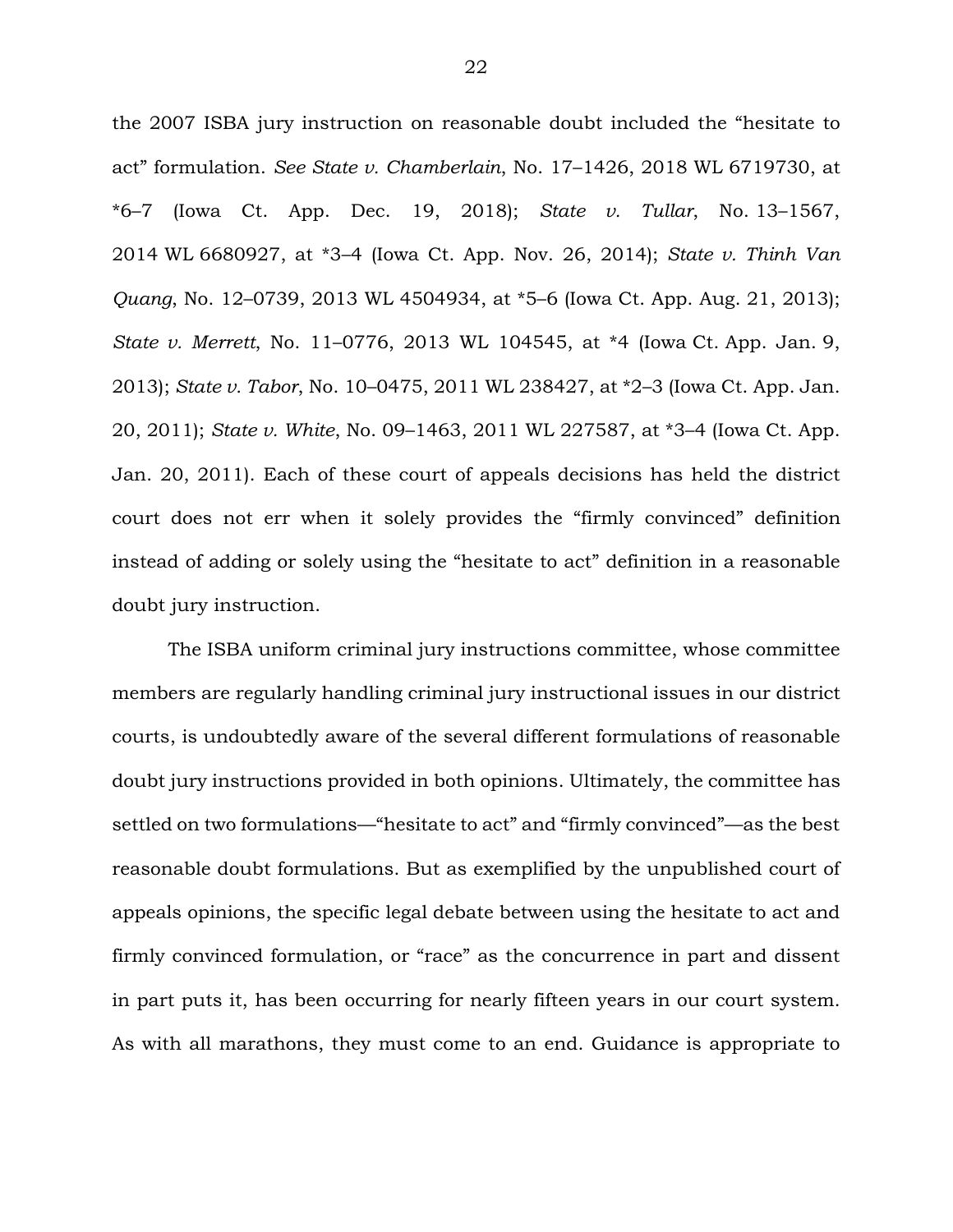the 2007 ISBA jury instruction on reasonable doubt included the "hesitate to act" formulation. *See State v. Chamberlain*, No. 17–1426, 2018 WL 6719730, at *6–7 (Iowa Ct. App. Dec. 19, 2018); *State v. Tullar*, No. 13–1567, 2014 WL 6680927, at *3–4 (Iowa Ct. App. Nov. 26, 2014); *State v. Thinh Van Quang*, No. 12–0739, 2013 WL 4504934, at *5–6 (Iowa Ct. App. Aug. 21, 2013); *State v. Merrett*, No. 11–0776, 2013 WL 104545, at *4 (Iowa Ct. App. Jan. 9, 2013); *State v. Tabor*, No. 10–0475, 2011 WL 238427, at *2–3 (Iowa Ct. App. Jan. 20, 2011); *State v. White*, No. 09–1463, 2011 WL 227587, at *3–4 (Iowa Ct. App. Jan. 20, 2011). Each of these court of appeals decisions has held the district court does not err when it solely provides the "firmly convinced" definition instead of adding or solely using the "hesitate to act" definition in a reasonable doubt jury instruction.

The ISBA uniform criminal jury instructions committee, whose committee members are regularly handling criminal jury instructional issues in our district courts, is undoubtedly aware of the several different formulations of reasonable doubt jury instructions provided in both opinions. Ultimately, the committee has settled on two formulations—"hesitate to act" and "firmly convinced"—as the best reasonable doubt formulations. But as exemplified by the unpublished court of appeals opinions, the specific legal debate between using the hesitate to act and firmly convinced formulation, or "race" as the concurrence in part and dissent in part puts it, has been occurring for nearly fifteen years in our court system. As with all marathons, they must come to an end. Guidance is appropriate to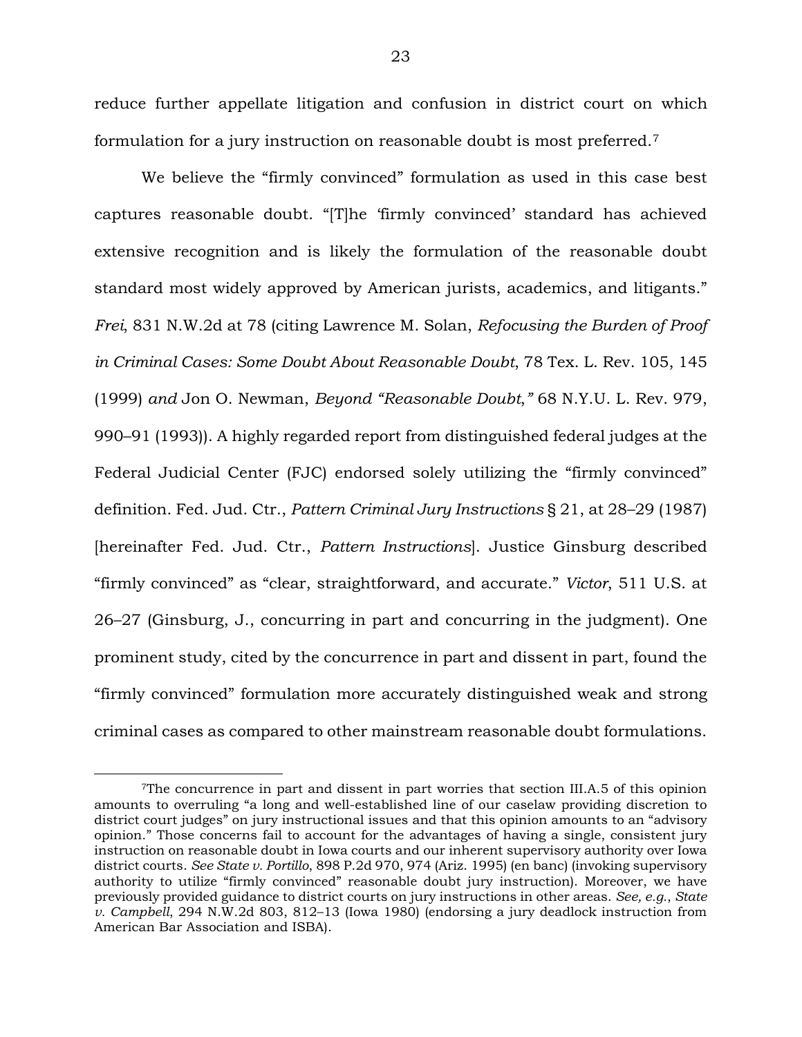reduce further appellate litigation and confusion in district court on which formulation for a jury instruction on reasonable doubt is most preferred.[7]

We believe the "firmly convinced" formulation as used in this case best captures reasonable doubt. "[T]he 'firmly convinced' standard has achieved extensive recognition and is likely the formulation of the reasonable doubt standard most widely approved by American jurists, academics, and litigants." *Frei*, 831 N.W.2d at 78 (citing Lawrence M. Solan, *Refocusing the Burden of Proof in Criminal Cases: Some Doubt About Reasonable Doubt*, 78 Tex. L. Rev. 105, 145 (1999) *and* Jon O. Newman, *Beyond "Reasonable Doubt*,*"* 68 N.Y.U. L. Rev. 979, 990–91 (1993)). A highly regarded report from distinguished federal judges at the Federal Judicial Center (FJC) endorsed solely utilizing the "firmly convinced" definition. Fed. Jud. Ctr., *Pattern Criminal Jury Instructions* § 21, at 28–29 (1987) [hereinafter Fed. Jud. Ctr., *Pattern Instructions*]. Justice Ginsburg described "firmly convinced" as "clear, straightforward, and accurate." *Victor*, 511 U.S. at 26–27 (Ginsburg, J., concurring in part and concurring in the judgment). One prominent study, cited by the concurrence in part and dissent in part, found the "firmly convinced" formulation more accurately distinguished weak and strong criminal cases as compared to other mainstream reasonable doubt formulations.

---

[7]The concurrence in part and dissent in part worries that section III.A.5 of this opinion amounts to overruling "a long and well-established line of our caselaw providing discretion to district court judges" on jury instructional issues and that this opinion amounts to an "advisory opinion." Those concerns fail to account for the advantages of having a single, consistent jury instruction on reasonable doubt in Iowa courts and our inherent supervisory authority over Iowa district courts. *See State v. Portillo*, 898 P.2d 970, 974 (Ariz. 1995) (en banc) (invoking supervisory authority to utilize "firmly convinced" reasonable doubt jury instruction). Moreover, we have previously provided guidance to district courts on jury instructions in other areas. *See, e.g.*, *State v. Campbell*, 294 N.W.2d 803, 812–13 (Iowa 1980) (endorsing a jury deadlock instruction from American Bar Association and ISBA).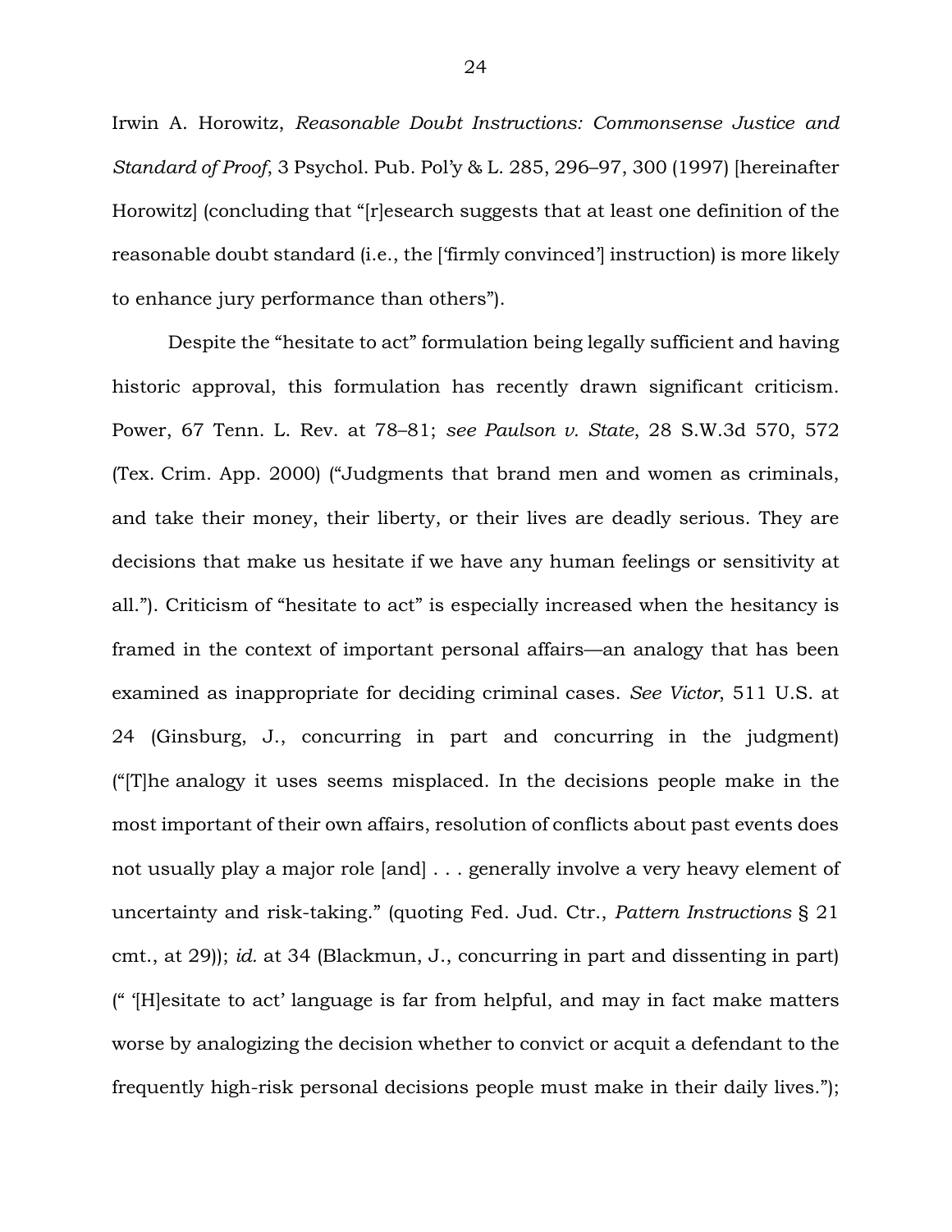Irwin A. Horowitz, *Reasonable Doubt Instructions: Commonsense Justice and Standard of Proof*, 3 Psychol. Pub. Pol'y & L. 285, 296–97, 300 (1997) [hereinafter Horowitz] (concluding that "[r]esearch suggests that at least one definition of the reasonable doubt standard (i.e., the ['firmly convinced'] instruction) is more likely to enhance jury performance than others").

Despite the "hesitate to act" formulation being legally sufficient and having historic approval, this formulation has recently drawn significant criticism. Power, 67 Tenn. L. Rev. at 78–81; *see Paulson v. State*, 28 S.W.3d 570, 572 (Tex. Crim. App. 2000) ("Judgments that brand men and women as criminals, and take their money, their liberty, or their lives are deadly serious. They are decisions that make us hesitate if we have any human feelings or sensitivity at all."). Criticism of "hesitate to act" is especially increased when the hesitancy is framed in the context of important personal affairs—an analogy that has been examined as inappropriate for deciding criminal cases. *See Victor*, 511 U.S. at 24 (Ginsburg, J., concurring in part and concurring in the judgment) ("[T]he analogy it uses seems misplaced. In the decisions people make in the most important of their own affairs, resolution of conflicts about past events does not usually play a major role [and] . . . generally involve a very heavy element of uncertainty and risk-taking." (quoting Fed. Jud. Ctr., *Pattern Instructions* § 21 cmt., at 29)); *id.* at 34 (Blackmun, J., concurring in part and dissenting in part) (" '[H]esitate to act' language is far from helpful, and may in fact make matters worse by analogizing the decision whether to convict or acquit a defendant to the frequently high-risk personal decisions people must make in their daily lives.");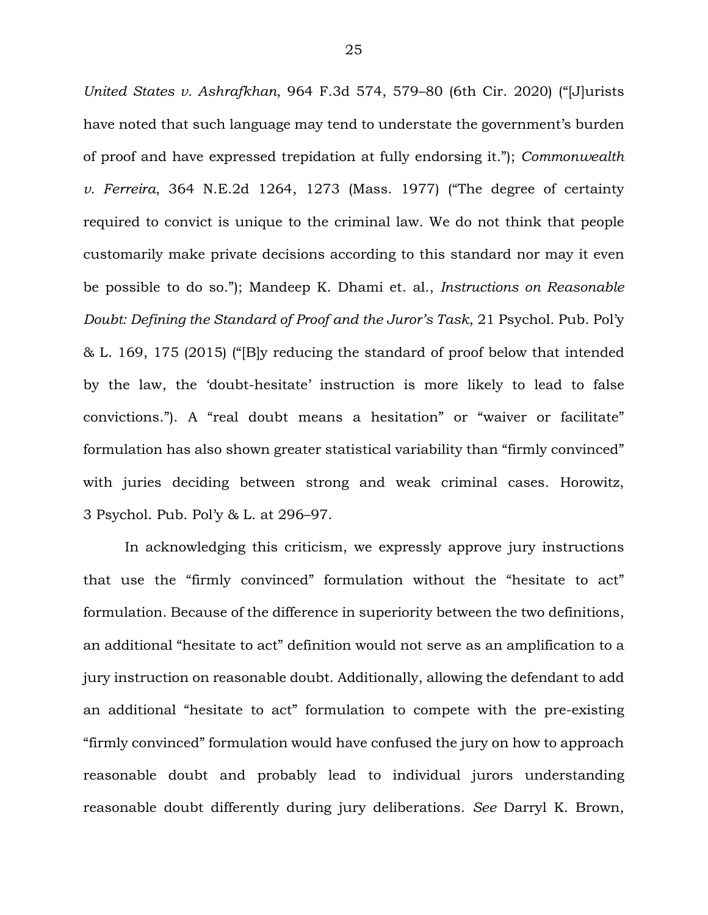*United States v. Ashrafkhan*, 964 F.3d 574, 579–80 (6th Cir. 2020) ("[J]urists have noted that such language may tend to understate the government's burden of proof and have expressed trepidation at fully endorsing it."); *Commonwealth v. Ferreira*, 364 N.E.2d 1264, 1273 (Mass. 1977) ("The degree of certainty required to convict is unique to the criminal law. We do not think that people customarily make private decisions according to this standard nor may it even be possible to do so."); Mandeep K. Dhami et. al., *Instructions on Reasonable Doubt: Defining the Standard of Proof and the Juror's Task*, 21 Psychol. Pub. Pol'y & L. 169, 175 (2015) ("[B]y reducing the standard of proof below that intended by the law, the 'doubt-hesitate' instruction is more likely to lead to false convictions."). A "real doubt means a hesitation" or "waiver or facilitate" formulation has also shown greater statistical variability than "firmly convinced" with juries deciding between strong and weak criminal cases. Horowitz, 3 Psychol. Pub. Pol'y & L. at 296–97.

In acknowledging this criticism, we expressly approve jury instructions that use the "firmly convinced" formulation without the "hesitate to act" formulation. Because of the difference in superiority between the two definitions, an additional "hesitate to act" definition would not serve as an amplification to a jury instruction on reasonable doubt. Additionally, allowing the defendant to add an additional "hesitate to act" formulation to compete with the pre-existing "firmly convinced" formulation would have confused the jury on how to approach reasonable doubt and probably lead to individual jurors understanding reasonable doubt differently during jury deliberations. *See* Darryl K. Brown,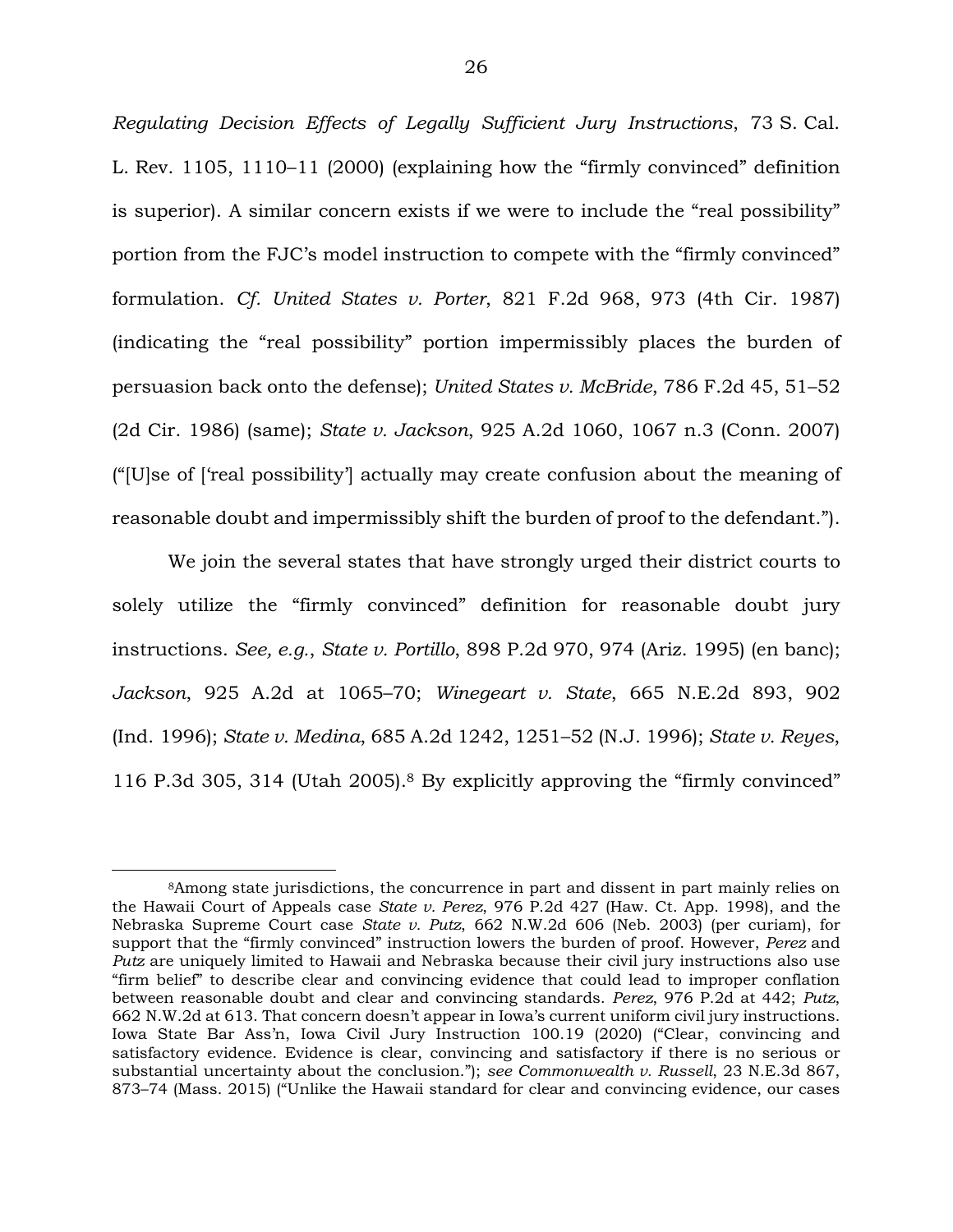*Regulating Decision Effects of Legally Sufficient Jury Instructions*, 73 S. Cal. L. Rev. 1105, 1110–11 (2000) (explaining how the "firmly convinced" definition is superior). A similar concern exists if we were to include the "real possibility" portion from the FJC's model instruction to compete with the "firmly convinced" formulation. *Cf. United States v. Porter*, 821 F.2d 968, 973 (4th Cir. 1987) (indicating the "real possibility" portion impermissibly places the burden of persuasion back onto the defense); *United States v. McBride*, 786 F.2d 45, 51–52 (2d Cir. 1986) (same); *State v. Jackson*, 925 A.2d 1060, 1067 n.3 (Conn. 2007) ("[U]se of ['real possibility'] actually may create confusion about the meaning of reasonable doubt and impermissibly shift the burden of proof to the defendant.").

We join the several states that have strongly urged their district courts to solely utilize the "firmly convinced" definition for reasonable doubt jury instructions. *See, e.g.*, *State v. Portillo*, 898 P.2d 970, 974 (Ariz. 1995) (en banc); *Jackson*, 925 A.2d at 1065–70; *Winegeart v. State*, 665 N.E.2d 893, 902 (Ind. 1996); *State v. Medina*, 685 A.2d 1242, 1251–52 (N.J. 1996); *State v. Reyes*, 116 P.3d 305, 314 (Utah 2005).[8] By explicitly approving the "firmly convinced"

---

[8]Among state jurisdictions, the concurrence in part and dissent in part mainly relies on the Hawaii Court of Appeals case *State v. Perez*, 976 P.2d 427 (Haw. Ct. App. 1998), and the Nebraska Supreme Court case *State v. Putz*, 662 N.W.2d 606 (Neb. 2003) (per curiam), for support that the "firmly convinced" instruction lowers the burden of proof. However, *Perez* and *Putz* are uniquely limited to Hawaii and Nebraska because their civil jury instructions also use "firm belief" to describe clear and convincing evidence that could lead to improper conflation between reasonable doubt and clear and convincing standards. *Perez*, 976 P.2d at 442; *Putz*, 662 N.W.2d at 613. That concern doesn't appear in Iowa's current uniform civil jury instructions. Iowa State Bar Ass'n, Iowa Civil Jury Instruction 100.19 (2020) ("Clear, convincing and satisfactory evidence. Evidence is clear, convincing and satisfactory if there is no serious or substantial uncertainty about the conclusion."); *see Commonwealth v. Russell*, 23 N.E.3d 867, 873–74 (Mass. 2015) ("Unlike the Hawaii standard for clear and convincing evidence, our cases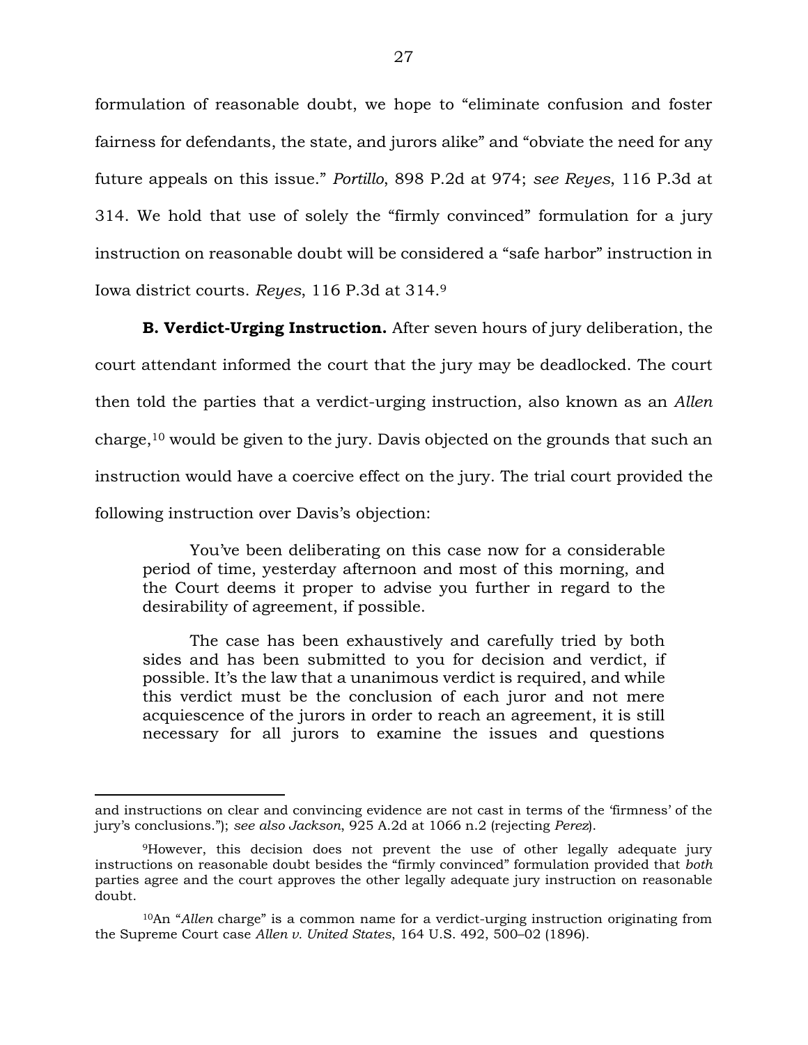formulation of reasonable doubt, we hope to "eliminate confusion and foster fairness for defendants, the state, and jurors alike" and "obviate the need for any future appeals on this issue." *Portillo*, 898 P.2d at 974; *see Reyes*, 116 P.3d at 314. We hold that use of solely the "firmly convinced" formulation for a jury instruction on reasonable doubt will be considered a "safe harbor" instruction in Iowa district courts. *Reyes*, 116 P.3d at 314.[9]

**B. Verdict-Urging Instruction.** After seven hours of jury deliberation, the court attendant informed the court that the jury may be deadlocked. The court then told the parties that a verdict-urging instruction, also known as an *Allen* charge,[10] would be given to the jury. Davis objected on the grounds that such an instruction would have a coercive effect on the jury. The trial court provided the following instruction over Davis's objection:

> You've been deliberating on this case now for a considerable period of time, yesterday afternoon and most of this morning, and the Court deems it proper to advise you further in regard to the desirability of agreement, if possible.
>
> The case has been exhaustively and carefully tried by both sides and has been submitted to you for decision and verdict, if possible. It's the law that a unanimous verdict is required, and while this verdict must be the conclusion of each juror and not mere acquiescence of the jurors in order to reach an agreement, it is still necessary for all jurors to examine the issues and questions

---

and instructions on clear and convincing evidence are not cast in terms of the 'firmness' of the jury's conclusions."); *see also Jackson*, 925 A.2d at 1066 n.2 (rejecting *Perez*).

[9]However, this decision does not prevent the use of other legally adequate jury instructions on reasonable doubt besides the "firmly convinced" formulation provided that *both* parties agree and the court approves the other legally adequate jury instruction on reasonable doubt.

[10]An "*Allen* charge" is a common name for a verdict-urging instruction originating from the Supreme Court case *Allen v. United States*, 164 U.S. 492, 500–02 (1896).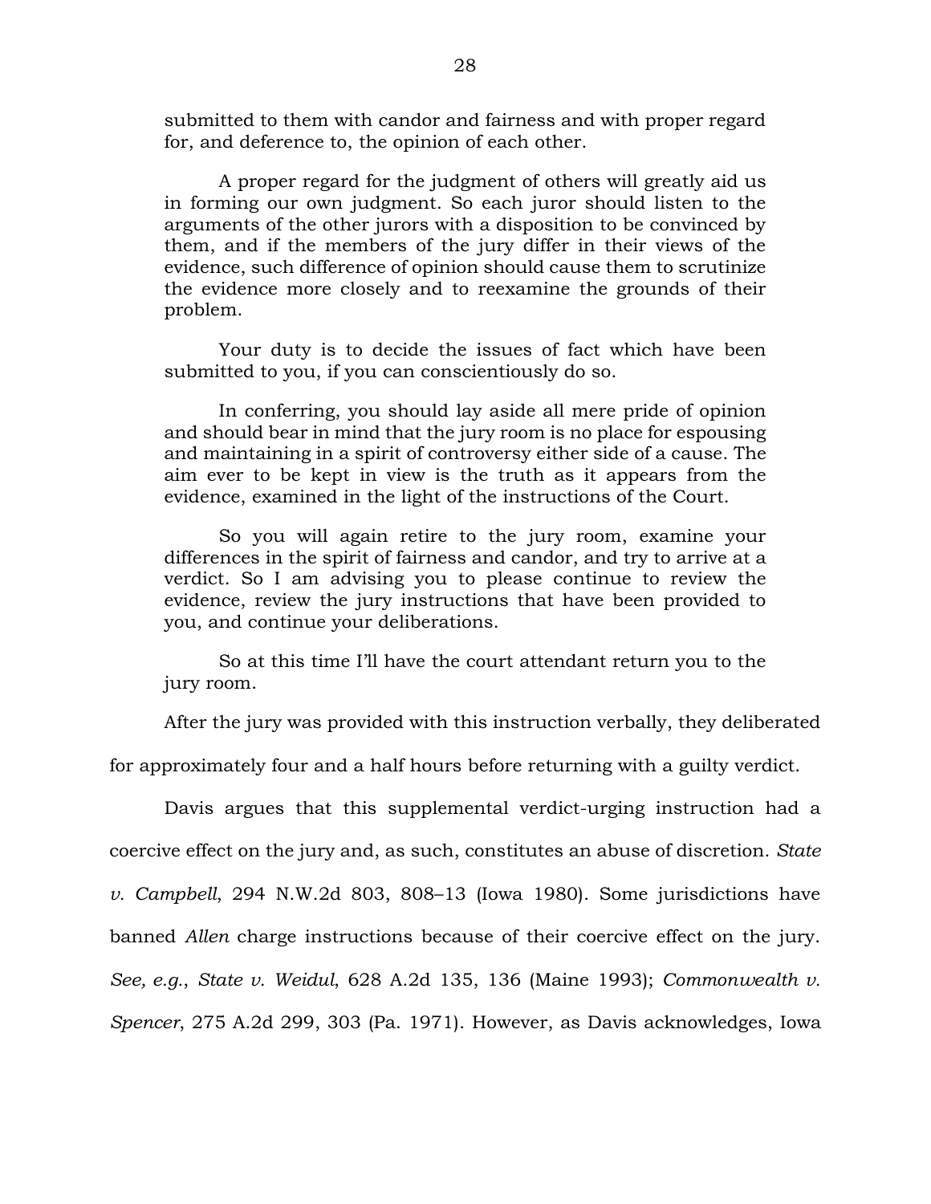> submitted to them with candor and fairness and with proper regard for, and deference to, the opinion of each other.
>
> A proper regard for the judgment of others will greatly aid us in forming our own judgment. So each juror should listen to the arguments of the other jurors with a disposition to be convinced by them, and if the members of the jury differ in their views of the evidence, such difference of opinion should cause them to scrutinize the evidence more closely and to reexamine the grounds of their problem.
>
> Your duty is to decide the issues of fact which have been submitted to you, if you can conscientiously do so.
>
> In conferring, you should lay aside all mere pride of opinion and should bear in mind that the jury room is no place for espousing and maintaining in a spirit of controversy either side of a cause. The aim ever to be kept in view is the truth as it appears from the evidence, examined in the light of the instructions of the Court.
>
> So you will again retire to the jury room, examine your differences in the spirit of fairness and candor, and try to arrive at a verdict. So I am advising you to please continue to review the evidence, review the jury instructions that have been provided to you, and continue your deliberations.
>
> So at this time I'll have the court attendant return you to the jury room.

After the jury was provided with this instruction verbally, they deliberated for approximately four and a half hours before returning with a guilty verdict.

Davis argues that this supplemental verdict-urging instruction had a coercive effect on the jury and, as such, constitutes an abuse of discretion. *State v. Campbell*, 294 N.W.2d 803, 808–13 (Iowa 1980). Some jurisdictions have banned *Allen* charge instructions because of their coercive effect on the jury. *See, e.g.*, *State v. Weidul*, 628 A.2d 135, 136 (Maine 1993); *Commonwealth v. Spencer*, 275 A.2d 299, 303 (Pa. 1971). However, as Davis acknowledges, Iowa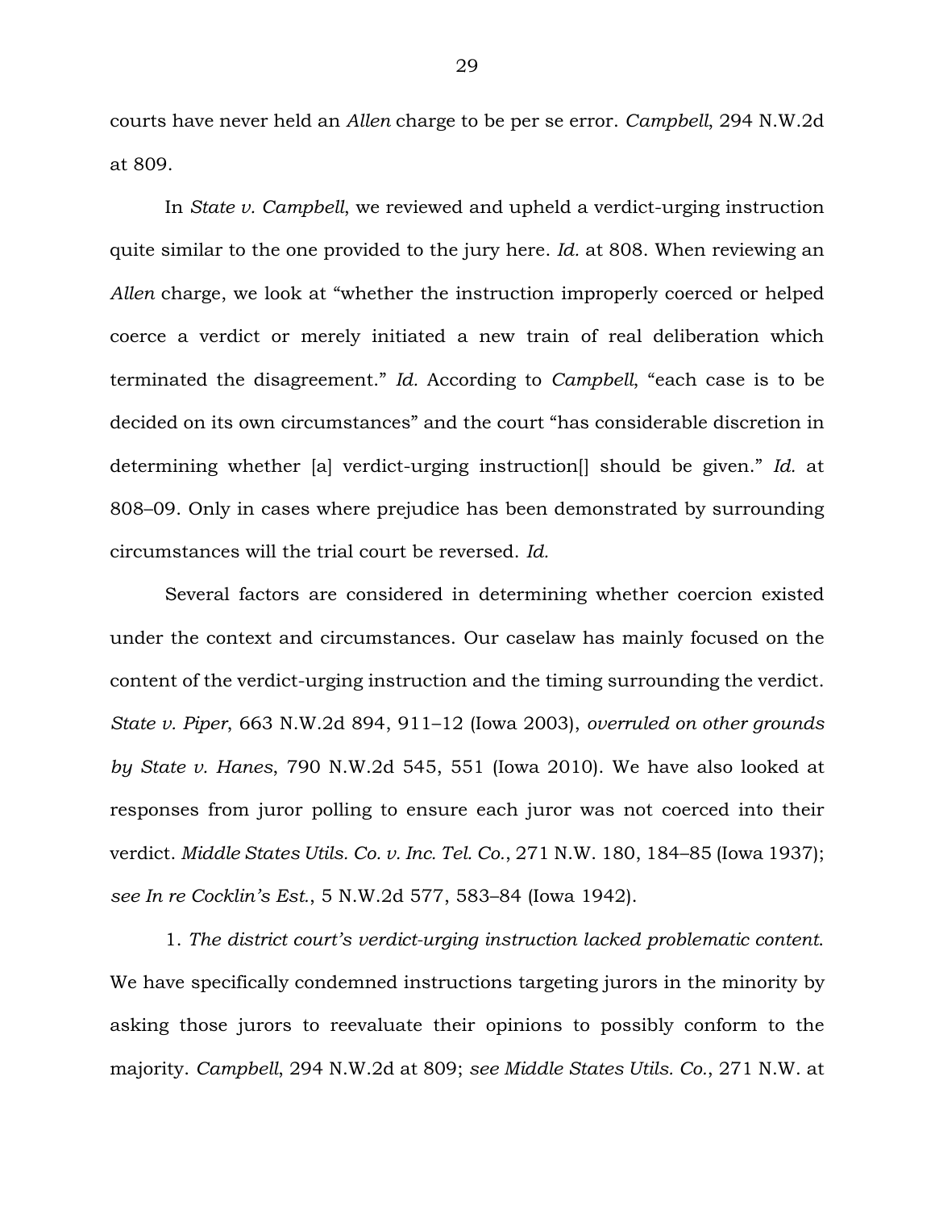courts have never held an *Allen* charge to be per se error. *Campbell*, 294 N.W.2d at 809.

In *State v. Campbell*, we reviewed and upheld a verdict-urging instruction quite similar to the one provided to the jury here. *Id.* at 808. When reviewing an *Allen* charge, we look at "whether the instruction improperly coerced or helped coerce a verdict or merely initiated a new train of real deliberation which terminated the disagreement." *Id.* According to *Campbell*, "each case is to be decided on its own circumstances" and the court "has considerable discretion in determining whether [a] verdict-urging instruction[] should be given." *Id.* at 808–09. Only in cases where prejudice has been demonstrated by surrounding circumstances will the trial court be reversed. *Id.*

Several factors are considered in determining whether coercion existed under the context and circumstances. Our caselaw has mainly focused on the content of the verdict-urging instruction and the timing surrounding the verdict. *State v. Piper*, 663 N.W.2d 894, 911–12 (Iowa 2003), *overruled on other grounds by State v. Hanes*, 790 N.W.2d 545, 551 (Iowa 2010). We have also looked at responses from juror polling to ensure each juror was not coerced into their verdict. *Middle States Utils. Co. v. Inc. Tel. Co.*, 271 N.W. 180, 184–85 (Iowa 1937); *see In re Cocklin's Est.*, 5 N.W.2d 577, 583–84 (Iowa 1942).

1. *The district court's verdict-urging instruction lacked problematic content.* We have specifically condemned instructions targeting jurors in the minority by asking those jurors to reevaluate their opinions to possibly conform to the majority. *Campbell*, 294 N.W.2d at 809; *see Middle States Utils. Co.*, 271 N.W. at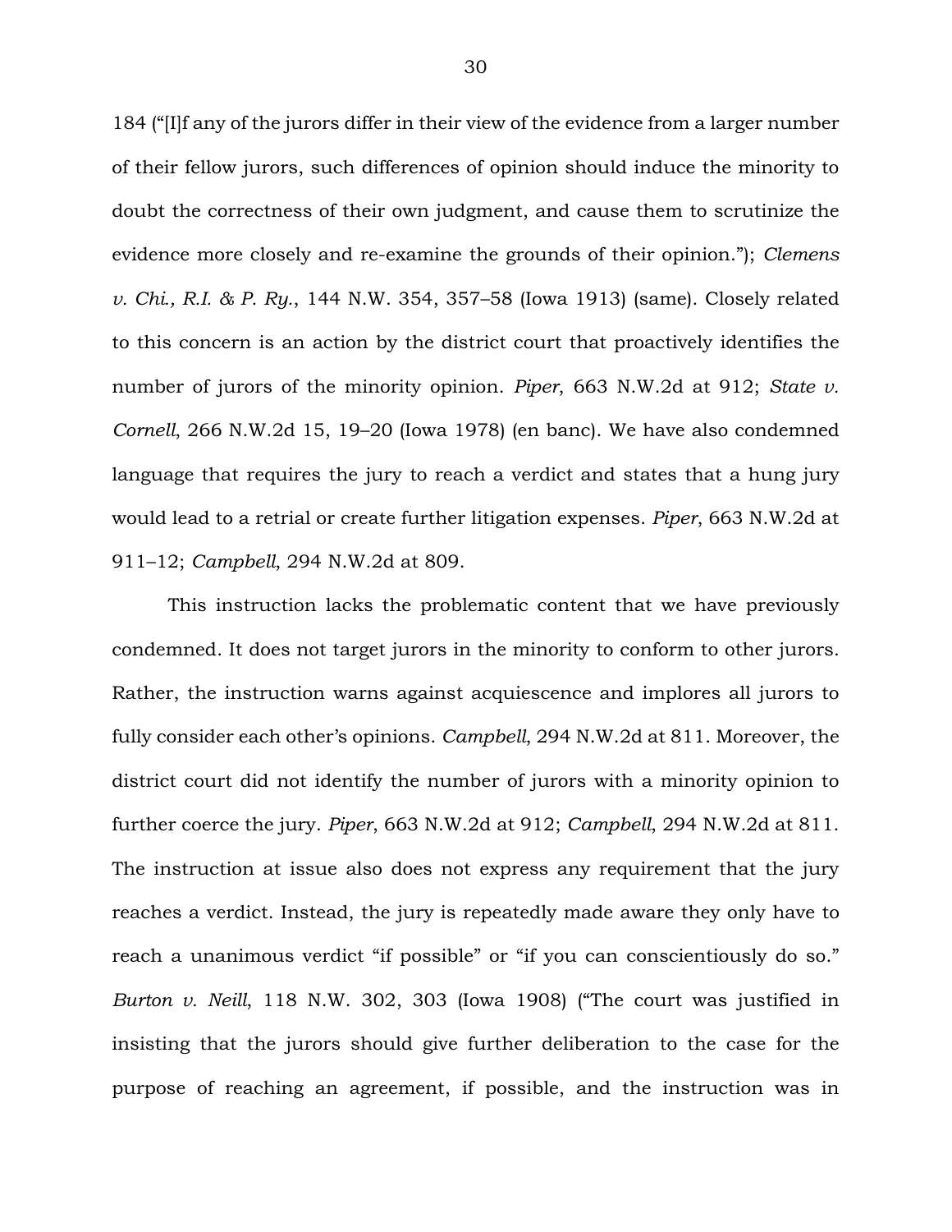184 ("[I]f any of the jurors differ in their view of the evidence from a larger number of their fellow jurors, such differences of opinion should induce the minority to doubt the correctness of their own judgment, and cause them to scrutinize the evidence more closely and re-examine the grounds of their opinion."); *Clemens v. Chi., R.I. & P. Ry.*, 144 N.W. 354, 357–58 (Iowa 1913) (same). Closely related to this concern is an action by the district court that proactively identifies the number of jurors of the minority opinion. *Piper*, 663 N.W.2d at 912; *State v. Cornell*, 266 N.W.2d 15, 19–20 (Iowa 1978) (en banc). We have also condemned language that requires the jury to reach a verdict and states that a hung jury would lead to a retrial or create further litigation expenses. *Piper*, 663 N.W.2d at 911–12; *Campbell*, 294 N.W.2d at 809.

This instruction lacks the problematic content that we have previously condemned. It does not target jurors in the minority to conform to other jurors. Rather, the instruction warns against acquiescence and implores all jurors to fully consider each other's opinions. *Campbell*, 294 N.W.2d at 811. Moreover, the district court did not identify the number of jurors with a minority opinion to further coerce the jury. *Piper*, 663 N.W.2d at 912; *Campbell*, 294 N.W.2d at 811. The instruction at issue also does not express any requirement that the jury reaches a verdict. Instead, the jury is repeatedly made aware they only have to reach a unanimous verdict "if possible" or "if you can conscientiously do so." *Burton v. Neill*, 118 N.W. 302, 303 (Iowa 1908) ("The court was justified in insisting that the jurors should give further deliberation to the case for the purpose of reaching an agreement, if possible, and the instruction was in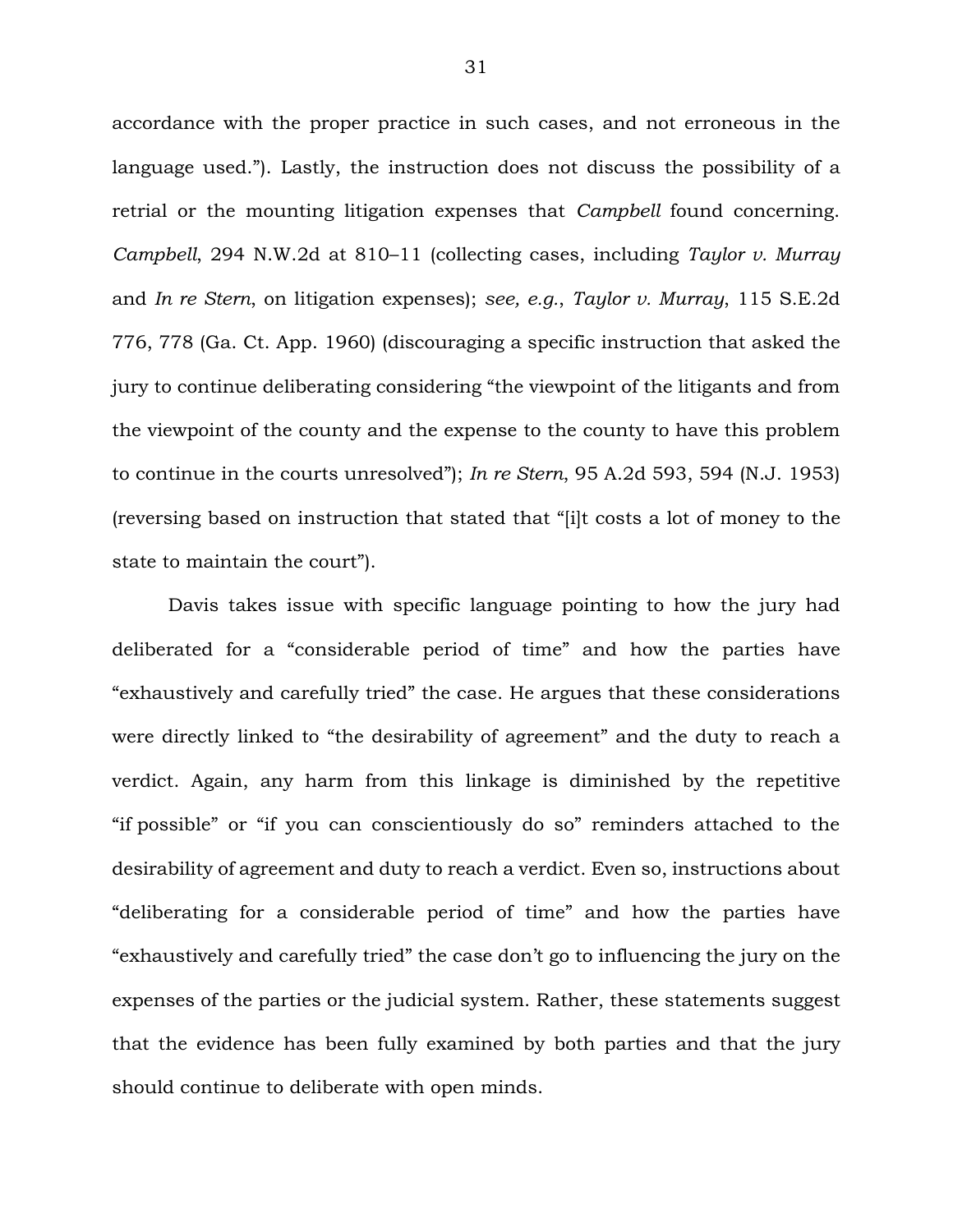accordance with the proper practice in such cases, and not erroneous in the language used."). Lastly, the instruction does not discuss the possibility of a retrial or the mounting litigation expenses that *Campbell* found concerning. *Campbell*, 294 N.W.2d at 810–11 (collecting cases, including *Taylor v. Murray* and *In re Stern*, on litigation expenses); *see, e.g.*, *Taylor v. Murray*, 115 S.E.2d 776, 778 (Ga. Ct. App. 1960) (discouraging a specific instruction that asked the jury to continue deliberating considering "the viewpoint of the litigants and from the viewpoint of the county and the expense to the county to have this problem to continue in the courts unresolved"); *In re Stern*, 95 A.2d 593, 594 (N.J. 1953) (reversing based on instruction that stated that "[i]t costs a lot of money to the state to maintain the court").

Davis takes issue with specific language pointing to how the jury had deliberated for a "considerable period of time" and how the parties have "exhaustively and carefully tried" the case. He argues that these considerations were directly linked to "the desirability of agreement" and the duty to reach a verdict. Again, any harm from this linkage is diminished by the repetitive "if possible" or "if you can conscientiously do so" reminders attached to the desirability of agreement and duty to reach a verdict. Even so, instructions about "deliberating for a considerable period of time" and how the parties have "exhaustively and carefully tried" the case don't go to influencing the jury on the expenses of the parties or the judicial system. Rather, these statements suggest that the evidence has been fully examined by both parties and that the jury should continue to deliberate with open minds.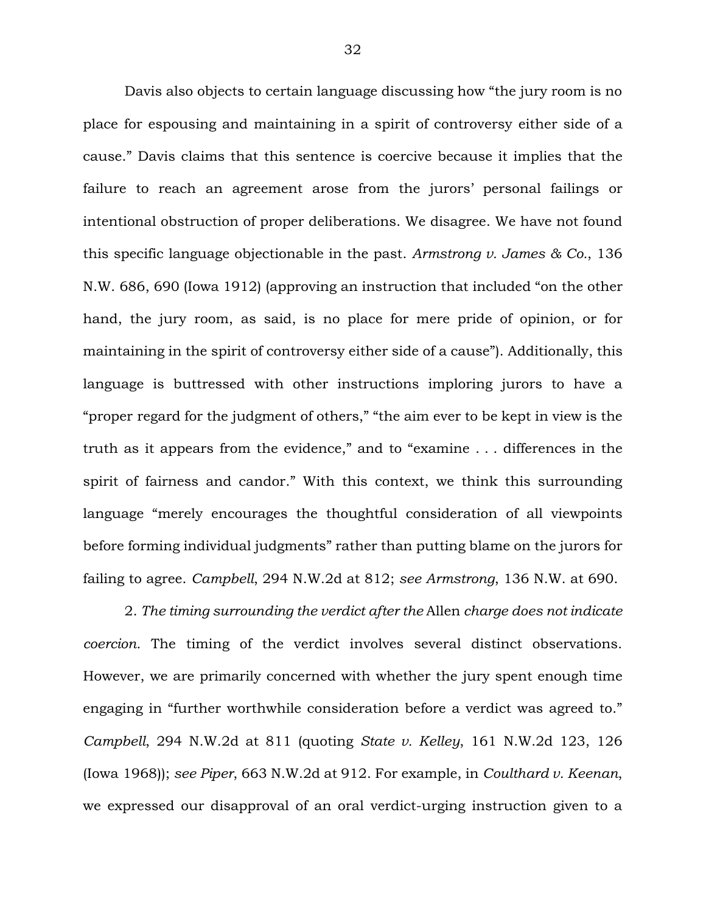Davis also objects to certain language discussing how “the jury room is no place for espousing and maintaining in a spirit of controversy either side of a cause.” Davis claims that this sentence is coercive because it implies that the failure to reach an agreement arose from the jurors’ personal failings or intentional obstruction of proper deliberations. We disagree. We have not found this specific language objectionable in the past. *Armstrong v. James & Co.*, 136 N.W. 686, 690 (Iowa 1912) (approving an instruction that included “on the other hand, the jury room, as said, is no place for mere pride of opinion, or for maintaining in the spirit of controversy either side of a cause”). Additionally, this language is buttressed with other instructions imploring jurors to have a “proper regard for the judgment of others,” “the aim ever to be kept in view is the truth as it appears from the evidence,” and to “examine . . . differences in the spirit of fairness and candor.” With this context, we think this surrounding language “merely encourages the thoughtful consideration of all viewpoints before forming individual judgments” rather than putting blame on the jurors for failing to agree. *Campbell*, 294 N.W.2d at 812; *see Armstrong*, 136 N.W. at 690.

2. *The timing surrounding the verdict after the* Allen *charge does not indicate coercion.* The timing of the verdict involves several distinct observations. However, we are primarily concerned with whether the jury spent enough time engaging in “further worthwhile consideration before a verdict was agreed to.” *Campbell*, 294 N.W.2d at 811 (quoting *State v. Kelley*, 161 N.W.2d 123, 126 (Iowa 1968)); *see Piper*, 663 N.W.2d at 912. For example, in *Coulthard v. Keenan*, we expressed our disapproval of an oral verdict-urging instruction given to a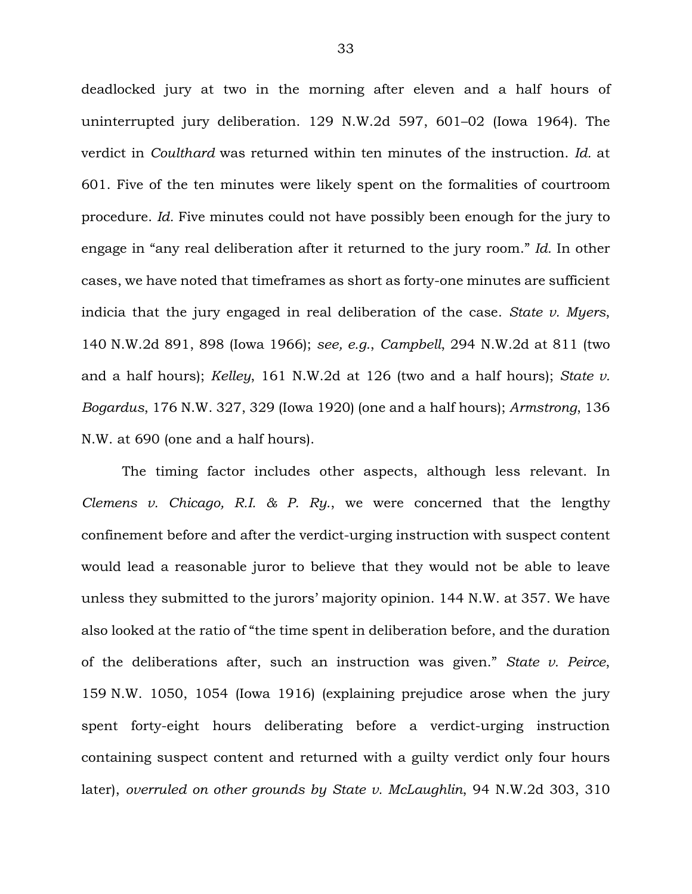deadlocked jury at two in the morning after eleven and a half hours of uninterrupted jury deliberation. 129 N.W.2d 597, 601–02 (Iowa 1964). The verdict in *Coulthard* was returned within ten minutes of the instruction. *Id.* at 601. Five of the ten minutes were likely spent on the formalities of courtroom procedure. *Id.* Five minutes could not have possibly been enough for the jury to engage in "any real deliberation after it returned to the jury room." *Id.* In other cases, we have noted that timeframes as short as forty-one minutes are sufficient indicia that the jury engaged in real deliberation of the case. *State v. Myers*, 140 N.W.2d 891, 898 (Iowa 1966); *see, e.g.*, *Campbell*, 294 N.W.2d at 811 (two and a half hours); *Kelley*, 161 N.W.2d at 126 (two and a half hours); *State v. Bogardus*, 176 N.W. 327, 329 (Iowa 1920) (one and a half hours); *Armstrong*, 136 N.W. at 690 (one and a half hours).

The timing factor includes other aspects, although less relevant. In *Clemens v. Chicago, R.I. & P. Ry.*, we were concerned that the lengthy confinement before and after the verdict-urging instruction with suspect content would lead a reasonable juror to believe that they would not be able to leave unless they submitted to the jurors' majority opinion. 144 N.W. at 357. We have also looked at the ratio of "the time spent in deliberation before, and the duration of the deliberations after, such an instruction was given." *State v. Peirce*, 159 N.W. 1050, 1054 (Iowa 1916) (explaining prejudice arose when the jury spent forty-eight hours deliberating before a verdict-urging instruction containing suspect content and returned with a guilty verdict only four hours later), *overruled on other grounds by State v. McLaughlin*, 94 N.W.2d 303, 310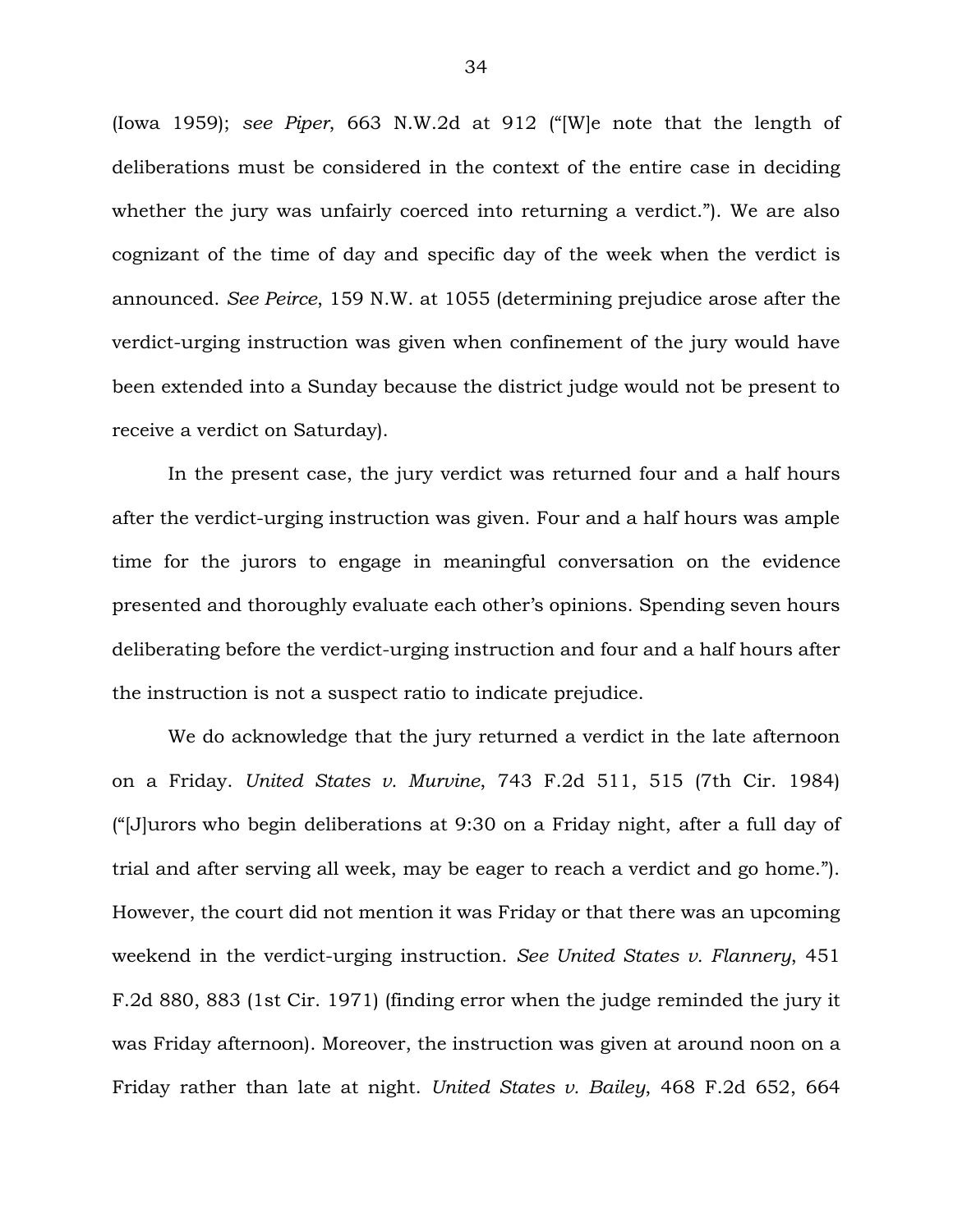(Iowa 1959); *see Piper*, 663 N.W.2d at 912 ("[W]e note that the length of deliberations must be considered in the context of the entire case in deciding whether the jury was unfairly coerced into returning a verdict."). We are also cognizant of the time of day and specific day of the week when the verdict is announced. *See Peirce*, 159 N.W. at 1055 (determining prejudice arose after the verdict-urging instruction was given when confinement of the jury would have been extended into a Sunday because the district judge would not be present to receive a verdict on Saturday).

In the present case, the jury verdict was returned four and a half hours after the verdict-urging instruction was given. Four and a half hours was ample time for the jurors to engage in meaningful conversation on the evidence presented and thoroughly evaluate each other's opinions. Spending seven hours deliberating before the verdict-urging instruction and four and a half hours after the instruction is not a suspect ratio to indicate prejudice.

We do acknowledge that the jury returned a verdict in the late afternoon on a Friday. *United States v. Murvine*, 743 F.2d 511, 515 (7th Cir. 1984) ("[J]urors who begin deliberations at 9:30 on a Friday night, after a full day of trial and after serving all week, may be eager to reach a verdict and go home."). However, the court did not mention it was Friday or that there was an upcoming weekend in the verdict-urging instruction. *See United States v. Flannery*, 451 F.2d 880, 883 (1st Cir. 1971) (finding error when the judge reminded the jury it was Friday afternoon). Moreover, the instruction was given at around noon on a Friday rather than late at night. *United States v. Bailey*, 468 F.2d 652, 664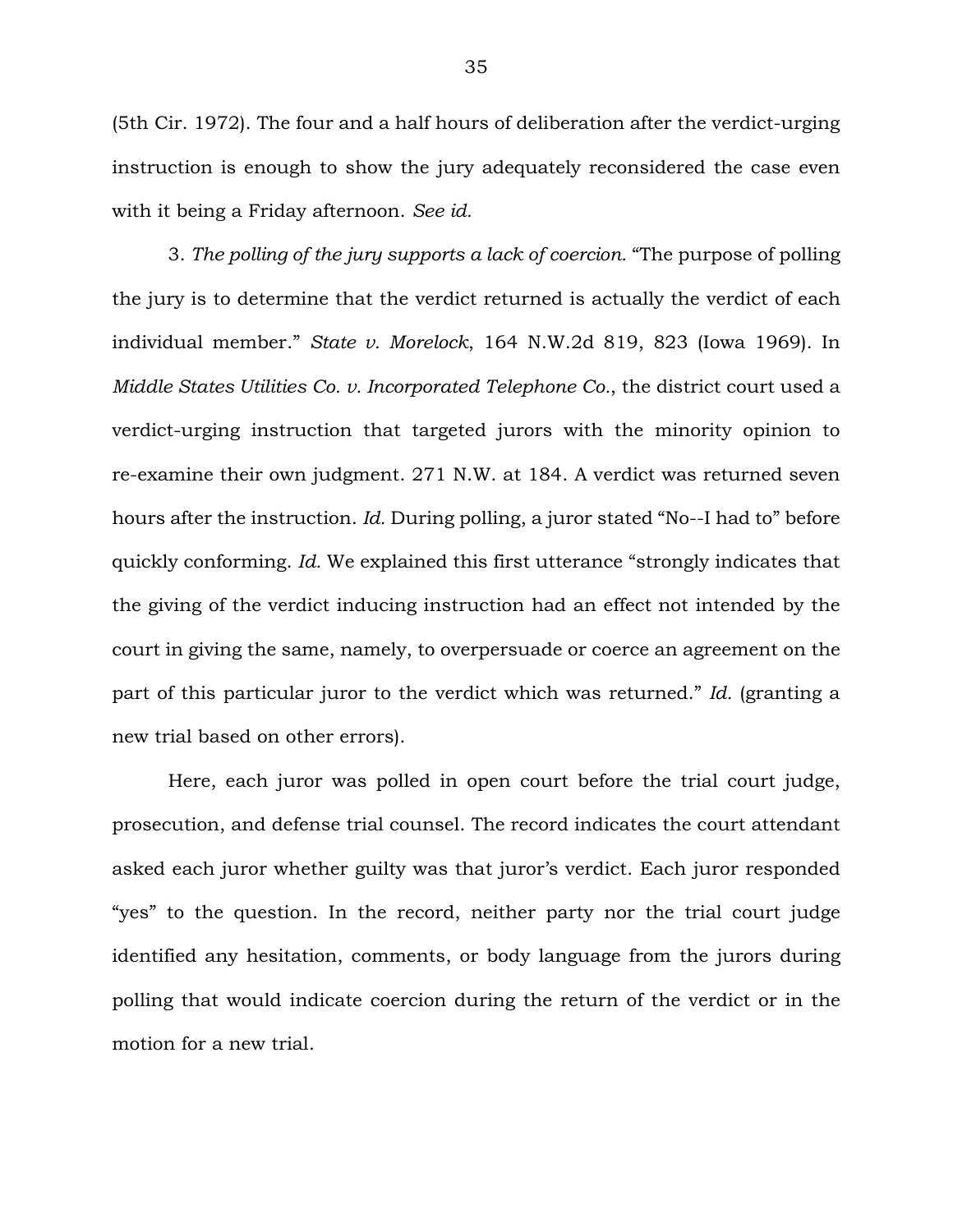(5th Cir. 1972). The four and a half hours of deliberation after the verdict-urging instruction is enough to show the jury adequately reconsidered the case even with it being a Friday afternoon. *See id.*

3. *The polling of the jury supports a lack of coercion.* "The purpose of polling the jury is to determine that the verdict returned is actually the verdict of each individual member." *State v. Morelock*, 164 N.W.2d 819, 823 (Iowa 1969). In *Middle States Utilities Co. v. Incorporated Telephone Co.*, the district court used a verdict-urging instruction that targeted jurors with the minority opinion to re-examine their own judgment. 271 N.W. at 184. A verdict was returned seven hours after the instruction. *Id.* During polling, a juror stated "No--I had to" before quickly conforming. *Id.* We explained this first utterance "strongly indicates that the giving of the verdict inducing instruction had an effect not intended by the court in giving the same, namely, to overpersuade or coerce an agreement on the part of this particular juror to the verdict which was returned." *Id.* (granting a new trial based on other errors).

Here, each juror was polled in open court before the trial court judge, prosecution, and defense trial counsel. The record indicates the court attendant asked each juror whether guilty was that juror's verdict. Each juror responded "yes" to the question. In the record, neither party nor the trial court judge identified any hesitation, comments, or body language from the jurors during polling that would indicate coercion during the return of the verdict or in the motion for a new trial.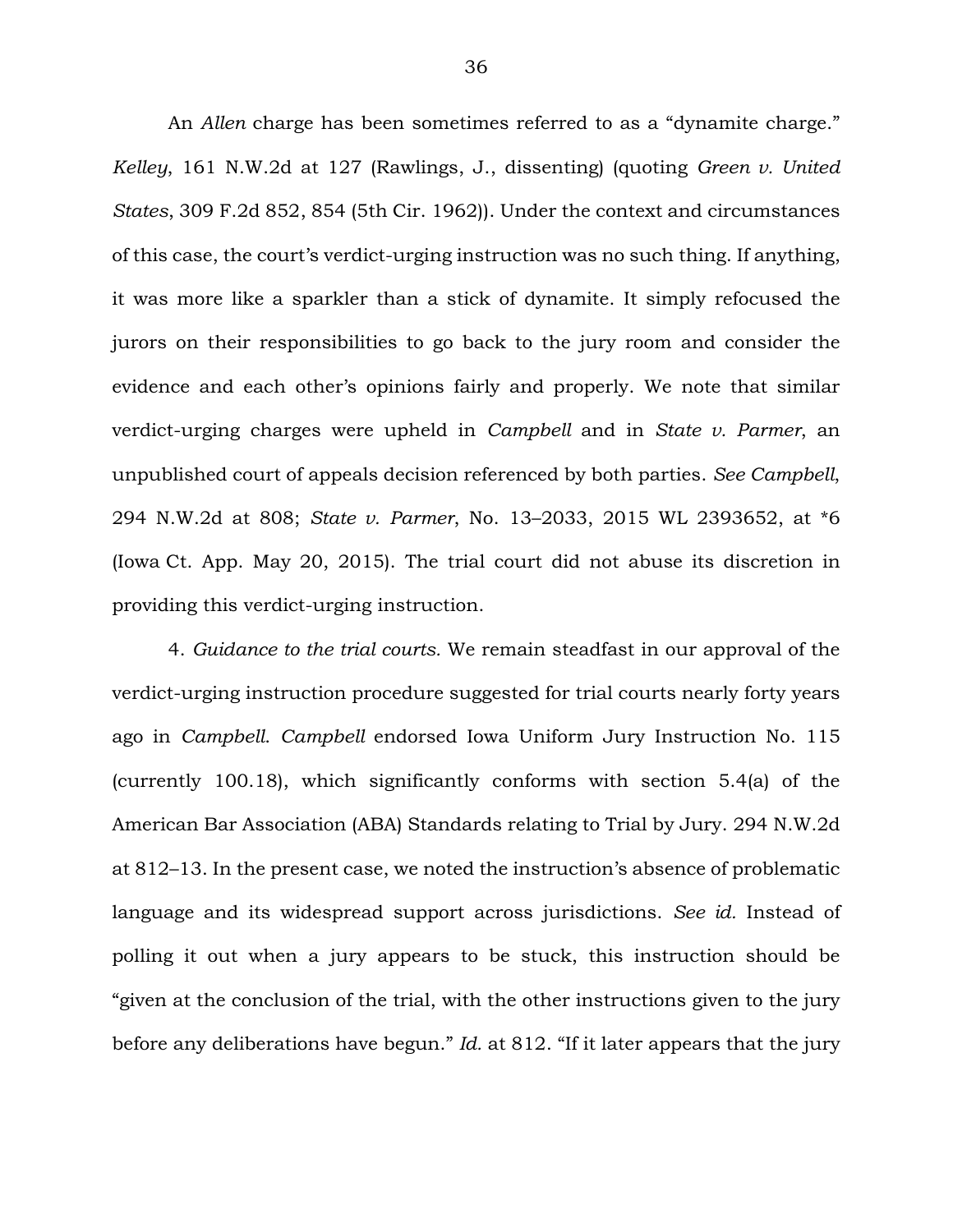An *Allen* charge has been sometimes referred to as a "dynamite charge." *Kelley*, 161 N.W.2d at 127 (Rawlings, J., dissenting) (quoting *Green v. United States*, 309 F.2d 852, 854 (5th Cir. 1962)). Under the context and circumstances of this case, the court's verdict-urging instruction was no such thing. If anything, it was more like a sparkler than a stick of dynamite. It simply refocused the jurors on their responsibilities to go back to the jury room and consider the evidence and each other's opinions fairly and properly. We note that similar verdict-urging charges were upheld in *Campbell* and in *State v. Parmer*, an unpublished court of appeals decision referenced by both parties. *See Campbell*, 294 N.W.2d at 808; *State v. Parmer*, No. 13–2033, 2015 WL 2393652, at *6 (Iowa Ct. App. May 20, 2015). The trial court did not abuse its discretion in providing this verdict-urging instruction.

4. *Guidance to the trial courts.* We remain steadfast in our approval of the verdict-urging instruction procedure suggested for trial courts nearly forty years ago in *Campbell*. *Campbell* endorsed Iowa Uniform Jury Instruction No. 115 (currently 100.18), which significantly conforms with section 5.4(a) of the American Bar Association (ABA) Standards relating to Trial by Jury. 294 N.W.2d at 812–13. In the present case, we noted the instruction's absence of problematic language and its widespread support across jurisdictions. *See id.* Instead of polling it out when a jury appears to be stuck, this instruction should be "given at the conclusion of the trial, with the other instructions given to the jury before any deliberations have begun." *Id.* at 812. "If it later appears that the jury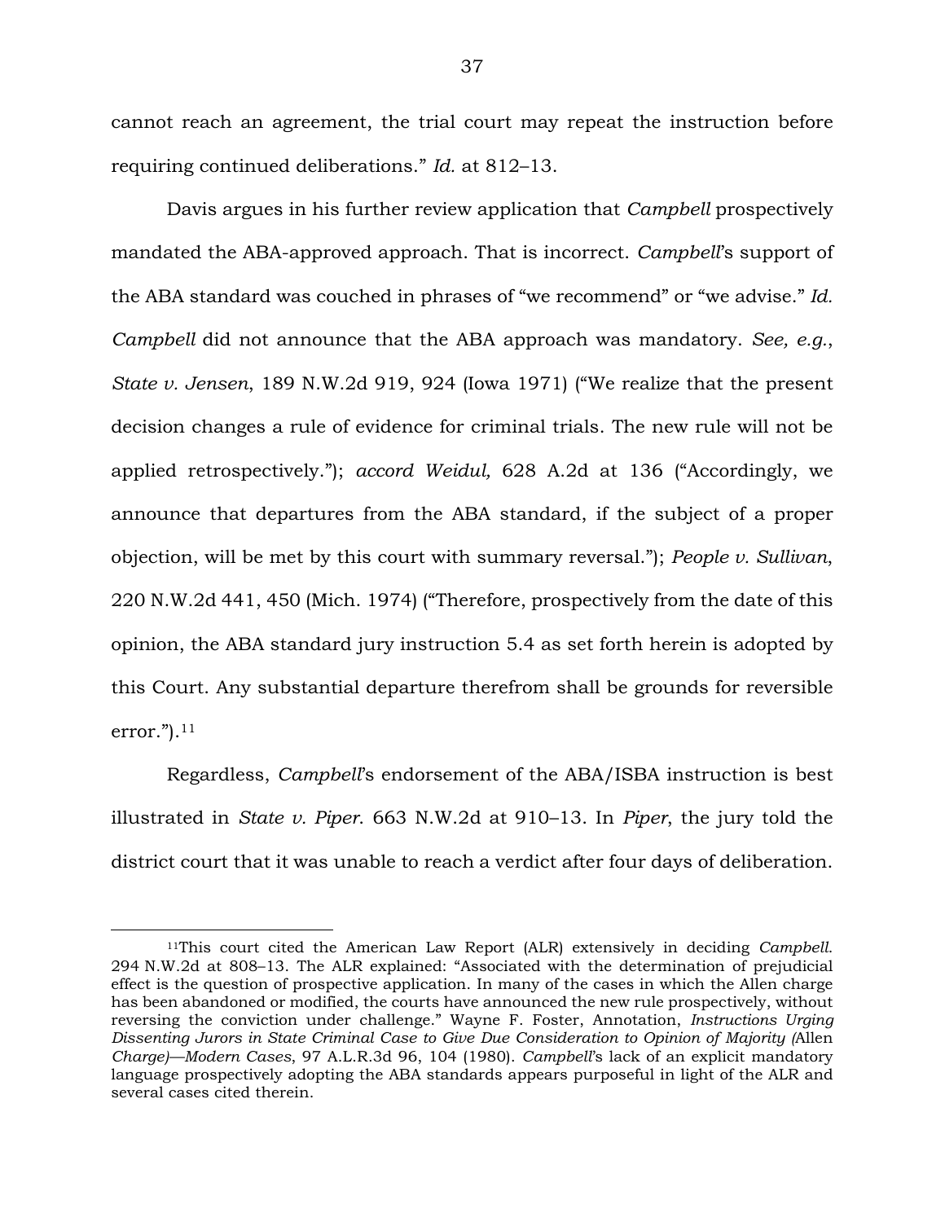cannot reach an agreement, the trial court may repeat the instruction before requiring continued deliberations." *Id.* at 812–13.

Davis argues in his further review application that *Campbell* prospectively mandated the ABA-approved approach. That is incorrect. *Campbell*'s support of the ABA standard was couched in phrases of "we recommend" or "we advise." *Id.* *Campbell* did not announce that the ABA approach was mandatory. *See, e.g.*, *State v. Jensen*, 189 N.W.2d 919, 924 (Iowa 1971) ("We realize that the present decision changes a rule of evidence for criminal trials. The new rule will not be applied retrospectively."); *accord Weidul,* 628 A.2d at 136 ("Accordingly, we announce that departures from the ABA standard, if the subject of a proper objection, will be met by this court with summary reversal."); *People v. Sullivan*, 220 N.W.2d 441, 450 (Mich. 1974) ("Therefore, prospectively from the date of this opinion, the ABA standard jury instruction 5.4 as set forth herein is adopted by this Court. Any substantial departure therefrom shall be grounds for reversible error.").[11]

Regardless, *Campbell*'s endorsement of the ABA/ISBA instruction is best illustrated in *State v. Piper*. 663 N.W.2d at 910–13. In *Piper*, the jury told the district court that it was unable to reach a verdict after four days of deliberation.

---

[11]This court cited the American Law Report (ALR) extensively in deciding *Campbell*. 294 N.W.2d at 808–13. The ALR explained: "Associated with the determination of prejudicial effect is the question of prospective application. In many of the cases in which the Allen charge has been abandoned or modified, the courts have announced the new rule prospectively, without reversing the conviction under challenge." Wayne F. Foster, Annotation, *Instructions Urging Dissenting Jurors in State Criminal Case to Give Due Consideration to Opinion of Majority (*Allen *Charge)—Modern Cases*, 97 A.L.R.3d 96, 104 (1980). *Campbell*'s lack of an explicit mandatory language prospectively adopting the ABA standards appears purposeful in light of the ALR and several cases cited therein.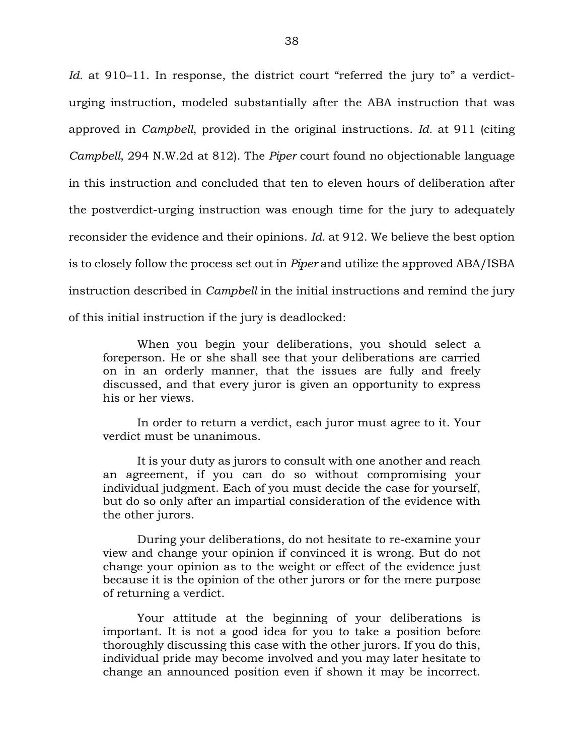*Id.* at 910–11. In response, the district court "referred the jury to" a verdict-urging instruction, modeled substantially after the ABA instruction that was approved in *Campbell*, provided in the original instructions. *Id.* at 911 (citing *Campbell*, 294 N.W.2d at 812). The *Piper* court found no objectionable language in this instruction and concluded that ten to eleven hours of deliberation after the postverdict-urging instruction was enough time for the jury to adequately reconsider the evidence and their opinions. *Id.* at 912. We believe the best option is to closely follow the process set out in *Piper* and utilize the approved ABA/ISBA instruction described in *Campbell* in the initial instructions and remind the jury of this initial instruction if the jury is deadlocked:

> When you begin your deliberations, you should select a foreperson. He or she shall see that your deliberations are carried on in an orderly manner, that the issues are fully and freely discussed, and that every juror is given an opportunity to express his or her views.
>
> In order to return a verdict, each juror must agree to it. Your verdict must be unanimous.
>
> It is your duty as jurors to consult with one another and reach an agreement, if you can do so without compromising your individual judgment. Each of you must decide the case for yourself, but do so only after an impartial consideration of the evidence with the other jurors.
>
> During your deliberations, do not hesitate to re-examine your view and change your opinion if convinced it is wrong. But do not change your opinion as to the weight or effect of the evidence just because it is the opinion of the other jurors or for the mere purpose of returning a verdict.
>
> Your attitude at the beginning of your deliberations is important. It is not a good idea for you to take a position before thoroughly discussing this case with the other jurors. If you do this, individual pride may become involved and you may later hesitate to change an announced position even if shown it may be incorrect.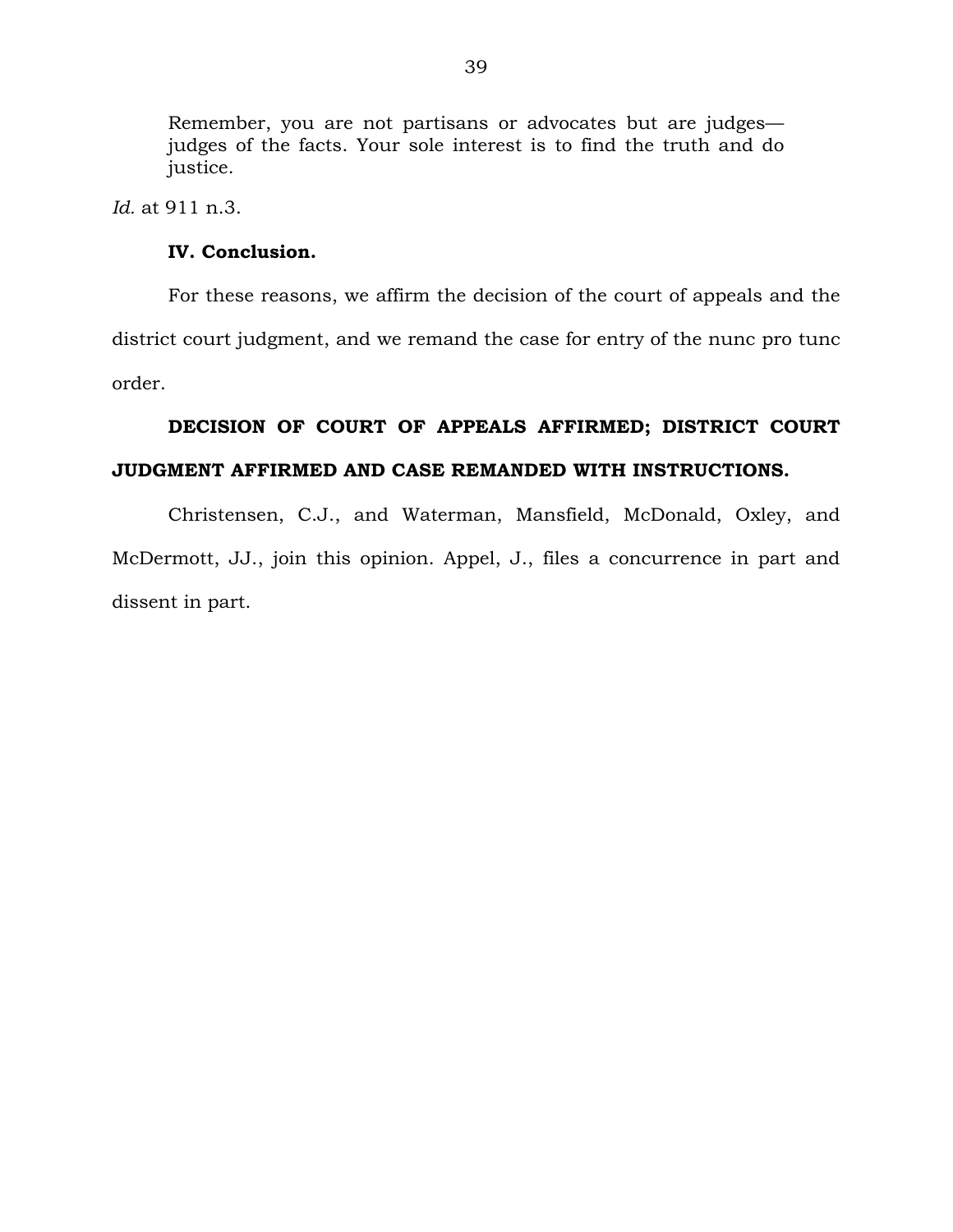> Remember, you are not partisans or advocates but are judges—judges of the facts. Your sole interest is to find the truth and do justice.

*Id.* at 911 n.3.

**IV. Conclusion.**

For these reasons, we affirm the decision of the court of appeals and the district court judgment, and we remand the case for entry of the nunc pro tunc order.

**DECISION OF COURT OF APPEALS AFFIRMED; DISTRICT COURT JUDGMENT AFFIRMED AND CASE REMANDED WITH INSTRUCTIONS.**

Christensen, C.J., and Waterman, Mansfield, McDonald, Oxley, and McDermott, JJ., join this opinion. Appel, J., files a concurrence in part and dissent in part.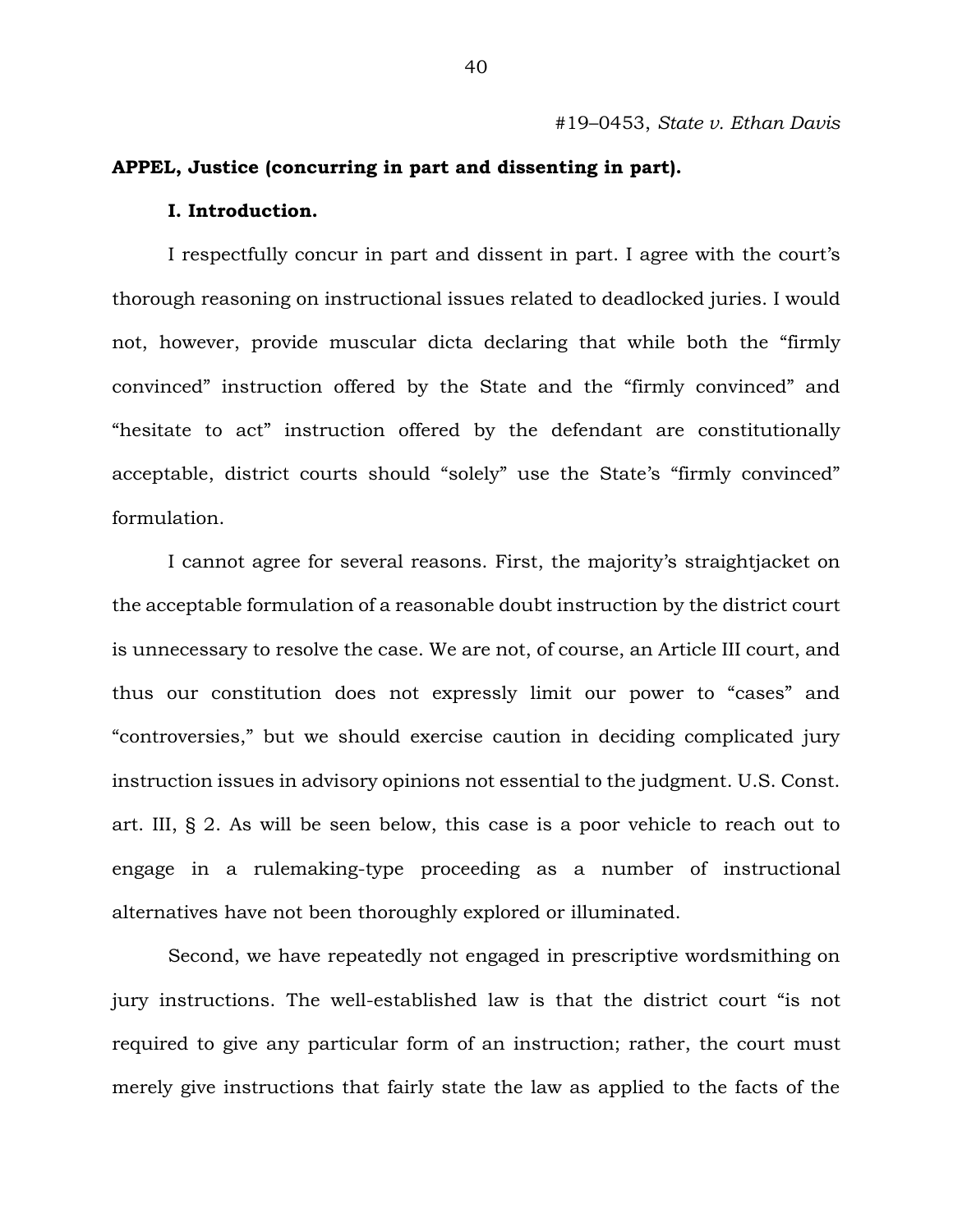#19–0453, *State v. Ethan Davis*

**APPEL, Justice (concurring in part and dissenting in part).**

**I. Introduction.**

I respectfully concur in part and dissent in part. I agree with the court's thorough reasoning on instructional issues related to deadlocked juries. I would not, however, provide muscular dicta declaring that while both the "firmly convinced" instruction offered by the State and the "firmly convinced" and "hesitate to act" instruction offered by the defendant are constitutionally acceptable, district courts should "solely" use the State's "firmly convinced" formulation.

I cannot agree for several reasons. First, the majority's straightjacket on the acceptable formulation of a reasonable doubt instruction by the district court is unnecessary to resolve the case. We are not, of course, an Article III court, and thus our constitution does not expressly limit our power to "cases" and "controversies," but we should exercise caution in deciding complicated jury instruction issues in advisory opinions not essential to the judgment. U.S. Const. art. III, § 2. As will be seen below, this case is a poor vehicle to reach out to engage in a rulemaking-type proceeding as a number of instructional alternatives have not been thoroughly explored or illuminated.

Second, we have repeatedly not engaged in prescriptive wordsmithing on jury instructions. The well-established law is that the district court "is not required to give any particular form of an instruction; rather, the court must merely give instructions that fairly state the law as applied to the facts of the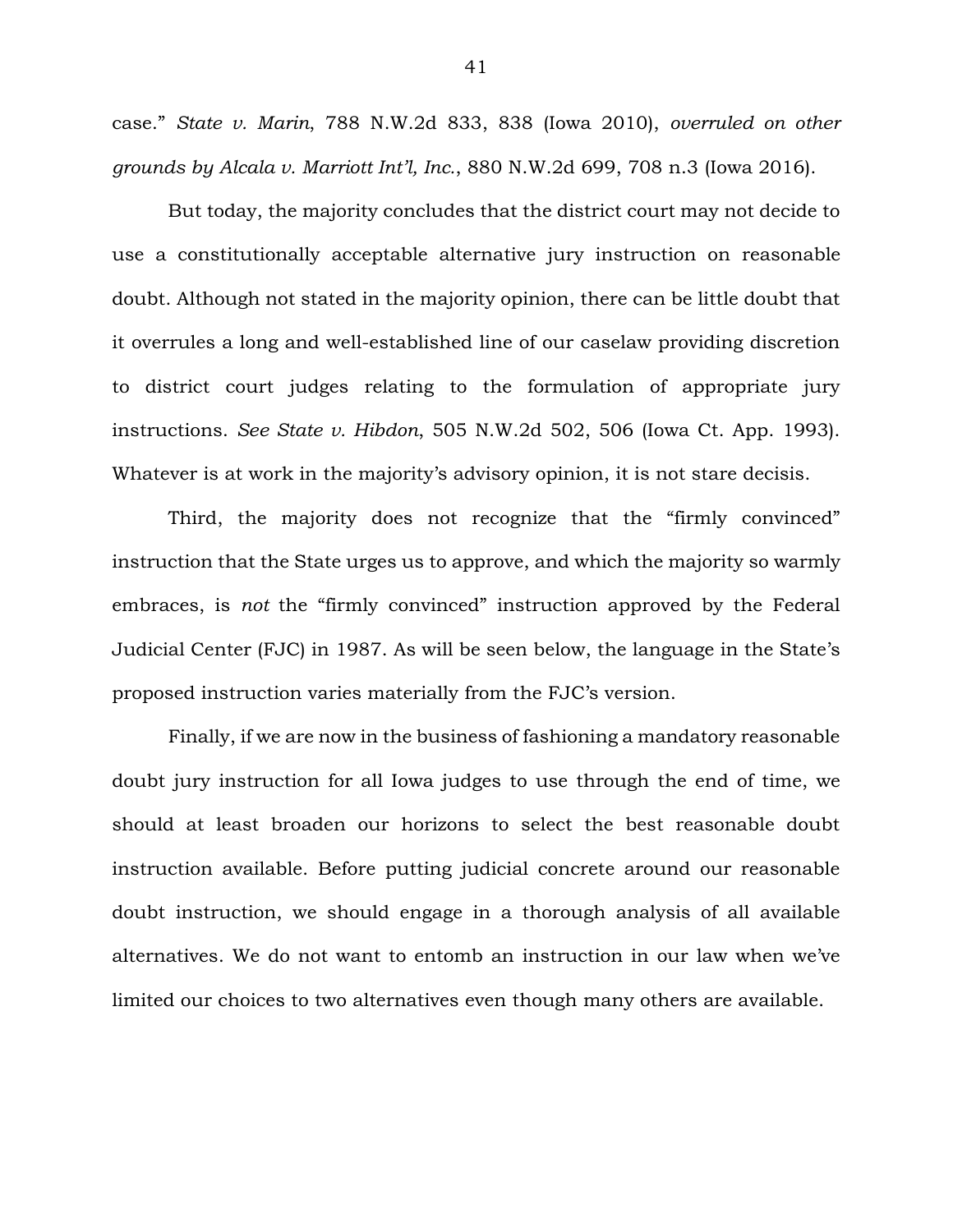case." *State v. Marin*, 788 N.W.2d 833, 838 (Iowa 2010), *overruled on other grounds by Alcala v. Marriott Int'l, Inc.*, 880 N.W.2d 699, 708 n.3 (Iowa 2016).

But today, the majority concludes that the district court may not decide to use a constitutionally acceptable alternative jury instruction on reasonable doubt. Although not stated in the majority opinion, there can be little doubt that it overrules a long and well-established line of our caselaw providing discretion to district court judges relating to the formulation of appropriate jury instructions. *See State v. Hibdon*, 505 N.W.2d 502, 506 (Iowa Ct. App. 1993). Whatever is at work in the majority's advisory opinion, it is not stare decisis.

Third, the majority does not recognize that the "firmly convinced" instruction that the State urges us to approve, and which the majority so warmly embraces, is *not* the "firmly convinced" instruction approved by the Federal Judicial Center (FJC) in 1987. As will be seen below, the language in the State's proposed instruction varies materially from the FJC's version.

Finally, if we are now in the business of fashioning a mandatory reasonable doubt jury instruction for all Iowa judges to use through the end of time, we should at least broaden our horizons to select the best reasonable doubt instruction available. Before putting judicial concrete around our reasonable doubt instruction, we should engage in a thorough analysis of all available alternatives. We do not want to entomb an instruction in our law when we've limited our choices to two alternatives even though many others are available.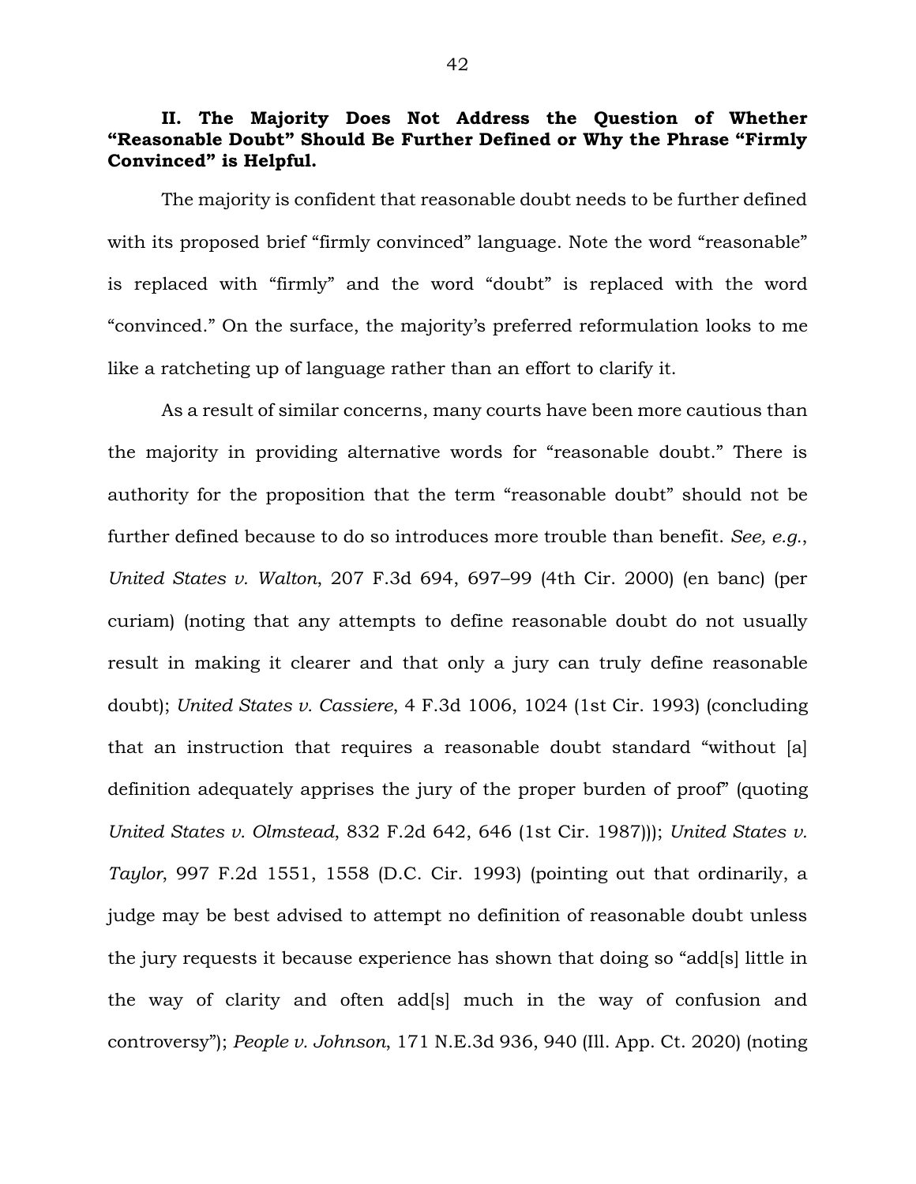## II. The Majority Does Not Address the Question of Whether "Reasonable Doubt" Should Be Further Defined or Why the Phrase "Firmly Convinced" is Helpful.

The majority is confident that reasonable doubt needs to be further defined with its proposed brief "firmly convinced" language. Note the word "reasonable" is replaced with "firmly" and the word "doubt" is replaced with the word "convinced." On the surface, the majority's preferred reformulation looks to me like a ratcheting up of language rather than an effort to clarify it.

As a result of similar concerns, many courts have been more cautious than the majority in providing alternative words for "reasonable doubt." There is authority for the proposition that the term "reasonable doubt" should not be further defined because to do so introduces more trouble than benefit. *See, e.g.*, *United States v. Walton*, 207 F.3d 694, 697–99 (4th Cir. 2000) (en banc) (per curiam) (noting that any attempts to define reasonable doubt do not usually result in making it clearer and that only a jury can truly define reasonable doubt); *United States v. Cassiere*, 4 F.3d 1006, 1024 (1st Cir. 1993) (concluding that an instruction that requires a reasonable doubt standard "without [a] definition adequately apprises the jury of the proper burden of proof" (quoting *United States v. Olmstead*, 832 F.2d 642, 646 (1st Cir. 1987))); *United States v. Taylor*, 997 F.2d 1551, 1558 (D.C. Cir. 1993) (pointing out that ordinarily, a judge may be best advised to attempt no definition of reasonable doubt unless the jury requests it because experience has shown that doing so "add[s] little in the way of clarity and often add[s] much in the way of confusion and controversy"); *People v. Johnson*, 171 N.E.3d 936, 940 (Ill. App. Ct. 2020) (noting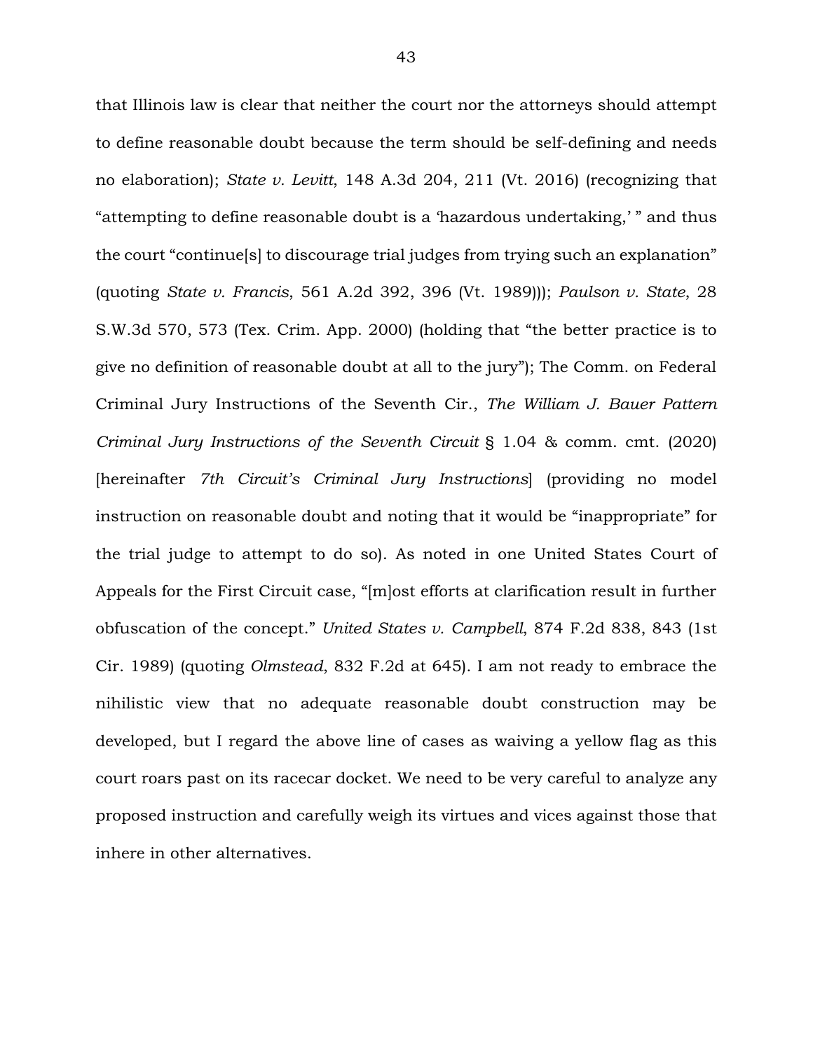that Illinois law is clear that neither the court nor the attorneys should attempt to define reasonable doubt because the term should be self-defining and needs no elaboration); *State v. Levitt*, 148 A.3d 204, 211 (Vt. 2016) (recognizing that "attempting to define reasonable doubt is a 'hazardous undertaking,' " and thus the court "continue[s] to discourage trial judges from trying such an explanation" (quoting *State v. Francis*, 561 A.2d 392, 396 (Vt. 1989))); *Paulson v. State*, 28 S.W.3d 570, 573 (Tex. Crim. App. 2000) (holding that "the better practice is to give no definition of reasonable doubt at all to the jury"); The Comm. on Federal Criminal Jury Instructions of the Seventh Cir., *The William J. Bauer Pattern Criminal Jury Instructions of the Seventh Circuit* § 1.04 & comm. cmt. (2020) [hereinafter *7th Circuit's Criminal Jury Instructions*] (providing no model instruction on reasonable doubt and noting that it would be "inappropriate" for the trial judge to attempt to do so). As noted in one United States Court of Appeals for the First Circuit case, "[m]ost efforts at clarification result in further obfuscation of the concept." *United States v. Campbell*, 874 F.2d 838, 843 (1st Cir. 1989) (quoting *Olmstead*, 832 F.2d at 645). I am not ready to embrace the nihilistic view that no adequate reasonable doubt construction may be developed, but I regard the above line of cases as waiving a yellow flag as this court roars past on its racecar docket. We need to be very careful to analyze any proposed instruction and carefully weigh its virtues and vices against those that inhere in other alternatives.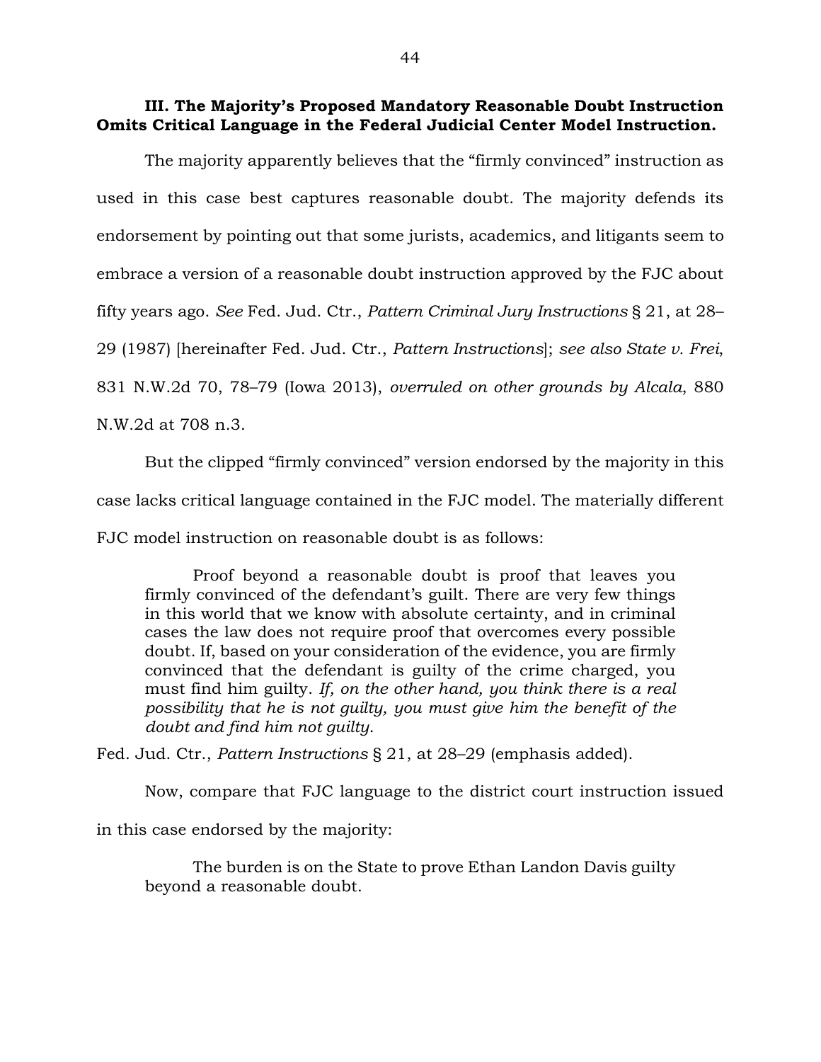### III. The Majority's Proposed Mandatory Reasonable Doubt Instruction Omits Critical Language in the Federal Judicial Center Model Instruction.

The majority apparently believes that the "firmly convinced" instruction as used in this case best captures reasonable doubt. The majority defends its endorsement by pointing out that some jurists, academics, and litigants seem to embrace a version of a reasonable doubt instruction approved by the FJC about fifty years ago. *See* Fed. Jud. Ctr., *Pattern Criminal Jury Instructions* § 21, at 28–29 (1987) [hereinafter Fed. Jud. Ctr., *Pattern Instructions*]; *see also State v. Frei*, 831 N.W.2d 70, 78–79 (Iowa 2013), *overruled on other grounds by Alcala*, 880 N.W.2d at 708 n.3.

But the clipped "firmly convinced" version endorsed by the majority in this case lacks critical language contained in the FJC model. The materially different FJC model instruction on reasonable doubt is as follows:

> Proof beyond a reasonable doubt is proof that leaves you firmly convinced of the defendant's guilt. There are very few things in this world that we know with absolute certainty, and in criminal cases the law does not require proof that overcomes every possible doubt. If, based on your consideration of the evidence, you are firmly convinced that the defendant is guilty of the crime charged, you must find him guilty. *If, on the other hand, you think there is a real possibility that he is not guilty, you must give him the benefit of the doubt and find him not guilty*.

Fed. Jud. Ctr., *Pattern Instructions* § 21, at 28–29 (emphasis added).

Now, compare that FJC language to the district court instruction issued in this case endorsed by the majority:

> The burden is on the State to prove Ethan Landon Davis guilty beyond a reasonable doubt.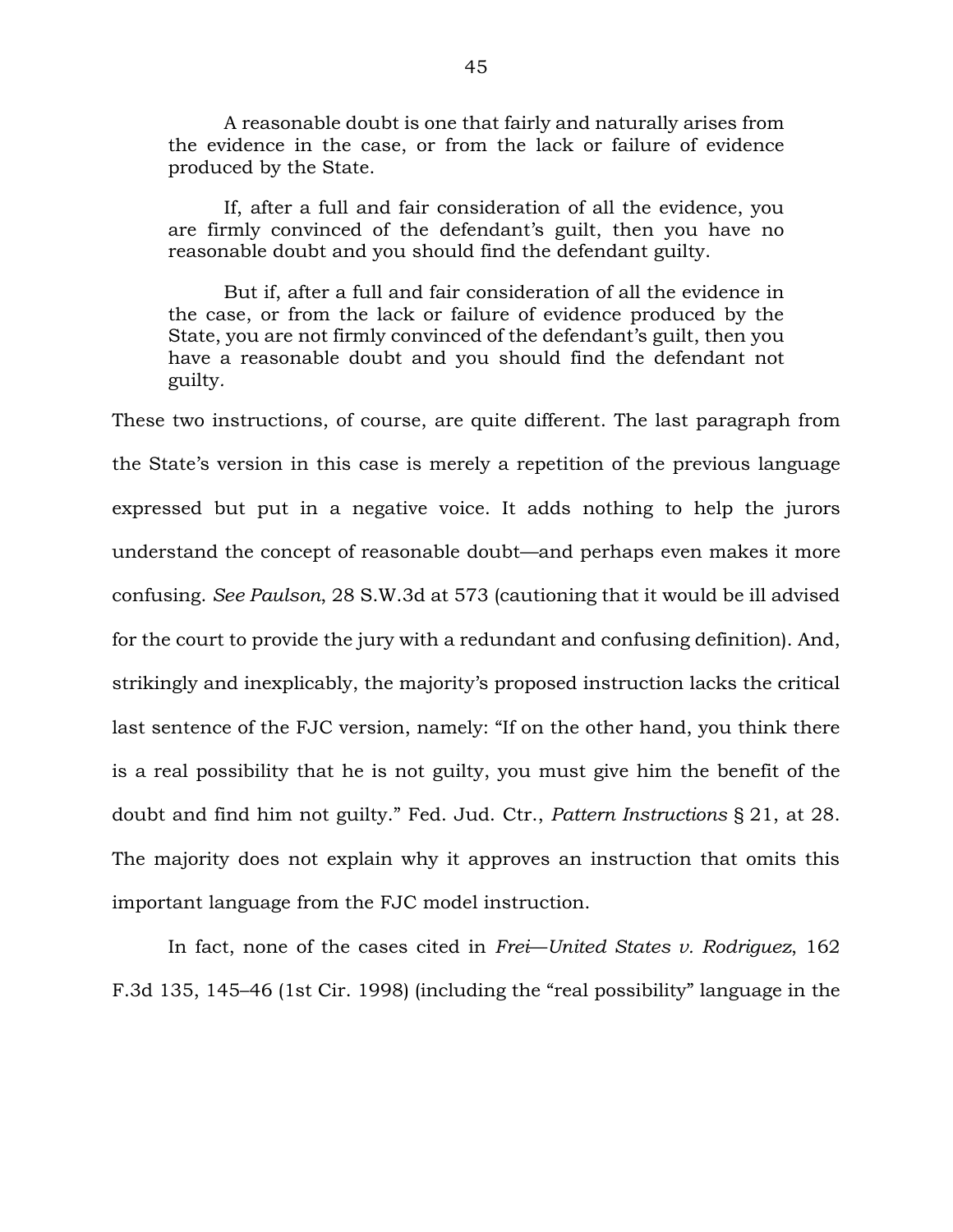> A reasonable doubt is one that fairly and naturally arises from the evidence in the case, or from the lack or failure of evidence produced by the State.
>
> If, after a full and fair consideration of all the evidence, you are firmly convinced of the defendant's guilt, then you have no reasonable doubt and you should find the defendant guilty.
>
> But if, after a full and fair consideration of all the evidence in the case, or from the lack or failure of evidence produced by the State, you are not firmly convinced of the defendant's guilt, then you have a reasonable doubt and you should find the defendant not guilty.

These two instructions, of course, are quite different. The last paragraph from the State's version in this case is merely a repetition of the previous language expressed but put in a negative voice. It adds nothing to help the jurors understand the concept of reasonable doubt—and perhaps even makes it more confusing. *See Paulson*, 28 S.W.3d at 573 (cautioning that it would be ill advised for the court to provide the jury with a redundant and confusing definition). And, strikingly and inexplicably, the majority's proposed instruction lacks the critical last sentence of the FJC version, namely: "If on the other hand, you think there is a real possibility that he is not guilty, you must give him the benefit of the doubt and find him not guilty." Fed. Jud. Ctr., *Pattern Instructions* § 21, at 28. The majority does not explain why it approves an instruction that omits this important language from the FJC model instruction.

In fact, none of the cases cited in *Frei*—*United States v. Rodriguez*, 162 F.3d 135, 145–46 (1st Cir. 1998) (including the "real possibility" language in the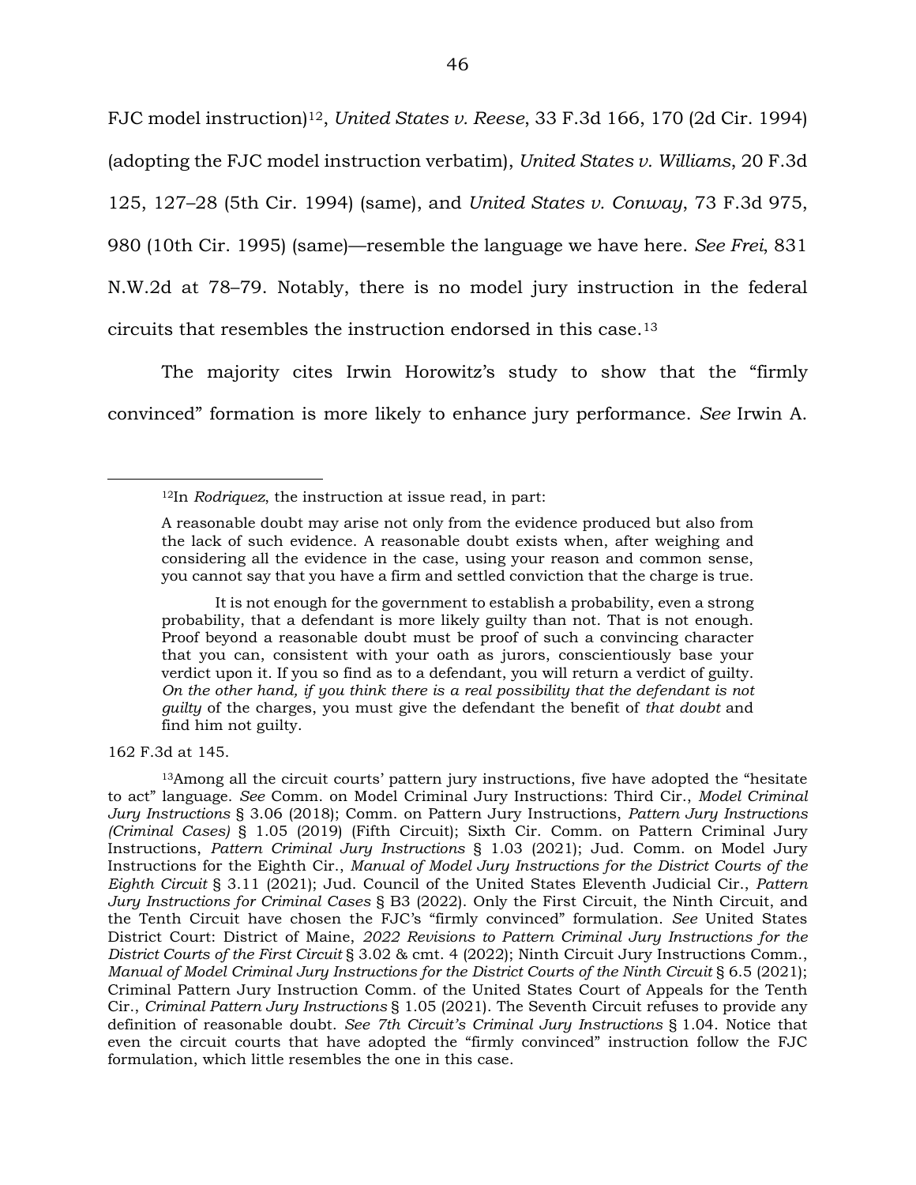FJC model instruction)[12], *United States v. Reese*, 33 F.3d 166, 170 (2d Cir. 1994) (adopting the FJC model instruction verbatim), *United States v. Williams*, 20 F.3d 125, 127–28 (5th Cir. 1994) (same), and *United States v. Conway*, 73 F.3d 975, 980 (10th Cir. 1995) (same)—resemble the language we have here. *See Frei*, 831 N.W.2d at 78–79. Notably, there is no model jury instruction in the federal circuits that resembles the instruction endorsed in this case.[13]

The majority cites Irwin Horowitz's study to show that the "firmly convinced" formation is more likely to enhance jury performance. *See* Irwin A.

---

[12]In *Rodriquez*, the instruction at issue read, in part:

> A reasonable doubt may arise not only from the evidence produced but also from the lack of such evidence. A reasonable doubt exists when, after weighing and considering all the evidence in the case, using your reason and common sense, you cannot say that you have a firm and settled conviction that the charge is true.
>
> It is not enough for the government to establish a probability, even a strong probability, that a defendant is more likely guilty than not. That is not enough. Proof beyond a reasonable doubt must be proof of such a convincing character that you can, consistent with your oath as jurors, conscientiously base your verdict upon it. If you so find as to a defendant, you will return a verdict of guilty. *On the other hand, if you think there is a real possibility that the defendant is not guilty* of the charges, you must give the defendant the benefit of *that doubt* and find him not guilty.

162 F.3d at 145.

[13]Among all the circuit courts' pattern jury instructions, five have adopted the "hesitate to act" language. *See* Comm. on Model Criminal Jury Instructions: Third Cir., *Model Criminal Jury Instructions* § 3.06 (2018); Comm. on Pattern Jury Instructions, *Pattern Jury Instructions (Criminal Cases)* § 1.05 (2019) (Fifth Circuit); Sixth Cir. Comm. on Pattern Criminal Jury Instructions, *Pattern Criminal Jury Instructions* § 1.03 (2021); Jud. Comm. on Model Jury Instructions for the Eighth Cir., *Manual of Model Jury Instructions for the District Courts of the Eighth Circuit* § 3.11 (2021); Jud. Council of the United States Eleventh Judicial Cir., *Pattern Jury Instructions for Criminal Cases* § B3 (2022). Only the First Circuit, the Ninth Circuit, and the Tenth Circuit have chosen the FJC's "firmly convinced" formulation. *See* United States District Court: District of Maine, *2022 Revisions to Pattern Criminal Jury Instructions for the District Courts of the First Circuit* § 3.02 & cmt. 4 (2022); Ninth Circuit Jury Instructions Comm., *Manual of Model Criminal Jury Instructions for the District Courts of the Ninth Circuit* § 6.5 (2021); Criminal Pattern Jury Instruction Comm. of the United States Court of Appeals for the Tenth Cir., *Criminal Pattern Jury Instructions* § 1.05 (2021). The Seventh Circuit refuses to provide any definition of reasonable doubt. *See 7th Circuit's Criminal Jury Instructions* § 1.04. Notice that even the circuit courts that have adopted the "firmly convinced" instruction follow the FJC formulation, which little resembles the one in this case.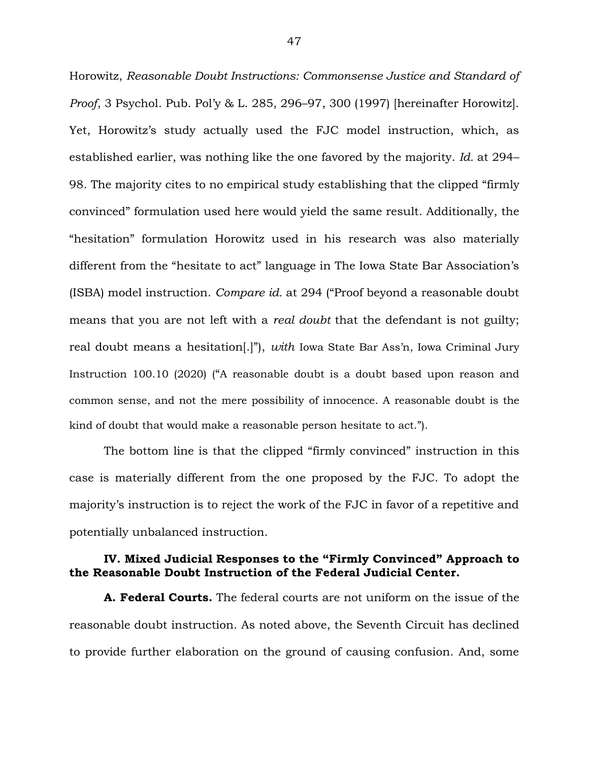Horowitz, *Reasonable Doubt Instructions: Commonsense Justice and Standard of Proof*, 3 Psychol. Pub. Pol'y & L. 285, 296–97, 300 (1997) [hereinafter Horowitz]. Yet, Horowitz's study actually used the FJC model instruction, which, as established earlier, was nothing like the one favored by the majority. *Id.* at 294–98. The majority cites to no empirical study establishing that the clipped "firmly convinced" formulation used here would yield the same result. Additionally, the "hesitation" formulation Horowitz used in his research was also materially different from the "hesitate to act" language in The Iowa State Bar Association's (ISBA) model instruction. *Compare id.* at 294 ("Proof beyond a reasonable doubt means that you are not left with a *real doubt* that the defendant is not guilty; real doubt means a hesitation[.]"), *with* Iowa State Bar Ass'n, Iowa Criminal Jury Instruction 100.10 (2020) ("A reasonable doubt is a doubt based upon reason and common sense, and not the mere possibility of innocence. A reasonable doubt is the kind of doubt that would make a reasonable person hesitate to act.").

The bottom line is that the clipped "firmly convinced" instruction in this case is materially different from the one proposed by the FJC. To adopt the majority's instruction is to reject the work of the FJC in favor of a repetitive and potentially unbalanced instruction.

### IV. Mixed Judicial Responses to the "Firmly Convinced" Approach to the Reasonable Doubt Instruction of the Federal Judicial Center.

**A. Federal Courts.** The federal courts are not uniform on the issue of the reasonable doubt instruction. As noted above, the Seventh Circuit has declined to provide further elaboration on the ground of causing confusion. And, some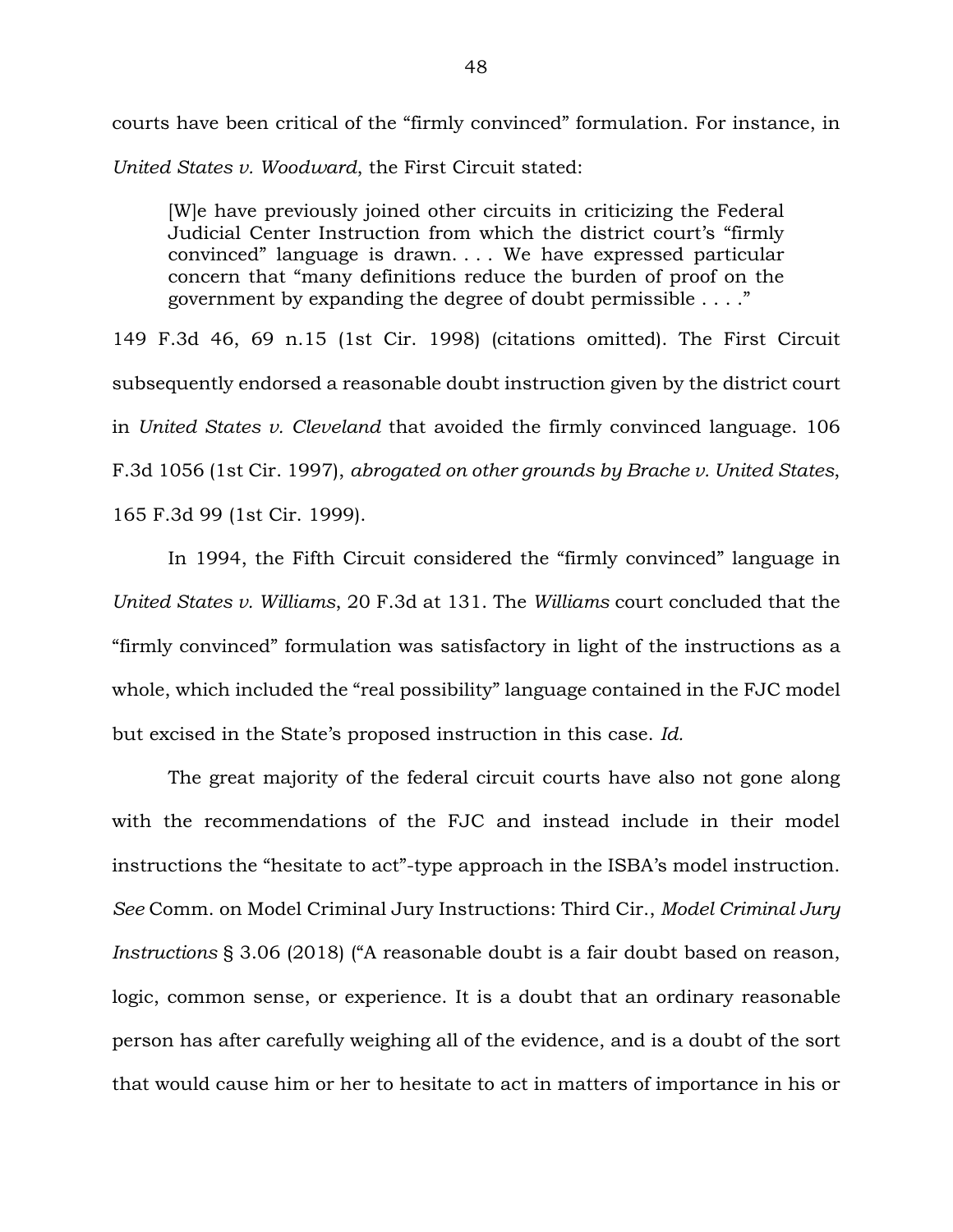courts have been critical of the "firmly convinced" formulation. For instance, in *United States v. Woodward*, the First Circuit stated:

> [W]e have previously joined other circuits in criticizing the Federal Judicial Center Instruction from which the district court's "firmly convinced" language is drawn. . . . We have expressed particular concern that "many definitions reduce the burden of proof on the government by expanding the degree of doubt permissible . . . ."

149 F.3d 46, 69 n.15 (1st Cir. 1998) (citations omitted). The First Circuit subsequently endorsed a reasonable doubt instruction given by the district court in *United States v. Cleveland* that avoided the firmly convinced language. 106 F.3d 1056 (1st Cir. 1997), *abrogated on other grounds by Brache v. United States*, 165 F.3d 99 (1st Cir. 1999).

In 1994, the Fifth Circuit considered the "firmly convinced" language in *United States v. Williams*, 20 F.3d at 131. The *Williams* court concluded that the "firmly convinced" formulation was satisfactory in light of the instructions as a whole, which included the "real possibility" language contained in the FJC model but excised in the State's proposed instruction in this case. *Id.*

The great majority of the federal circuit courts have also not gone along with the recommendations of the FJC and instead include in their model instructions the "hesitate to act"-type approach in the ISBA's model instruction. *See* Comm. on Model Criminal Jury Instructions: Third Cir., *Model Criminal Jury Instructions* § 3.06 (2018) ("A reasonable doubt is a fair doubt based on reason, logic, common sense, or experience. It is a doubt that an ordinary reasonable person has after carefully weighing all of the evidence, and is a doubt of the sort that would cause him or her to hesitate to act in matters of importance in his or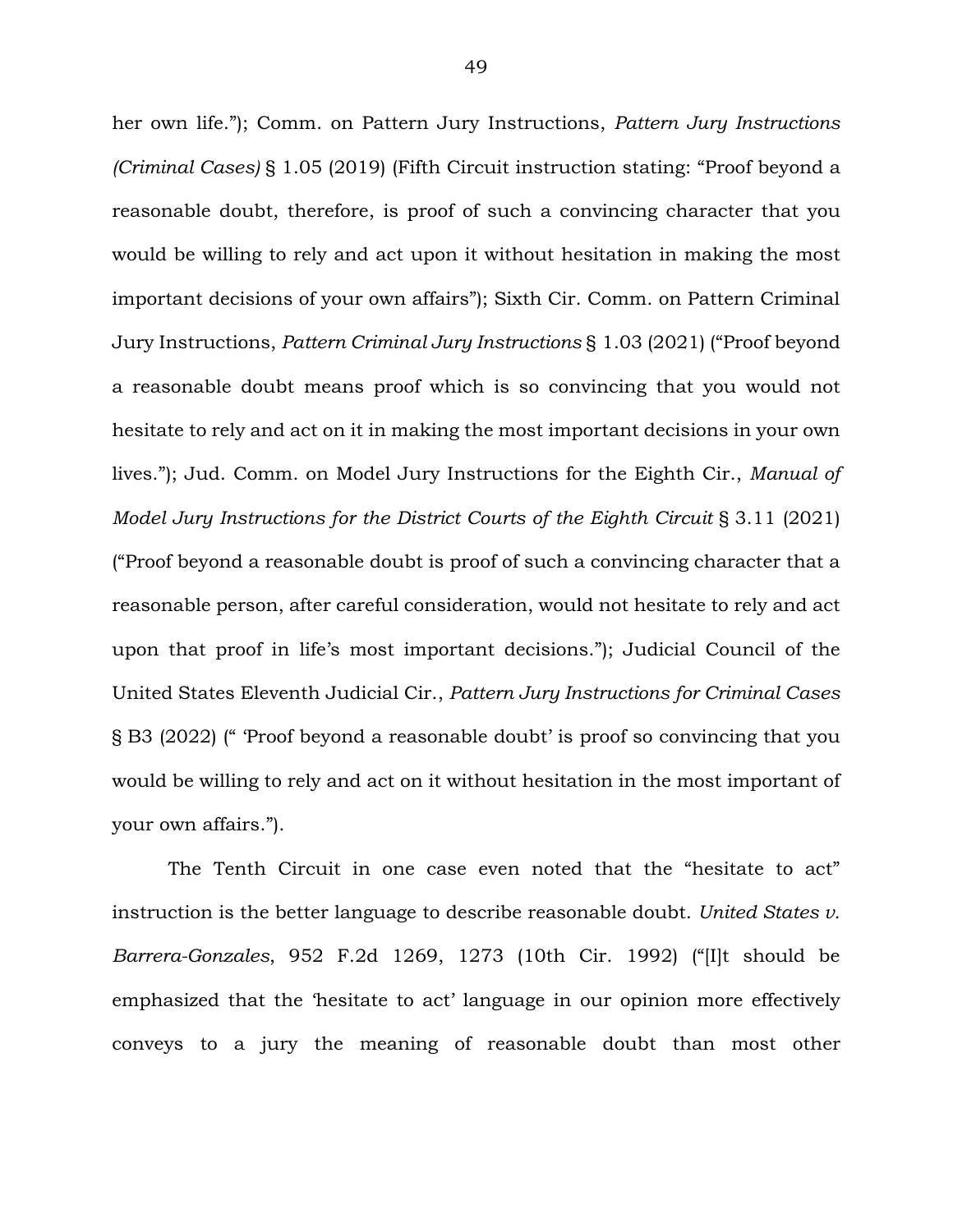her own life."); Comm. on Pattern Jury Instructions, *Pattern Jury Instructions (Criminal Cases)* § 1.05 (2019) (Fifth Circuit instruction stating: "Proof beyond a reasonable doubt, therefore, is proof of such a convincing character that you would be willing to rely and act upon it without hesitation in making the most important decisions of your own affairs"); Sixth Cir. Comm. on Pattern Criminal Jury Instructions, *Pattern Criminal Jury Instructions* § 1.03 (2021) ("Proof beyond a reasonable doubt means proof which is so convincing that you would not hesitate to rely and act on it in making the most important decisions in your own lives."); Jud. Comm. on Model Jury Instructions for the Eighth Cir., *Manual of Model Jury Instructions for the District Courts of the Eighth Circuit* § 3.11 (2021) ("Proof beyond a reasonable doubt is proof of such a convincing character that a reasonable person, after careful consideration, would not hesitate to rely and act upon that proof in life's most important decisions."); Judicial Council of the United States Eleventh Judicial Cir., *Pattern Jury Instructions for Criminal Cases* § B3 (2022) (" 'Proof beyond a reasonable doubt' is proof so convincing that you would be willing to rely and act on it without hesitation in the most important of your own affairs.").

The Tenth Circuit in one case even noted that the "hesitate to act" instruction is the better language to describe reasonable doubt. *United States v. Barrera-Gonzales*, 952 F.2d 1269, 1273 (10th Cir. 1992) ("[I]t should be emphasized that the 'hesitate to act' language in our opinion more effectively conveys to a jury the meaning of reasonable doubt than most other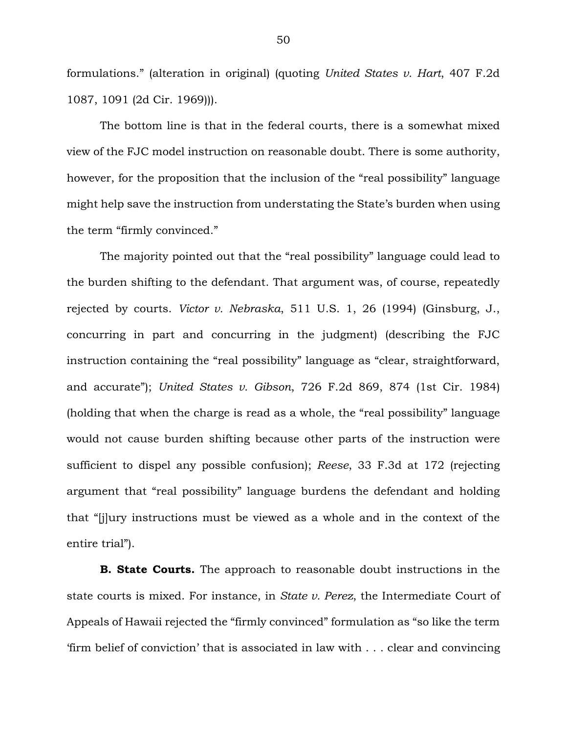formulations." (alteration in original) (quoting *United States v. Hart*, 407 F.2d 1087, 1091 (2d Cir. 1969))).

The bottom line is that in the federal courts, there is a somewhat mixed view of the FJC model instruction on reasonable doubt. There is some authority, however, for the proposition that the inclusion of the "real possibility" language might help save the instruction from understating the State's burden when using the term "firmly convinced."

The majority pointed out that the "real possibility" language could lead to the burden shifting to the defendant. That argument was, of course, repeatedly rejected by courts. *Victor v. Nebraska*, 511 U.S. 1, 26 (1994) (Ginsburg, J., concurring in part and concurring in the judgment) (describing the FJC instruction containing the "real possibility" language as "clear, straightforward, and accurate"); *United States v. Gibson*, 726 F.2d 869, 874 (1st Cir. 1984) (holding that when the charge is read as a whole, the "real possibility" language would not cause burden shifting because other parts of the instruction were sufficient to dispel any possible confusion); *Reese*, 33 F.3d at 172 (rejecting argument that "real possibility" language burdens the defendant and holding that "[j]ury instructions must be viewed as a whole and in the context of the entire trial").

**B. State Courts.** The approach to reasonable doubt instructions in the state courts is mixed. For instance, in *State v. Perez*, the Intermediate Court of Appeals of Hawaii rejected the "firmly convinced" formulation as "so like the term 'firm belief of conviction' that is associated in law with . . . clear and convincing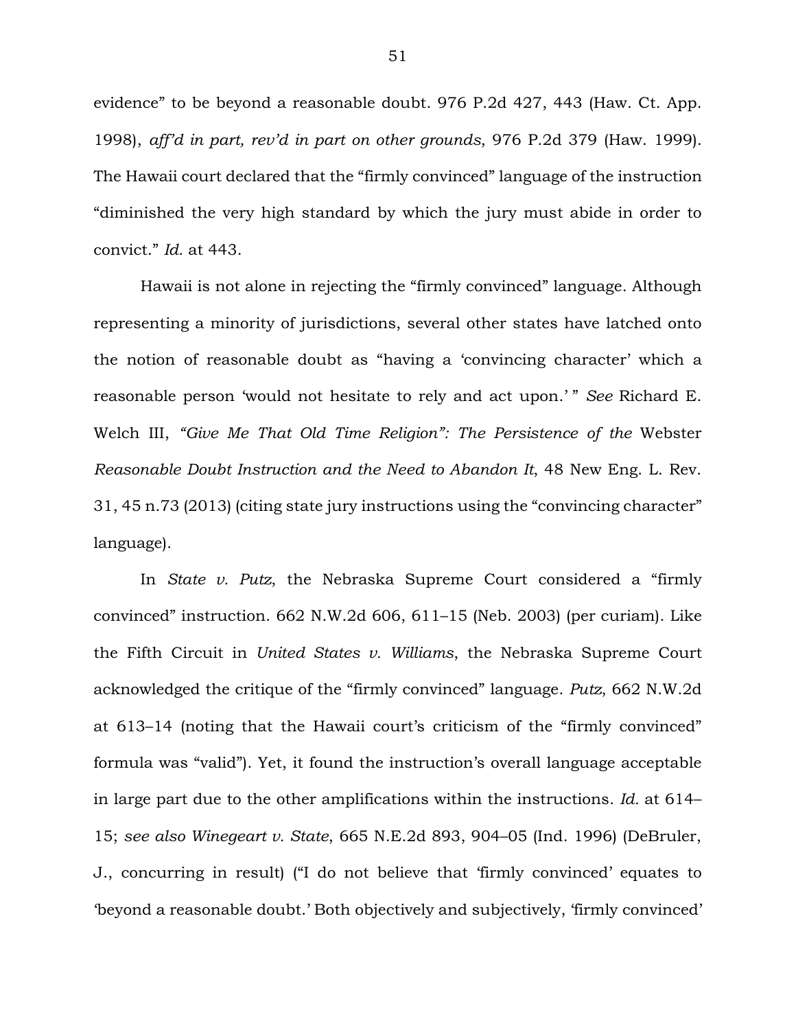evidence" to be beyond a reasonable doubt. 976 P.2d 427, 443 (Haw. Ct. App. 1998), *aff'd in part, rev'd in part on other grounds*, 976 P.2d 379 (Haw. 1999). The Hawaii court declared that the "firmly convinced" language of the instruction "diminished the very high standard by which the jury must abide in order to convict." *Id.* at 443.

Hawaii is not alone in rejecting the "firmly convinced" language. Although representing a minority of jurisdictions, several other states have latched onto the notion of reasonable doubt as "having a 'convincing character' which a reasonable person 'would not hesitate to rely and act upon.' " *See* Richard E. Welch III, *"Give Me That Old Time Religion": The Persistence of the* Webster *Reasonable Doubt Instruction and the Need to Abandon It*, 48 New Eng. L. Rev. 31, 45 n.73 (2013) (citing state jury instructions using the "convincing character" language).

In *State v. Putz*, the Nebraska Supreme Court considered a "firmly convinced" instruction. 662 N.W.2d 606, 611–15 (Neb. 2003) (per curiam). Like the Fifth Circuit in *United States v. Williams*, the Nebraska Supreme Court acknowledged the critique of the "firmly convinced" language. *Putz*, 662 N.W.2d at 613–14 (noting that the Hawaii court's criticism of the "firmly convinced" formula was "valid"). Yet, it found the instruction's overall language acceptable in large part due to the other amplifications within the instructions. *Id.* at 614–15; *see also Winegeart v. State*, 665 N.E.2d 893, 904–05 (Ind. 1996) (DeBruler, J., concurring in result) ("I do not believe that 'firmly convinced' equates to 'beyond a reasonable doubt.' Both objectively and subjectively, 'firmly convinced'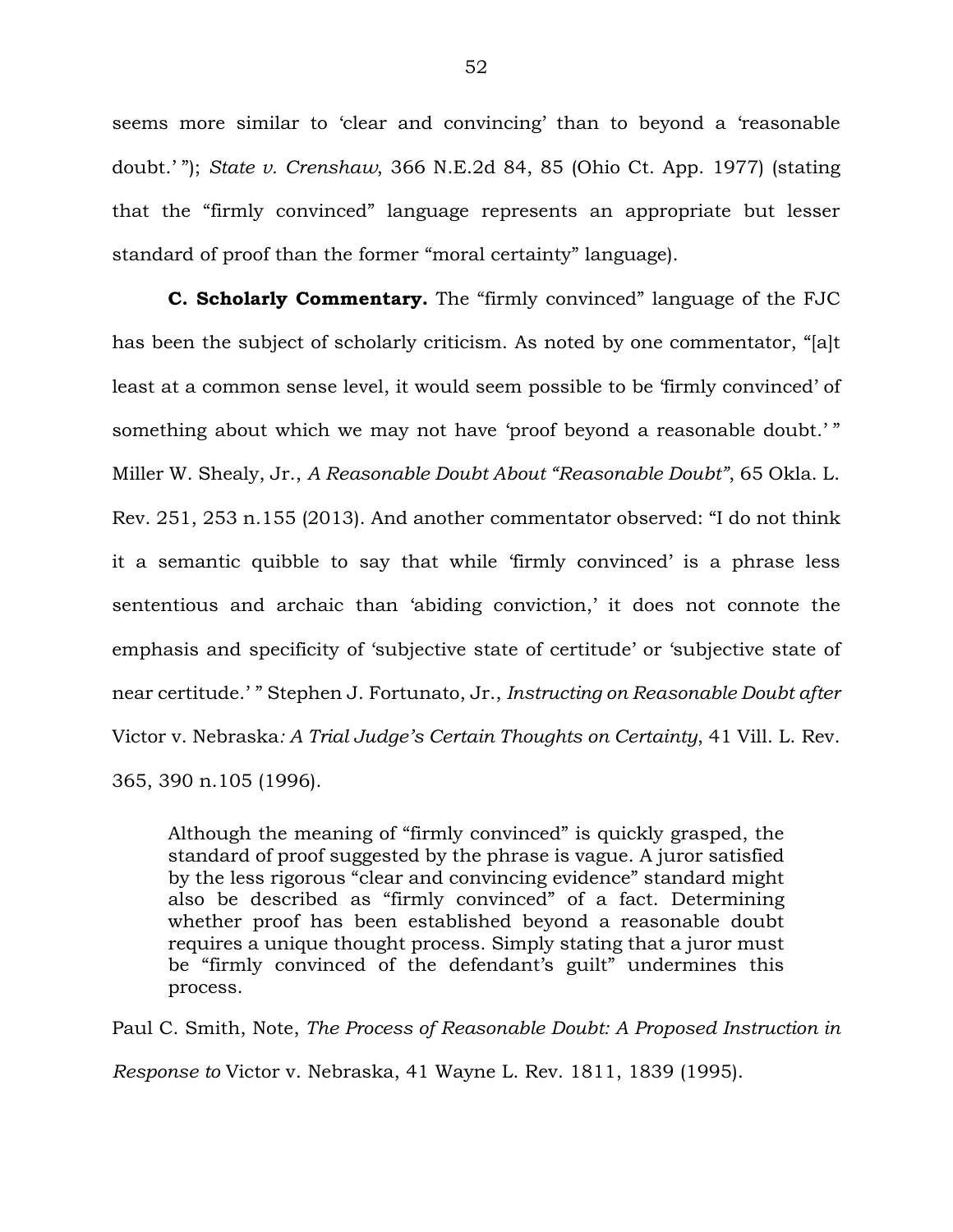seems more similar to 'clear and convincing' than to beyond a 'reasonable doubt.' "); *State v. Crenshaw*, 366 N.E.2d 84, 85 (Ohio Ct. App. 1977) (stating that the "firmly convinced" language represents an appropriate but lesser standard of proof than the former "moral certainty" language).

**C. Scholarly Commentary.** The "firmly convinced" language of the FJC has been the subject of scholarly criticism. As noted by one commentator, "[a]t least at a common sense level, it would seem possible to be 'firmly convinced' of something about which we may not have 'proof beyond a reasonable doubt.' " Miller W. Shealy, Jr., *A Reasonable Doubt About "Reasonable Doubt"*, 65 Okla. L. Rev. 251, 253 n.155 (2013). And another commentator observed: "I do not think it a semantic quibble to say that while 'firmly convinced' is a phrase less sententious and archaic than 'abiding conviction,' it does not connote the emphasis and specificity of 'subjective state of certitude' or 'subjective state of near certitude.' " Stephen J. Fortunato, Jr., *Instructing on Reasonable Doubt after* Victor v. Nebraska*: A Trial Judge's Certain Thoughts on Certainty*, 41 Vill. L. Rev. 365, 390 n.105 (1996).

> Although the meaning of "firmly convinced" is quickly grasped, the standard of proof suggested by the phrase is vague. A juror satisfied by the less rigorous "clear and convincing evidence" standard might also be described as "firmly convinced" of a fact. Determining whether proof has been established beyond a reasonable doubt requires a unique thought process. Simply stating that a juror must be "firmly convinced of the defendant's guilt" undermines this process.

Paul C. Smith, Note, *The Process of Reasonable Doubt: A Proposed Instruction in Response to* Victor v. Nebraska, 41 Wayne L. Rev. 1811, 1839 (1995).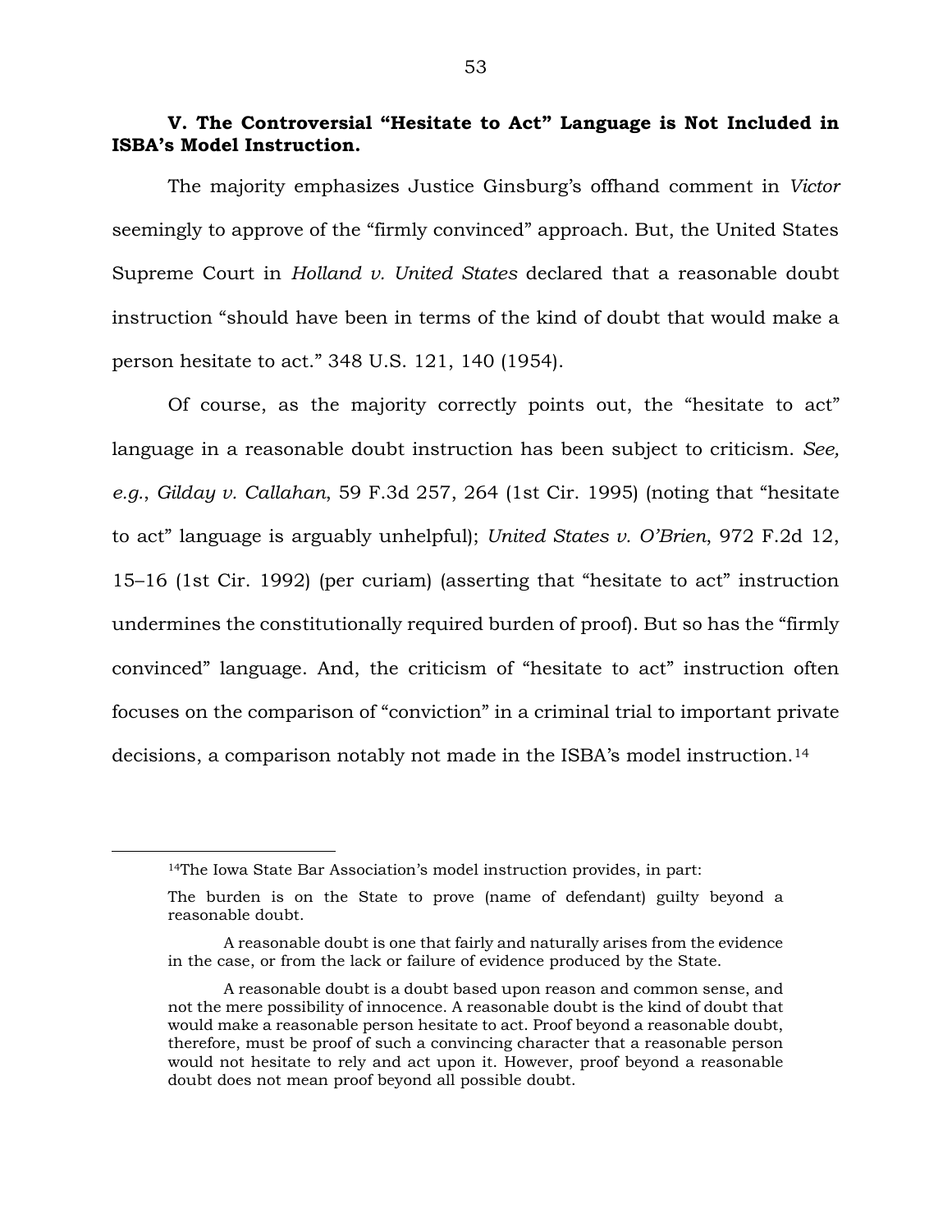### V. The Controversial "Hesitate to Act" Language is Not Included in ISBA's Model Instruction.

The majority emphasizes Justice Ginsburg's offhand comment in *Victor* seemingly to approve of the "firmly convinced" approach. But, the United States Supreme Court in *Holland v. United States* declared that a reasonable doubt instruction "should have been in terms of the kind of doubt that would make a person hesitate to act." 348 U.S. 121, 140 (1954).

Of course, as the majority correctly points out, the "hesitate to act" language in a reasonable doubt instruction has been subject to criticism. *See, e.g.*, *Gilday v. Callahan*, 59 F.3d 257, 264 (1st Cir. 1995) (noting that "hesitate to act" language is arguably unhelpful); *United States v. O'Brien*, 972 F.2d 12, 15–16 (1st Cir. 1992) (per curiam) (asserting that "hesitate to act" instruction undermines the constitutionally required burden of proof). But so has the "firmly convinced" language. And, the criticism of "hesitate to act" instruction often focuses on the comparison of "conviction" in a criminal trial to important private decisions, a comparison notably not made in the ISBA's model instruction.[14]

---

[14]The Iowa State Bar Association's model instruction provides, in part:

> The burden is on the State to prove (name of defendant) guilty beyond a reasonable doubt.
>
> A reasonable doubt is one that fairly and naturally arises from the evidence in the case, or from the lack or failure of evidence produced by the State.
>
> A reasonable doubt is a doubt based upon reason and common sense, and not the mere possibility of innocence. A reasonable doubt is the kind of doubt that would make a reasonable person hesitate to act. Proof beyond a reasonable doubt, therefore, must be proof of such a convincing character that a reasonable person would not hesitate to rely and act upon it. However, proof beyond a reasonable doubt does not mean proof beyond all possible doubt.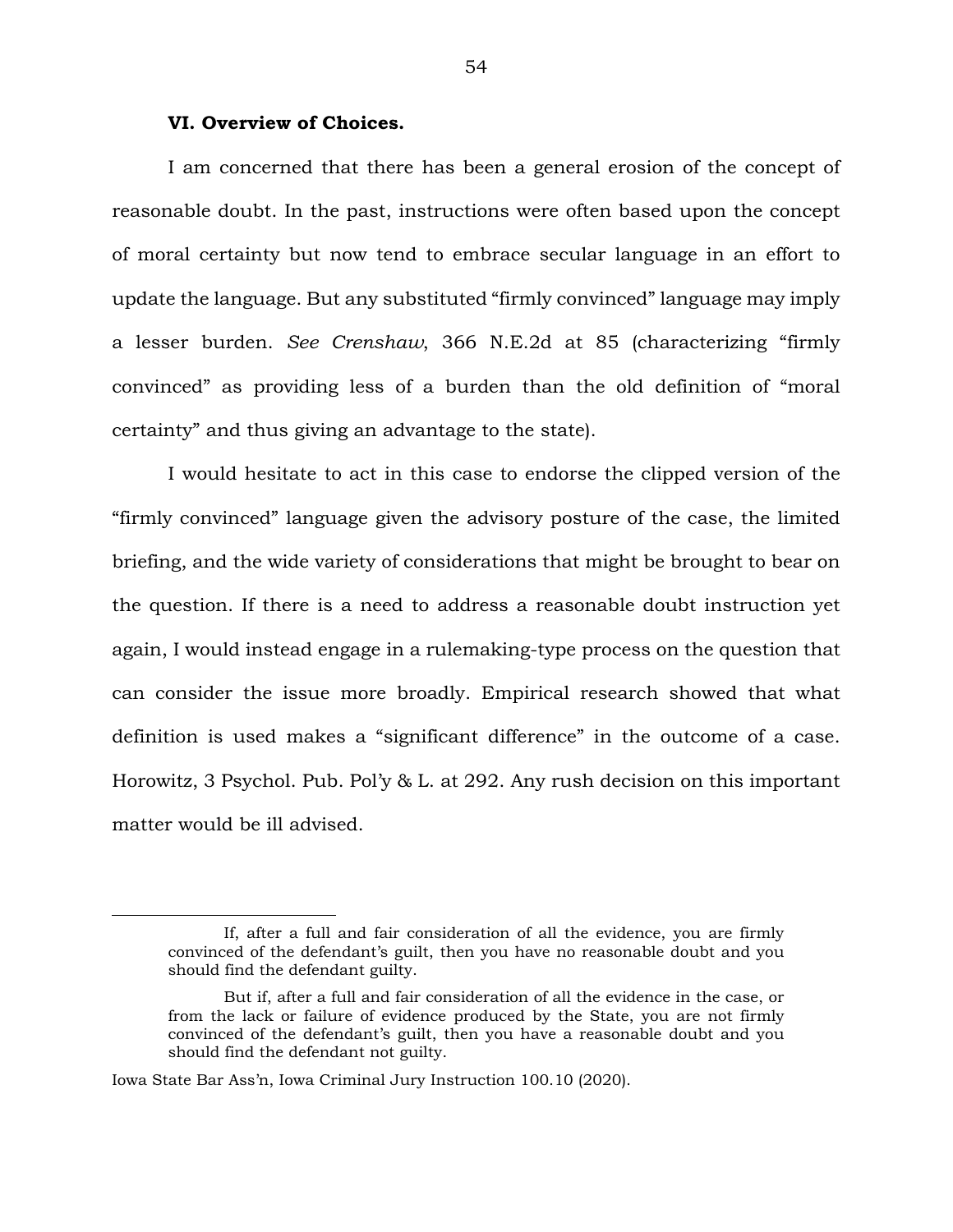### VI. Overview of Choices.

I am concerned that there has been a general erosion of the concept of reasonable doubt. In the past, instructions were often based upon the concept of moral certainty but now tend to embrace secular language in an effort to update the language. But any substituted "firmly convinced" language may imply a lesser burden. *See Crenshaw*, 366 N.E.2d at 85 (characterizing "firmly convinced" as providing less of a burden than the old definition of "moral certainty" and thus giving an advantage to the state).

I would hesitate to act in this case to endorse the clipped version of the "firmly convinced" language given the advisory posture of the case, the limited briefing, and the wide variety of considerations that might be brought to bear on the question. If there is a need to address a reasonable doubt instruction yet again, I would instead engage in a rulemaking-type process on the question that can consider the issue more broadly. Empirical research showed that what definition is used makes a "significant difference" in the outcome of a case. Horowitz, 3 Psychol. Pub. Pol'y & L. at 292. Any rush decision on this important matter would be ill advised.

---

> If, after a full and fair consideration of all the evidence, you are firmly convinced of the defendant's guilt, then you have no reasonable doubt and you should find the defendant guilty.
>
> But if, after a full and fair consideration of all the evidence in the case, or from the lack or failure of evidence produced by the State, you are not firmly convinced of the defendant's guilt, then you have a reasonable doubt and you should find the defendant not guilty.

Iowa State Bar Ass'n, Iowa Criminal Jury Instruction 100.10 (2020).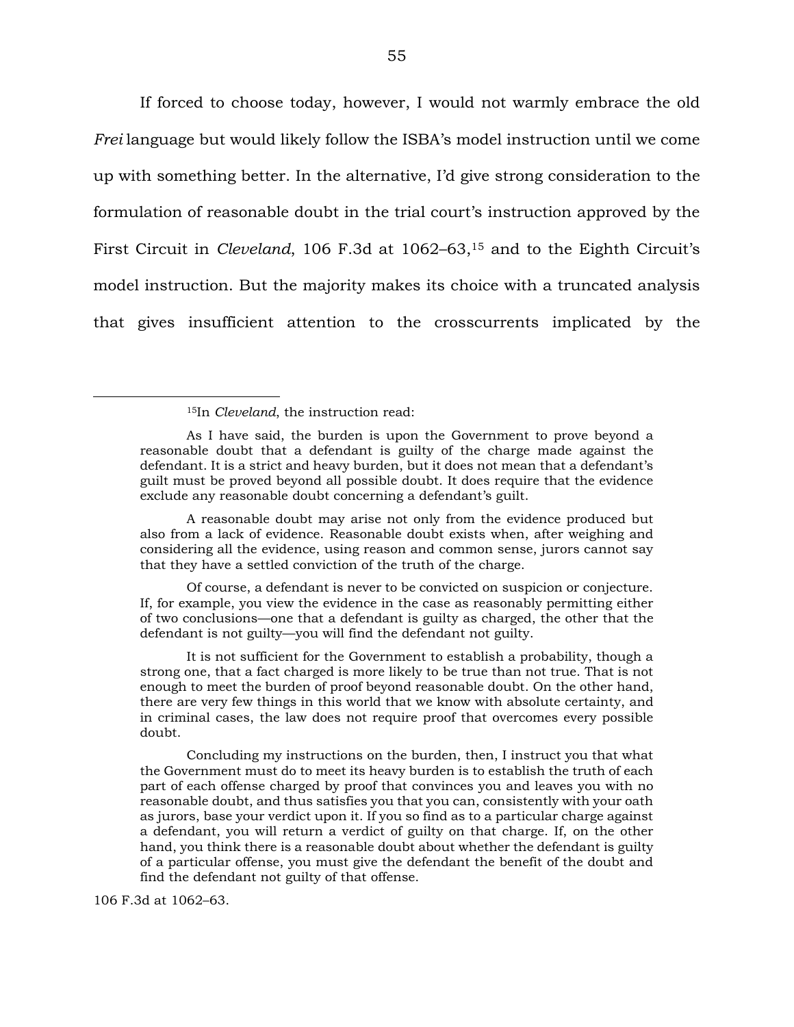If forced to choose today, however, I would not warmly embrace the old *Frei* language but would likely follow the ISBA's model instruction until we come up with something better. In the alternative, I'd give strong consideration to the formulation of reasonable doubt in the trial court's instruction approved by the First Circuit in *Cleveland*, 106 F.3d at 1062–63,[15] and to the Eighth Circuit's model instruction. But the majority makes its choice with a truncated analysis that gives insufficient attention to the crosscurrents implicated by the

---

[15]In *Cleveland*, the instruction read:

> As I have said, the burden is upon the Government to prove beyond a reasonable doubt that a defendant is guilty of the charge made against the defendant. It is a strict and heavy burden, but it does not mean that a defendant's guilt must be proved beyond all possible doubt. It does require that the evidence exclude any reasonable doubt concerning a defendant's guilt.
>
> A reasonable doubt may arise not only from the evidence produced but also from a lack of evidence. Reasonable doubt exists when, after weighing and considering all the evidence, using reason and common sense, jurors cannot say that they have a settled conviction of the truth of the charge.
>
> Of course, a defendant is never to be convicted on suspicion or conjecture. If, for example, you view the evidence in the case as reasonably permitting either of two conclusions—one that a defendant is guilty as charged, the other that the defendant is not guilty—you will find the defendant not guilty.
>
> It is not sufficient for the Government to establish a probability, though a strong one, that a fact charged is more likely to be true than not true. That is not enough to meet the burden of proof beyond reasonable doubt. On the other hand, there are very few things in this world that we know with absolute certainty, and in criminal cases, the law does not require proof that overcomes every possible doubt.
>
> Concluding my instructions on the burden, then, I instruct you that what the Government must do to meet its heavy burden is to establish the truth of each part of each offense charged by proof that convinces you and leaves you with no reasonable doubt, and thus satisfies you that you can, consistently with your oath as jurors, base your verdict upon it. If you so find as to a particular charge against a defendant, you will return a verdict of guilty on that charge. If, on the other hand, you think there is a reasonable doubt about whether the defendant is guilty of a particular offense, you must give the defendant the benefit of the doubt and find the defendant not guilty of that offense.

106 F.3d at 1062–63.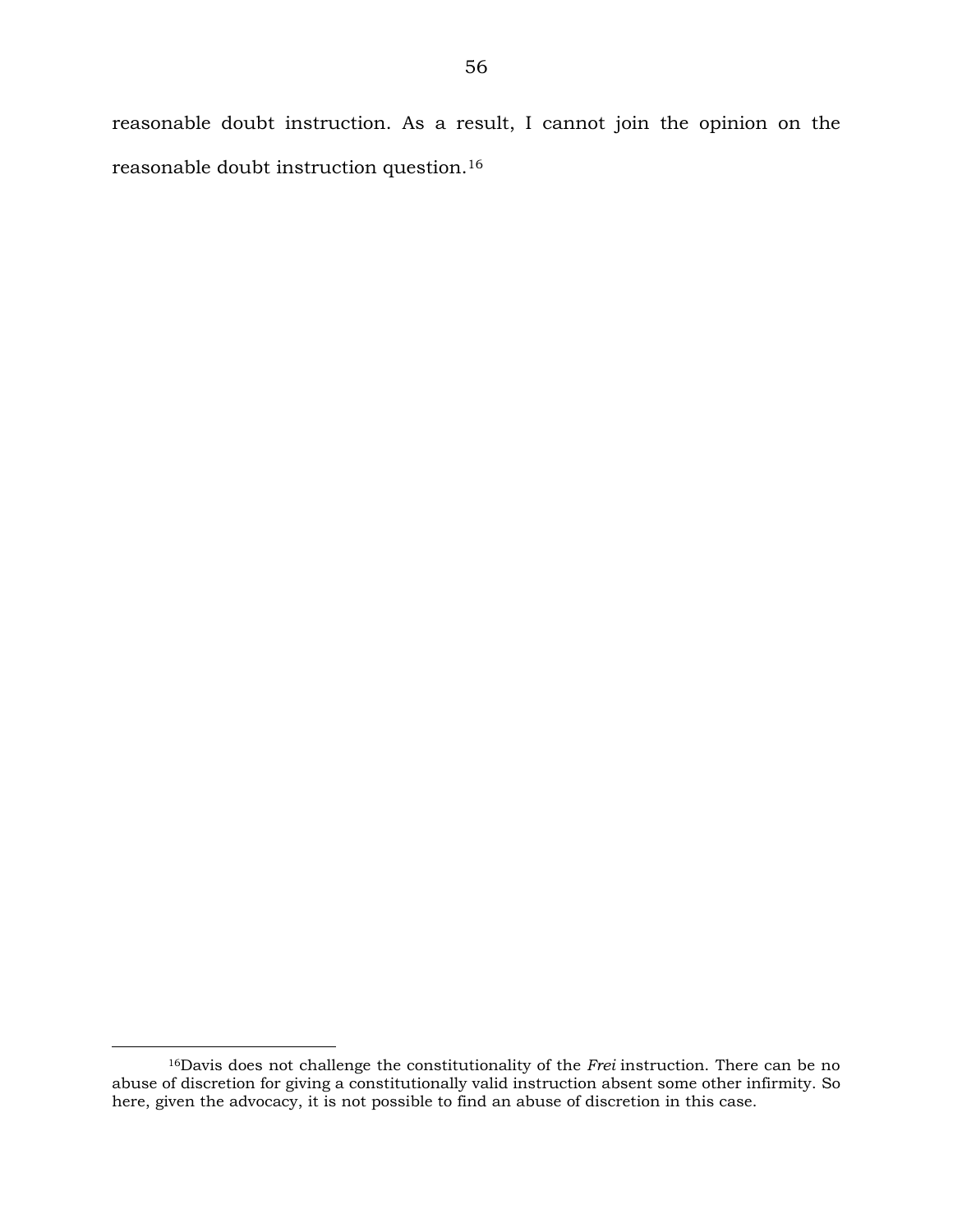reasonable doubt instruction. As a result, I cannot join the opinion on the reasonable doubt instruction question.[16]

---

[16]Davis does not challenge the constitutionality of the *Frei* instruction. There can be no abuse of discretion for giving a constitutionally valid instruction absent some other infirmity. So here, given the advocacy, it is not possible to find an abuse of discretion in this case.